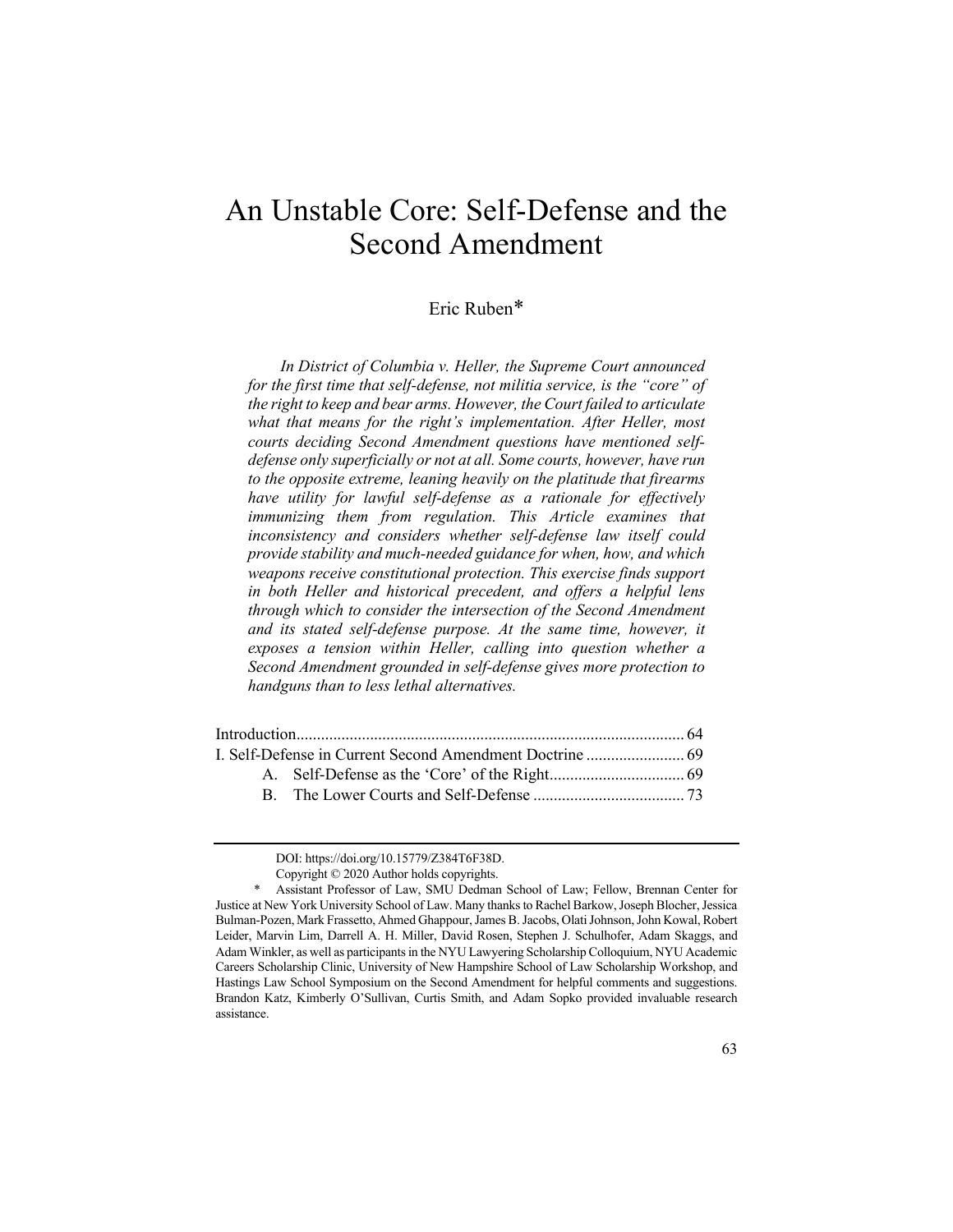# An Unstable Core: Self-Defense and the Second Amendment

Eric Ruben*

*In District of Columbia v. Heller, the Supreme Court announced for the first time that self-defense, not militia service, is the "core" of the right to keep and bear arms. However, the Court failed to articulate what that means for the right's implementation. After Heller, most courts deciding Second Amendment questions have mentioned self-defense only superficially or not at all. Some courts, however, have run to the opposite extreme, leaning heavily on the platitude that firearms have utility for lawful self-defense as a rationale for effectively immunizing them from regulation. This Article examines that inconsistency and considers whether self-defense law itself could provide stability and much-needed guidance for when, how, and which weapons receive constitutional protection. This exercise finds support in both Heller and historical precedent, and offers a helpful lens through which to consider the intersection of the Second Amendment and its stated self-defense purpose. At the same time, however, it exposes a tension within Heller, calling into question whether a Second Amendment grounded in self-defense gives more protection to handguns than to less lethal alternatives.*

Introduction .......... 64
I. Self-Defense in Current Second Amendment Doctrine .......... 69
  A. Self-Defense as the 'Core' of the Right .......... 69
  B. The Lower Courts and Self-Defense .......... 73

---

DOI: https://doi.org/10.15779/Z384T6F38D.

Copyright © 2020 Author holds copyrights.

\* Assistant Professor of Law, SMU Dedman School of Law; Fellow, Brennan Center for Justice at New York University School of Law. Many thanks to Rachel Barkow, Joseph Blocher, Jessica Bulman-Pozen, Mark Frassetto, Ahmed Ghappour, James B. Jacobs, Olati Johnson, John Kowal, Robert Leider, Marvin Lim, Darrell A. H. Miller, David Rosen, Stephen J. Schulhofer, Adam Skaggs, and Adam Winkler, as well as participants in the NYU Lawyering Scholarship Colloquium, NYU Academic Careers Scholarship Clinic, University of New Hampshire School of Law Scholarship Workshop, and Hastings Law School Symposium on the Second Amendment for helpful comments and suggestions. Brandon Katz, Kimberly O'Sullivan, Curtis Smith, and Adam Sopko provided invaluable research assistance.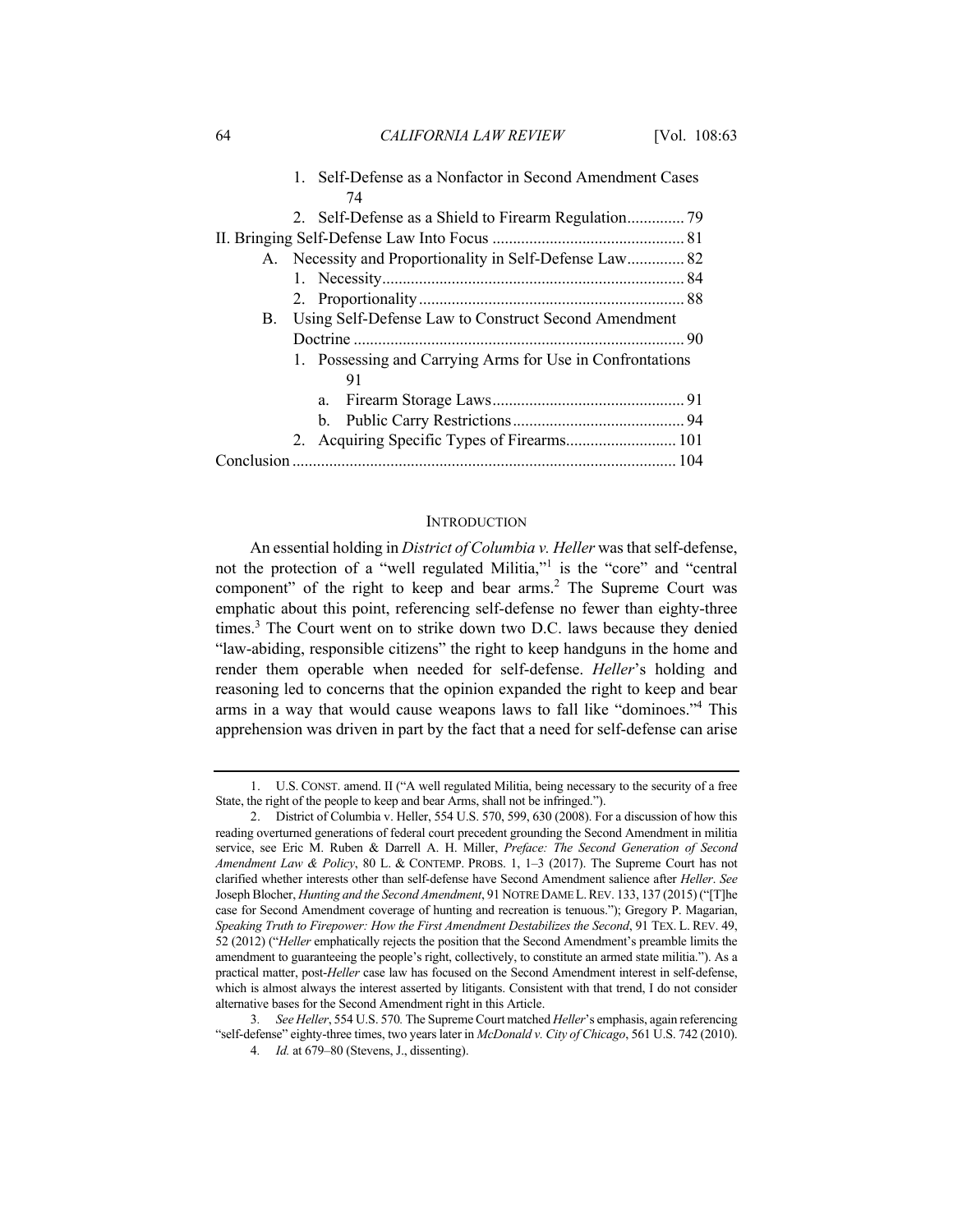1. Self-Defense as a Nonfactor in Second Amendment Cases ... 74
2. Self-Defense as a Shield to Firearm Regulation ... 79

II. Bringing Self-Defense Law Into Focus ... 81

A. Necessity and Proportionality in Self-Defense Law ... 82
1. Necessity ... 84
2. Proportionality ... 88

B. Using Self-Defense Law to Construct Second Amendment Doctrine ... 90
1. Possessing and Carrying Arms for Use in Confrontations ... 91
a. Firearm Storage Laws ... 91
b. Public Carry Restrictions ... 94
2. Acquiring Specific Types of Firearms ... 101

Conclusion ... 104

## INTRODUCTION

An essential holding in *District of Columbia v. Heller* was that self-defense, not the protection of a "well regulated Militia,"[1] is the "core" and "central component" of the right to keep and bear arms.[2] The Supreme Court was emphatic about this point, referencing self-defense no fewer than eighty-three times.[3] The Court went on to strike down two D.C. laws because they denied "law-abiding, responsible citizens" the right to keep handguns in the home and render them operable when needed for self-defense. *Heller*'s holding and reasoning led to concerns that the opinion expanded the right to keep and bear arms in a way that would cause weapons laws to fall like "dominoes."[4] This apprehension was driven in part by the fact that a need for self-defense can arise

---

1. U.S. CONST. amend. II ("A well regulated Militia, being necessary to the security of a free State, the right of the people to keep and bear Arms, shall not be infringed.").

2. District of Columbia v. Heller, 554 U.S. 570, 599, 630 (2008). For a discussion of how this reading overturned generations of federal court precedent grounding the Second Amendment in militia service, see Eric M. Ruben & Darrell A. H. Miller, *Preface: The Second Generation of Second Amendment Law & Policy*, 80 L. & CONTEMP. PROBS. 1, 1–3 (2017). The Supreme Court has not clarified whether interests other than self-defense have Second Amendment salience after *Heller*. *See* Joseph Blocher, *Hunting and the Second Amendment*, 91 NOTRE DAME L. REV. 133, 137 (2015) ("[T]he case for Second Amendment coverage of hunting and recreation is tenuous."); Gregory P. Magarian, *Speaking Truth to Firepower: How the First Amendment Destabilizes the Second*, 91 TEX. L. REV. 49, 52 (2012) ("*Heller* emphatically rejects the position that the Second Amendment's preamble limits the amendment to guaranteeing the people's right, collectively, to constitute an armed state militia."). As a practical matter, post-*Heller* case law has focused on the Second Amendment interest in self-defense, which is almost always the interest asserted by litigants. Consistent with that trend, I do not consider alternative bases for the Second Amendment right in this Article.

3. *See Heller*, 554 U.S. 570. The Supreme Court matched *Heller*'s emphasis, again referencing "self-defense" eighty-three times, two years later in *McDonald v. City of Chicago*, 561 U.S. 742 (2010).

4. *Id.* at 679–80 (Stevens, J., dissenting).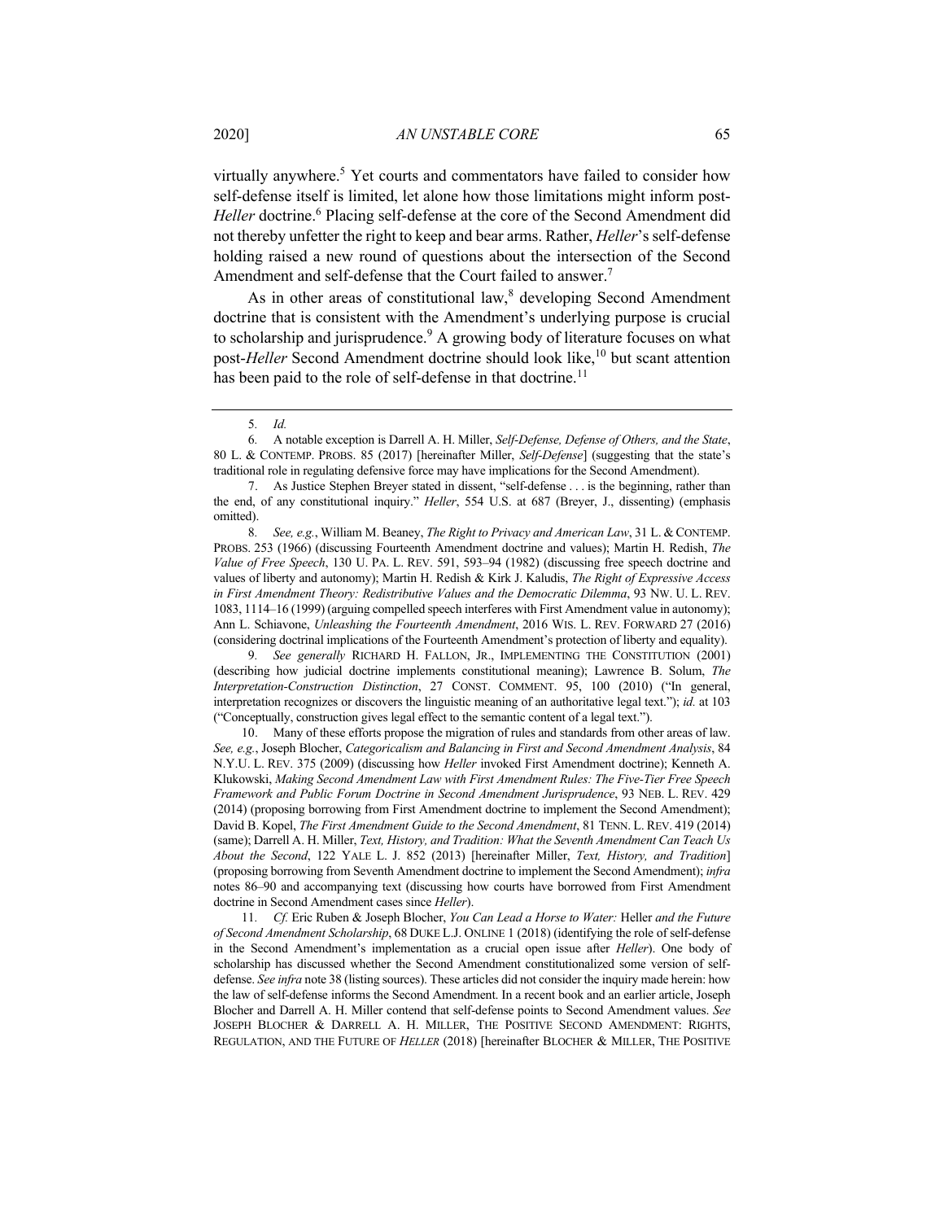virtually anywhere.[5] Yet courts and commentators have failed to consider how self-defense itself is limited, let alone how those limitations might inform post-*Heller* doctrine.[6] Placing self-defense at the core of the Second Amendment did not thereby unfetter the right to keep and bear arms. Rather, *Heller*'s self-defense holding raised a new round of questions about the intersection of the Second Amendment and self-defense that the Court failed to answer.[7]

As in other areas of constitutional law,[8] developing Second Amendment doctrine that is consistent with the Amendment's underlying purpose is crucial to scholarship and jurisprudence.[9] A growing body of literature focuses on what post-*Heller* Second Amendment doctrine should look like,[10] but scant attention has been paid to the role of self-defense in that doctrine.[11]

---

5. *Id.*

6. A notable exception is Darrell A. H. Miller, *Self-Defense, Defense of Others, and the State*, 80 L. & CONTEMP. PROBS. 85 (2017) [hereinafter Miller, *Self-Defense*] (suggesting that the state's traditional role in regulating defensive force may have implications for the Second Amendment).

7. As Justice Stephen Breyer stated in dissent, "self-defense . . . is the beginning, rather than the end, of any constitutional inquiry." *Heller*, 554 U.S. at 687 (Breyer, J., dissenting) (emphasis omitted).

8. *See, e.g.*, William M. Beaney, *The Right to Privacy and American Law*, 31 L. & CONTEMP. PROBS. 253 (1966) (discussing Fourteenth Amendment doctrine and values); Martin H. Redish, *The Value of Free Speech*, 130 U. PA. L. REV. 591, 593–94 (1982) (discussing free speech doctrine and values of liberty and autonomy); Martin H. Redish & Kirk J. Kaludis, *The Right of Expressive Access in First Amendment Theory: Redistributive Values and the Democratic Dilemma*, 93 NW. U. L. REV. 1083, 1114–16 (1999) (arguing compelled speech interferes with First Amendment value in autonomy); Ann L. Schiavone, *Unleashing the Fourteenth Amendment*, 2016 WIS. L. REV. FORWARD 27 (2016) (considering doctrinal implications of the Fourteenth Amendment's protection of liberty and equality).

9. *See generally* RICHARD H. FALLON, JR., IMPLEMENTING THE CONSTITUTION (2001) (describing how judicial doctrine implements constitutional meaning); Lawrence B. Solum, *The Interpretation-Construction Distinction*, 27 CONST. COMMENT. 95, 100 (2010) ("In general, interpretation recognizes or discovers the linguistic meaning of an authoritative legal text."); *id.* at 103 ("Conceptually, construction gives legal effect to the semantic content of a legal text.").

10. Many of these efforts propose the migration of rules and standards from other areas of law. *See, e.g.*, Joseph Blocher, *Categoricalism and Balancing in First and Second Amendment Analysis*, 84 N.Y.U. L. REV. 375 (2009) (discussing how *Heller* invoked First Amendment doctrine); Kenneth A. Klukowski, *Making Second Amendment Law with First Amendment Rules: The Five-Tier Free Speech Framework and Public Forum Doctrine in Second Amendment Jurisprudence*, 93 NEB. L. REV. 429 (2014) (proposing borrowing from First Amendment doctrine to implement the Second Amendment); David B. Kopel, *The First Amendment Guide to the Second Amendment*, 81 TENN. L. REV. 419 (2014) (same); Darrell A. H. Miller, *Text, History, and Tradition: What the Seventh Amendment Can Teach Us About the Second*, 122 YALE L. J. 852 (2013) [hereinafter Miller, *Text, History, and Tradition*] (proposing borrowing from Seventh Amendment doctrine to implement the Second Amendment); *infra* notes 86–90 and accompanying text (discussing how courts have borrowed from First Amendment doctrine in Second Amendment cases since *Heller*).

11. *Cf.* Eric Ruben & Joseph Blocher, *You Can Lead a Horse to Water:* Heller *and the Future of Second Amendment Scholarship*, 68 DUKE L.J. ONLINE 1 (2018) (identifying the role of self-defense in the Second Amendment's implementation as a crucial open issue after *Heller*). One body of scholarship has discussed whether the Second Amendment constitutionalized some version of self-defense. *See infra* note 38 (listing sources). These articles did not consider the inquiry made herein: how the law of self-defense informs the Second Amendment. In a recent book and an earlier article, Joseph Blocher and Darrell A. H. Miller contend that self-defense points to Second Amendment values. *See* JOSEPH BLOCHER & DARRELL A. H. MILLER, THE POSITIVE SECOND AMENDMENT: RIGHTS, REGULATION, AND THE FUTURE OF *HELLER* (2018) [hereinafter BLOCHER & MILLER, THE POSITIVE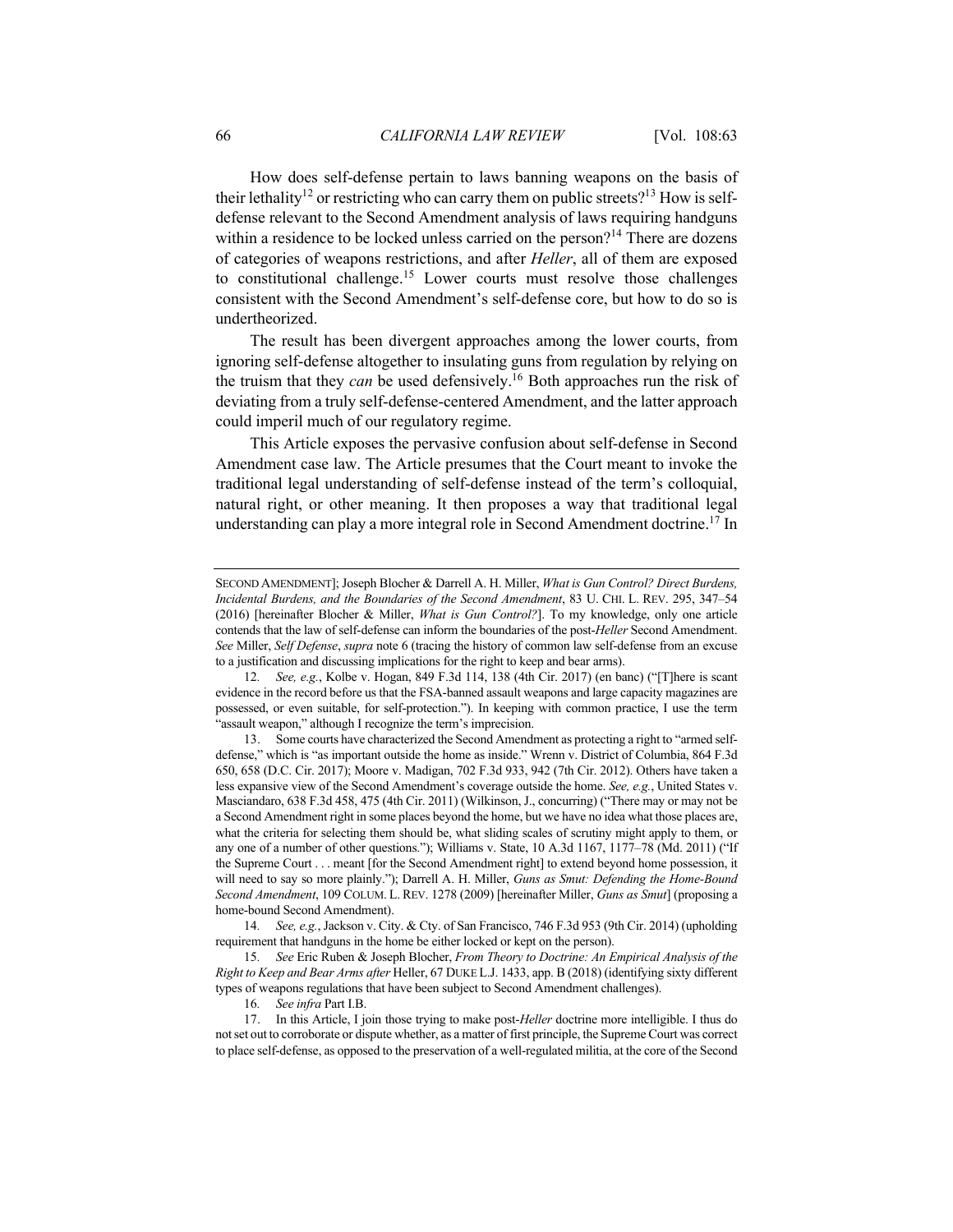How does self-defense pertain to laws banning weapons on the basis of their lethality[12] or restricting who can carry them on public streets?[13] How is self-defense relevant to the Second Amendment analysis of laws requiring handguns within a residence to be locked unless carried on the person?[14] There are dozens of categories of weapons restrictions, and after *Heller*, all of them are exposed to constitutional challenge.[15] Lower courts must resolve those challenges consistent with the Second Amendment's self-defense core, but how to do so is undertheorized.

The result has been divergent approaches among the lower courts, from ignoring self-defense altogether to insulating guns from regulation by relying on the truism that they *can* be used defensively.[16] Both approaches run the risk of deviating from a truly self-defense-centered Amendment, and the latter approach could imperil much of our regulatory regime.

This Article exposes the pervasive confusion about self-defense in Second Amendment case law. The Article presumes that the Court meant to invoke the traditional legal understanding of self-defense instead of the term's colloquial, natural right, or other meaning. It then proposes a way that traditional legal understanding can play a more integral role in Second Amendment doctrine.[17] In

---

SECOND AMENDMENT]; Joseph Blocher & Darrell A. H. Miller, *What is Gun Control? Direct Burdens, Incidental Burdens, and the Boundaries of the Second Amendment*, 83 U. CHI. L. REV. 295, 347–54 (2016) [hereinafter Blocher & Miller, *What is Gun Control?*]. To my knowledge, only one article contends that the law of self-defense can inform the boundaries of the post-*Heller* Second Amendment. *See* Miller, *Self Defense*, *supra* note 6 (tracing the history of common law self-defense from an excuse to a justification and discussing implications for the right to keep and bear arms).

12. *See, e.g.*, Kolbe v. Hogan, 849 F.3d 114, 138 (4th Cir. 2017) (en banc) ("[T]here is scant evidence in the record before us that the FSA-banned assault weapons and large capacity magazines are possessed, or even suitable, for self-protection."). In keeping with common practice, I use the term "assault weapon," although I recognize the term's imprecision.

13. Some courts have characterized the Second Amendment as protecting a right to "armed self-defense," which is "as important outside the home as inside." Wrenn v. District of Columbia, 864 F.3d 650, 658 (D.C. Cir. 2017); Moore v. Madigan, 702 F.3d 933, 942 (7th Cir. 2012). Others have taken a less expansive view of the Second Amendment's coverage outside the home. *See, e.g.*, United States v. Masciandaro, 638 F.3d 458, 475 (4th Cir. 2011) (Wilkinson, J., concurring) ("There may or may not be a Second Amendment right in some places beyond the home, but we have no idea what those places are, what the criteria for selecting them should be, what sliding scales of scrutiny might apply to them, or any one of a number of other questions."); Williams v. State, 10 A.3d 1167, 1177–78 (Md. 2011) ("If the Supreme Court . . . meant [for the Second Amendment right] to extend beyond home possession, it will need to say so more plainly."); Darrell A. H. Miller, *Guns as Smut: Defending the Home-Bound Second Amendment*, 109 COLUM. L. REV. 1278 (2009) [hereinafter Miller, *Guns as Smut*] (proposing a home-bound Second Amendment).

14. *See, e.g.*, Jackson v. City. & Cty. of San Francisco, 746 F.3d 953 (9th Cir. 2014) (upholding requirement that handguns in the home be either locked or kept on the person).

15. *See* Eric Ruben & Joseph Blocher, *From Theory to Doctrine: An Empirical Analysis of the Right to Keep and Bear Arms after* Heller, 67 DUKE L.J. 1433, app. B (2018) (identifying sixty different types of weapons regulations that have been subject to Second Amendment challenges).

16. *See infra* Part I.B.

17. In this Article, I join those trying to make post-*Heller* doctrine more intelligible. I thus do not set out to corroborate or dispute whether, as a matter of first principle, the Supreme Court was correct to place self-defense, as opposed to the preservation of a well-regulated militia, at the core of the Second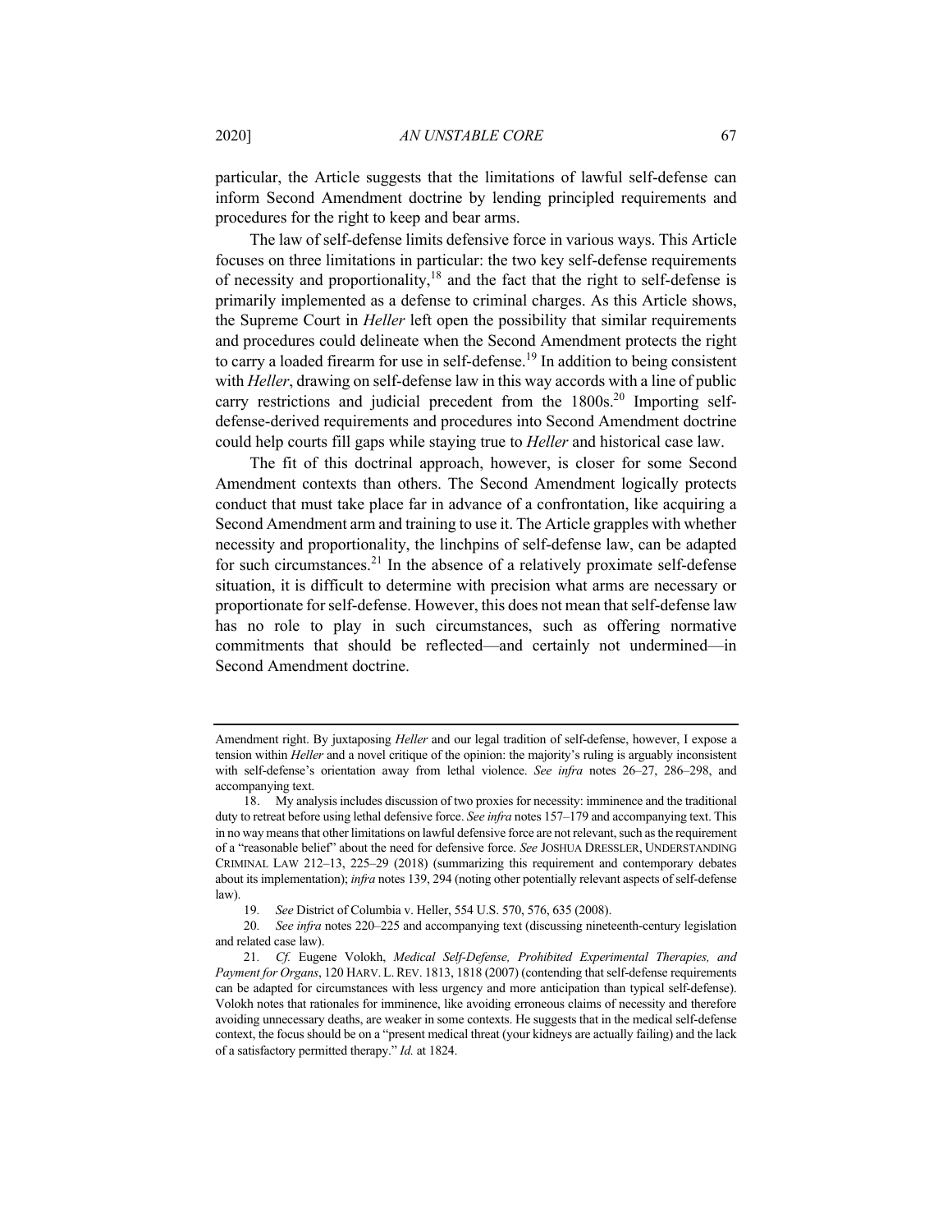particular, the Article suggests that the limitations of lawful self-defense can inform Second Amendment doctrine by lending principled requirements and procedures for the right to keep and bear arms.

The law of self-defense limits defensive force in various ways. This Article focuses on three limitations in particular: the two key self-defense requirements of necessity and proportionality,[18] and the fact that the right to self-defense is primarily implemented as a defense to criminal charges. As this Article shows, the Supreme Court in *Heller* left open the possibility that similar requirements and procedures could delineate when the Second Amendment protects the right to carry a loaded firearm for use in self-defense.[19] In addition to being consistent with *Heller*, drawing on self-defense law in this way accords with a line of public carry restrictions and judicial precedent from the 1800s.[20] Importing self-defense-derived requirements and procedures into Second Amendment doctrine could help courts fill gaps while staying true to *Heller* and historical case law.

The fit of this doctrinal approach, however, is closer for some Second Amendment contexts than others. The Second Amendment logically protects conduct that must take place far in advance of a confrontation, like acquiring a Second Amendment arm and training to use it. The Article grapples with whether necessity and proportionality, the linchpins of self-defense law, can be adapted for such circumstances.[21] In the absence of a relatively proximate self-defense situation, it is difficult to determine with precision what arms are necessary or proportionate for self-defense. However, this does not mean that self-defense law has no role to play in such circumstances, such as offering normative commitments that should be reflected—and certainly not undermined—in Second Amendment doctrine.

---

Amendment right. By juxtaposing *Heller* and our legal tradition of self-defense, however, I expose a tension within *Heller* and a novel critique of the opinion: the majority's ruling is arguably inconsistent with self-defense's orientation away from lethal violence. *See infra* notes 26–27, 286–298, and accompanying text.

18. My analysis includes discussion of two proxies for necessity: imminence and the traditional duty to retreat before using lethal defensive force. *See infra* notes 157–179 and accompanying text. This in no way means that other limitations on lawful defensive force are not relevant, such as the requirement of a "reasonable belief" about the need for defensive force. *See* JOSHUA DRESSLER, UNDERSTANDING CRIMINAL LAW 212–13, 225–29 (2018) (summarizing this requirement and contemporary debates about its implementation); *infra* notes 139, 294 (noting other potentially relevant aspects of self-defense law).

19. *See* District of Columbia v. Heller, 554 U.S. 570, 576, 635 (2008).

20. *See infra* notes 220–225 and accompanying text (discussing nineteenth-century legislation and related case law).

21. *Cf.* Eugene Volokh, *Medical Self-Defense, Prohibited Experimental Therapies, and Payment for Organs*, 120 HARV. L. REV. 1813, 1818 (2007) (contending that self-defense requirements can be adapted for circumstances with less urgency and more anticipation than typical self-defense). Volokh notes that rationales for imminence, like avoiding erroneous claims of necessity and therefore avoiding unnecessary deaths, are weaker in some contexts. He suggests that in the medical self-defense context, the focus should be on a "present medical threat (your kidneys are actually failing) and the lack of a satisfactory permitted therapy." *Id.* at 1824.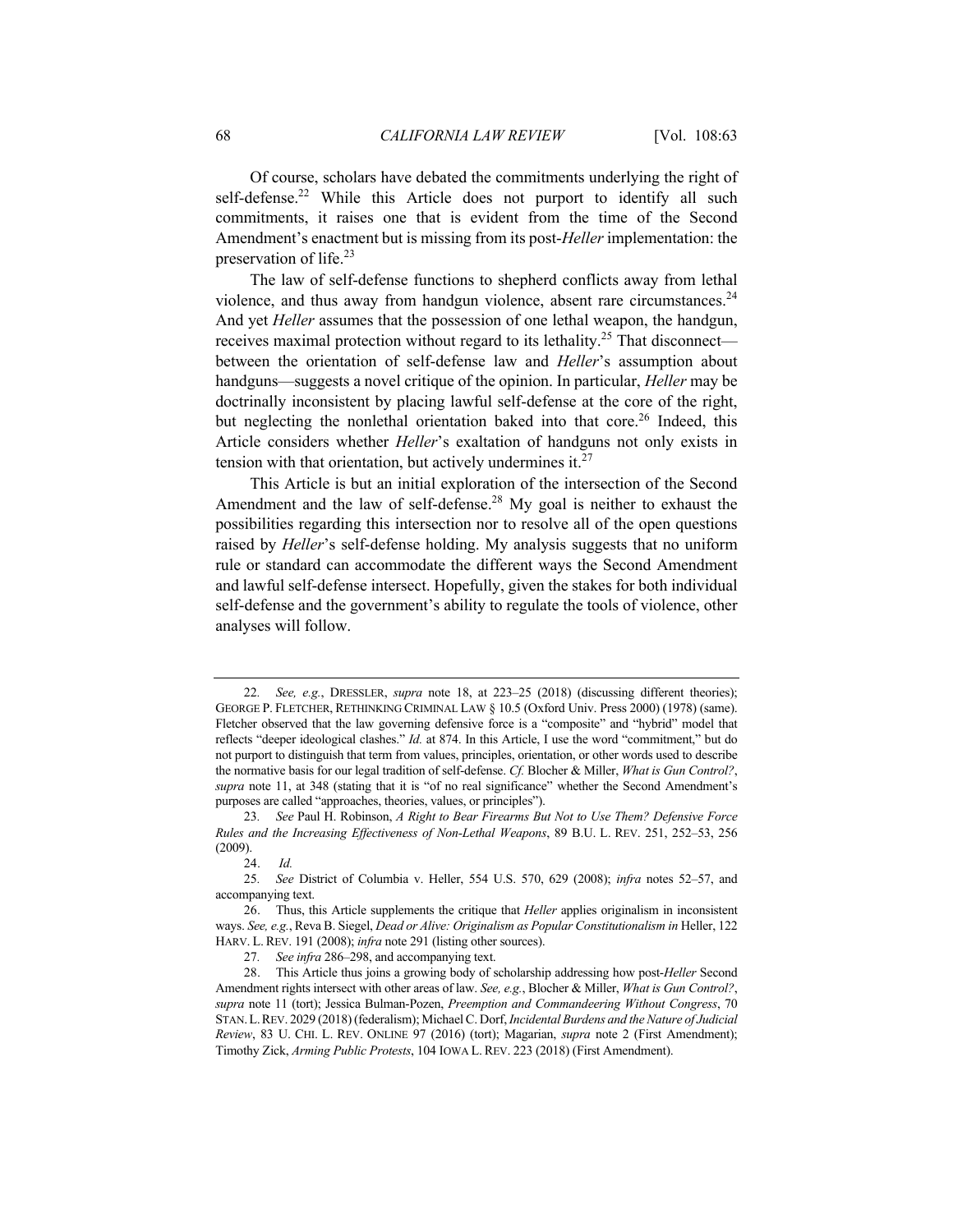Of course, scholars have debated the commitments underlying the right of self-defense.[22] While this Article does not purport to identify all such commitments, it raises one that is evident from the time of the Second Amendment's enactment but is missing from its post-*Heller* implementation: the preservation of life.[23]

The law of self-defense functions to shepherd conflicts away from lethal violence, and thus away from handgun violence, absent rare circumstances.[24] And yet *Heller* assumes that the possession of one lethal weapon, the handgun, receives maximal protection without regard to its lethality.[25] That disconnect—between the orientation of self-defense law and *Heller*'s assumption about handguns—suggests a novel critique of the opinion. In particular, *Heller* may be doctrinally inconsistent by placing lawful self-defense at the core of the right, but neglecting the nonlethal orientation baked into that core.[26] Indeed, this Article considers whether *Heller*'s exaltation of handguns not only exists in tension with that orientation, but actively undermines it.[27]

This Article is but an initial exploration of the intersection of the Second Amendment and the law of self-defense.[28] My goal is neither to exhaust the possibilities regarding this intersection nor to resolve all of the open questions raised by *Heller*'s self-defense holding. My analysis suggests that no uniform rule or standard can accommodate the different ways the Second Amendment and lawful self-defense intersect. Hopefully, given the stakes for both individual self-defense and the government's ability to regulate the tools of violence, other analyses will follow.

---

22. *See, e.g.*, DRESSLER, *supra* note 18, at 223–25 (2018) (discussing different theories); GEORGE P. FLETCHER, RETHINKING CRIMINAL LAW § 10.5 (Oxford Univ. Press 2000) (1978) (same). Fletcher observed that the law governing defensive force is a "composite" and "hybrid" model that reflects "deeper ideological clashes." *Id.* at 874. In this Article, I use the word "commitment," but do not purport to distinguish that term from values, principles, orientation, or other words used to describe the normative basis for our legal tradition of self-defense. *Cf.* Blocher & Miller, *What is Gun Control?*, *supra* note 11, at 348 (stating that it is "of no real significance" whether the Second Amendment's purposes are called "approaches, theories, values, or principles").

23. *See* Paul H. Robinson, *A Right to Bear Firearms But Not to Use Them? Defensive Force Rules and the Increasing Effectiveness of Non-Lethal Weapons*, 89 B.U. L. REV. 251, 252–53, 256 (2009).

24. *Id.*

25. *See* District of Columbia v. Heller, 554 U.S. 570, 629 (2008); *infra* notes 52–57, and accompanying text.

26. Thus, this Article supplements the critique that *Heller* applies originalism in inconsistent ways. *See, e.g.*, Reva B. Siegel, *Dead or Alive: Originalism as Popular Constitutionalism in* Heller, 122 HARV. L. REV. 191 (2008); *infra* note 291 (listing other sources).

27. *See infra* 286–298, and accompanying text.

28. This Article thus joins a growing body of scholarship addressing how post-*Heller* Second Amendment rights intersect with other areas of law. *See, e.g.*, Blocher & Miller, *What is Gun Control?*, *supra* note 11 (tort); Jessica Bulman-Pozen, *Preemption and Commandeering Without Congress*, 70 STAN. L. REV. 2029 (2018) (federalism); Michael C. Dorf, *Incidental Burdens and the Nature of Judicial Review*, 83 U. CHI. L. REV. ONLINE 97 (2016) (tort); Magarian, *supra* note 2 (First Amendment); Timothy Zick, *Arming Public Protests*, 104 IOWA L. REV. 223 (2018) (First Amendment).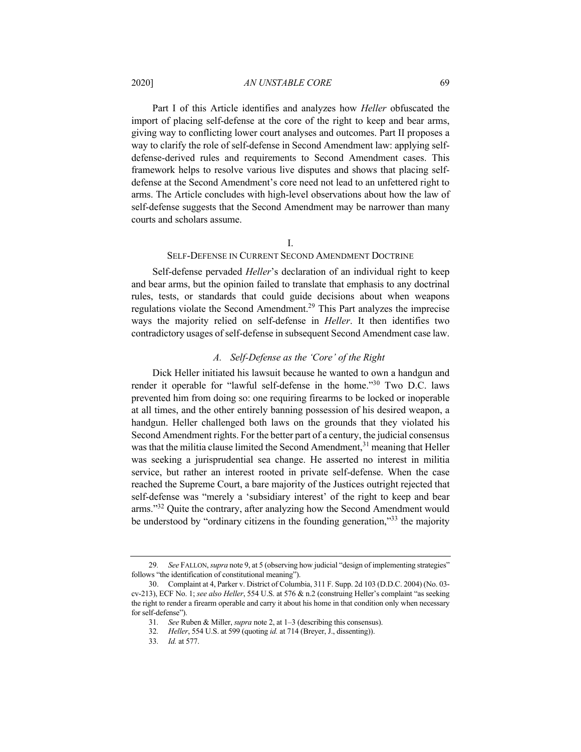Part I of this Article identifies and analyzes how *Heller* obfuscated the import of placing self-defense at the core of the right to keep and bear arms, giving way to conflicting lower court analyses and outcomes. Part II proposes a way to clarify the role of self-defense in Second Amendment law: applying self-defense-derived rules and requirements to Second Amendment cases. This framework helps to resolve various live disputes and shows that placing self-defense at the Second Amendment's core need not lead to an unfettered right to arms. The Article concludes with high-level observations about how the law of self-defense suggests that the Second Amendment may be narrower than many courts and scholars assume.

## I.
## SELF-DEFENSE IN CURRENT SECOND AMENDMENT DOCTRINE

Self-defense pervaded *Heller*'s declaration of an individual right to keep and bear arms, but the opinion failed to translate that emphasis to any doctrinal rules, tests, or standards that could guide decisions about when weapons regulations violate the Second Amendment.[29] This Part analyzes the imprecise ways the majority relied on self-defense in *Heller*. It then identifies two contradictory usages of self-defense in subsequent Second Amendment case law.

### *A. Self-Defense as the 'Core' of the Right*

Dick Heller initiated his lawsuit because he wanted to own a handgun and render it operable for "lawful self-defense in the home."[30] Two D.C. laws prevented him from doing so: one requiring firearms to be locked or inoperable at all times, and the other entirely banning possession of his desired weapon, a handgun. Heller challenged both laws on the grounds that they violated his Second Amendment rights. For the better part of a century, the judicial consensus was that the militia clause limited the Second Amendment,[31] meaning that Heller was seeking a jurisprudential sea change. He asserted no interest in militia service, but rather an interest rooted in private self-defense. When the case reached the Supreme Court, a bare majority of the Justices outright rejected that self-defense was "merely a 'subsidiary interest' of the right to keep and bear arms."[32] Quite the contrary, after analyzing how the Second Amendment would be understood by "ordinary citizens in the founding generation,"[33] the majority

---

29. *See* FALLON, *supra* note 9, at 5 (observing how judicial "design of implementing strategies" follows "the identification of constitutional meaning").

30. Complaint at 4, Parker v. District of Columbia, 311 F. Supp. 2d 103 (D.D.C. 2004) (No. 03-cv-213), ECF No. 1; *see also Heller*, 554 U.S. at 576 & n.2 (construing Heller's complaint "as seeking the right to render a firearm operable and carry it about his home in that condition only when necessary for self-defense").

31. *See* Ruben & Miller, *supra* note 2, at 1–3 (describing this consensus).

32. *Heller*, 554 U.S. at 599 (quoting *id.* at 714 (Breyer, J., dissenting)).

33. *Id.* at 577.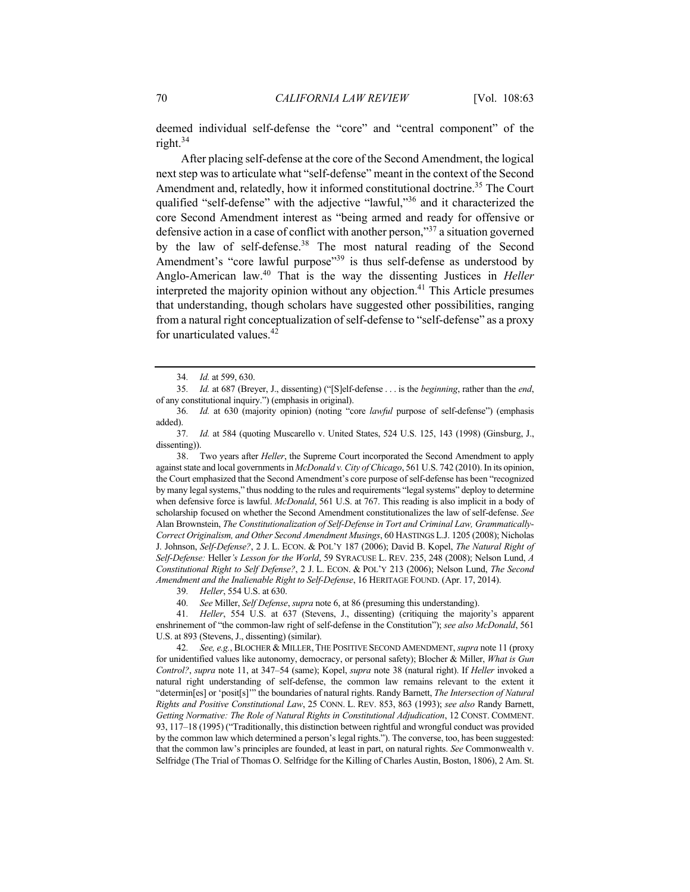deemed individual self-defense the "core" and "central component" of the right.[34]

After placing self-defense at the core of the Second Amendment, the logical next step was to articulate what "self-defense" meant in the context of the Second Amendment and, relatedly, how it informed constitutional doctrine.[35] The Court qualified "self-defense" with the adjective "lawful,"[36] and it characterized the core Second Amendment interest as "being armed and ready for offensive or defensive action in a case of conflict with another person,"[37] a situation governed by the law of self-defense.[38] The most natural reading of the Second Amendment's "core lawful purpose"[39] is thus self-defense as understood by Anglo-American law.[40] That is the way the dissenting Justices in *Heller* interpreted the majority opinion without any objection.[41] This Article presumes that understanding, though scholars have suggested other possibilities, ranging from a natural right conceptualization of self-defense to "self-defense" as a proxy for unarticulated values.[42]

---

34. *Id.* at 599, 630.

35. *Id.* at 687 (Breyer, J., dissenting) ("[S]elf-defense . . . is the *beginning*, rather than the *end*, of any constitutional inquiry.") (emphasis in original).

36. *Id.* at 630 (majority opinion) (noting "core *lawful* purpose of self-defense") (emphasis added).

37. *Id.* at 584 (quoting Muscarello v. United States, 524 U.S. 125, 143 (1998) (Ginsburg, J., dissenting)).

38. Two years after *Heller*, the Supreme Court incorporated the Second Amendment to apply against state and local governments in *McDonald v. City of Chicago*, 561 U.S. 742 (2010). In its opinion, the Court emphasized that the Second Amendment's core purpose of self-defense has been "recognized by many legal systems," thus nodding to the rules and requirements "legal systems" deploy to determine when defensive force is lawful. *McDonald*, 561 U.S. at 767. This reading is also implicit in a body of scholarship focused on whether the Second Amendment constitutionalizes the law of self-defense. *See* Alan Brownstein, *The Constitutionalization of Self-Defense in Tort and Criminal Law, Grammatically-Correct Originalism, and Other Second Amendment Musings*, 60 HASTINGS L.J. 1205 (2008); Nicholas J. Johnson, *Self-Defense?*, 2 J. L. ECON. & POL'Y 187 (2006); David B. Kopel, *The Natural Right of Self-Defense:* Heller*'s Lesson for the World*, 59 SYRACUSE L. REV. 235, 248 (2008); Nelson Lund, *A Constitutional Right to Self Defense?*, 2 J. L. ECON. & POL'Y 213 (2006); Nelson Lund, *The Second Amendment and the Inalienable Right to Self-Defense*, 16 HERITAGE FOUND. (Apr. 17, 2014).

39. *Heller*, 554 U.S. at 630.

40. *See* Miller, *Self Defense*, *supra* note 6, at 86 (presuming this understanding).

41. *Heller*, 554 U.S. at 637 (Stevens, J., dissenting) (critiquing the majority's apparent enshrinement of "the common-law right of self-defense in the Constitution"); *see also McDonald*, 561 U.S. at 893 (Stevens, J., dissenting) (similar).

42. *See, e.g.*, BLOCHER & MILLER, THE POSITIVE SECOND AMENDMENT, *supra* note 11 (proxy for unidentified values like autonomy, democracy, or personal safety); Blocher & Miller, *What is Gun Control?*, *supra* note 11, at 347–54 (same); Kopel, *supra* note 38 (natural right). If *Heller* invoked a natural right understanding of self-defense, the common law remains relevant to the extent it "determin[es] or 'posit[s]'" the boundaries of natural rights. Randy Barnett, *The Intersection of Natural Rights and Positive Constitutional Law*, 25 CONN. L. REV. 853, 863 (1993); *see also* Randy Barnett, *Getting Normative: The Role of Natural Rights in Constitutional Adjudication*, 12 CONST. COMMENT. 93, 117–18 (1995) ("Traditionally, this distinction between rightful and wrongful conduct was provided by the common law which determined a person's legal rights."). The converse, too, has been suggested: that the common law's principles are founded, at least in part, on natural rights. *See* Commonwealth v. Selfridge (The Trial of Thomas O. Selfridge for the Killing of Charles Austin, Boston, 1806), 2 Am. St.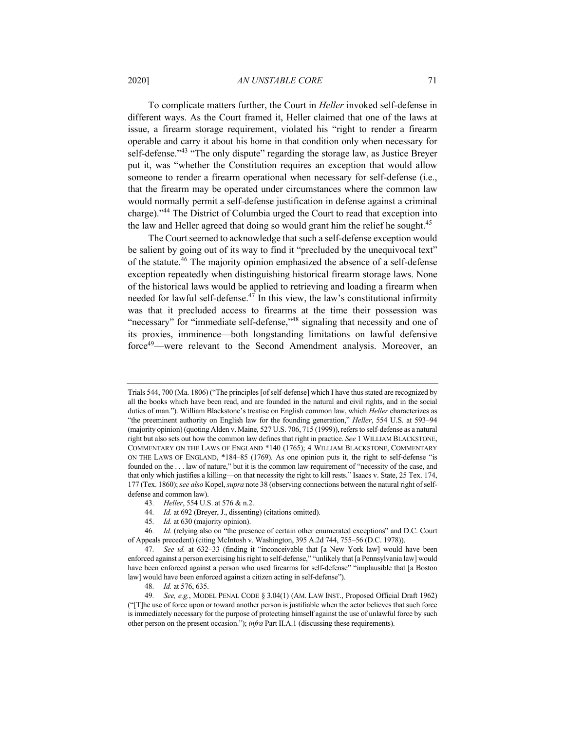To complicate matters further, the Court in *Heller* invoked self-defense in different ways. As the Court framed it, Heller claimed that one of the laws at issue, a firearm storage requirement, violated his "right to render a firearm operable and carry it about his home in that condition only when necessary for self-defense."[43] "The only dispute" regarding the storage law, as Justice Breyer put it, was "whether the Constitution requires an exception that would allow someone to render a firearm operational when necessary for self-defense (i.e., that the firearm may be operated under circumstances where the common law would normally permit a self-defense justification in defense against a criminal charge)."[44] The District of Columbia urged the Court to read that exception into the law and Heller agreed that doing so would grant him the relief he sought.[45]

The Court seemed to acknowledge that such a self-defense exception would be salient by going out of its way to find it "precluded by the unequivocal text" of the statute.[46] The majority opinion emphasized the absence of a self-defense exception repeatedly when distinguishing historical firearm storage laws. None of the historical laws would be applied to retrieving and loading a firearm when needed for lawful self-defense.[47] In this view, the law's constitutional infirmity was that it precluded access to firearms at the time their possession was "necessary" for "immediate self-defense,"[48] signaling that necessity and one of its proxies, imminence—both longstanding limitations on lawful defensive force[49]—were relevant to the Second Amendment analysis. Moreover, an

---

Trials 544, 700 (Ma. 1806) ("The principles [of self-defense] which I have thus stated are recognized by all the books which have been read, and are founded in the natural and civil rights, and in the social duties of man."). William Blackstone's treatise on English common law, which *Heller* characterizes as "the preeminent authority on English law for the founding generation," *Heller*, 554 U.S. at 593–94 (majority opinion) (quoting Alden v. Maine*,* 527 U.S. 706, 715 (1999)), refers to self-defense as a natural right but also sets out how the common law defines that right in practice. *See* 1 WILLIAM BLACKSTONE, COMMENTARY ON THE LAWS OF ENGLAND *140 (1765); 4 WILLIAM BLACKSTONE, COMMENTARY ON THE LAWS OF ENGLAND, *184–85 (1769). As one opinion puts it, the right to self-defense "is founded on the . . . law of nature," but it is the common law requirement of "necessity of the case, and that only which justifies a killing—on that necessity the right to kill rests." Isaacs v. State, 25 Tex. 174, 177 (Tex. 1860); *see also* Kopel, *supra* note 38 (observing connections between the natural right of self-defense and common law).

43. *Heller*, 554 U.S. at 576 & n.2.

44. *Id.* at 692 (Breyer, J., dissenting) (citations omitted).

45. *Id.* at 630 (majority opinion).

46. *Id.* (relying also on "the presence of certain other enumerated exceptions" and D.C. Court of Appeals precedent) (citing McIntosh v. Washington, 395 A.2d 744, 755–56 (D.C. 1978)).

47. *See id.* at 632–33 (finding it "inconceivable that [a New York law] would have been enforced against a person exercising his right to self-defense," "unlikely that [a Pennsylvania law] would have been enforced against a person who used firearms for self-defense" "implausible that [a Boston law] would have been enforced against a citizen acting in self-defense").

48. *Id.* at 576, 635.

49. *See, e.g.*, MODEL PENAL CODE § 3.04(1) (AM. LAW INST., Proposed Official Draft 1962) ("[T]he use of force upon or toward another person is justifiable when the actor believes that such force is immediately necessary for the purpose of protecting himself against the use of unlawful force by such other person on the present occasion."); *infra* Part II.A.1 (discussing these requirements).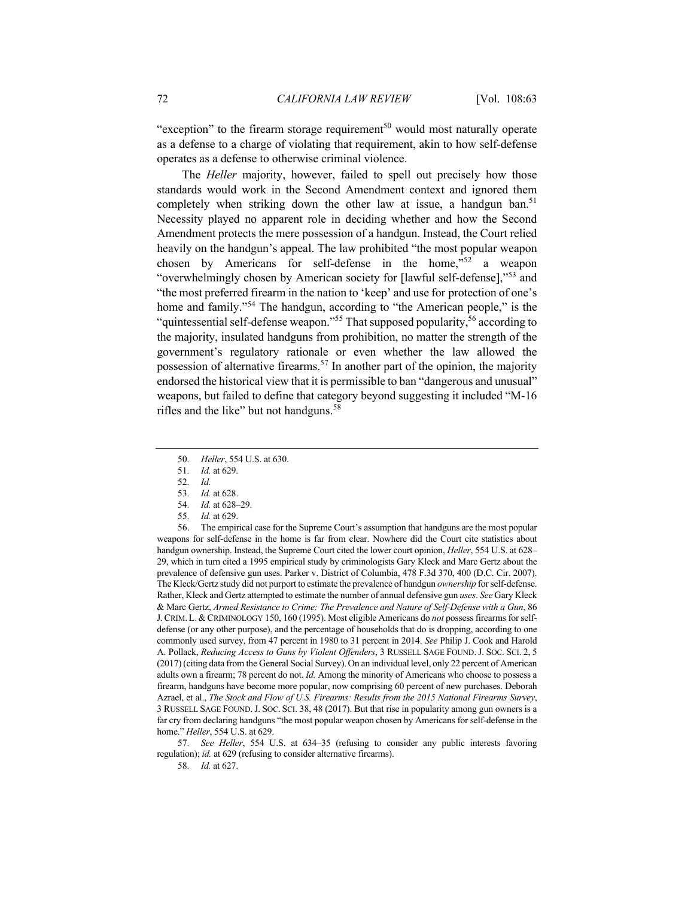"exception" to the firearm storage requirement[50] would most naturally operate as a defense to a charge of violating that requirement, akin to how self-defense operates as a defense to otherwise criminal violence.

The *Heller* majority, however, failed to spell out precisely how those standards would work in the Second Amendment context and ignored them completely when striking down the other law at issue, a handgun ban.[51] Necessity played no apparent role in deciding whether and how the Second Amendment protects the mere possession of a handgun. Instead, the Court relied heavily on the handgun's appeal. The law prohibited "the most popular weapon chosen by Americans for self-defense in the home,"[52] a weapon "overwhelmingly chosen by American society for [lawful self-defense],"[53] and "the most preferred firearm in the nation to 'keep' and use for protection of one's home and family."[54] The handgun, according to "the American people," is the "quintessential self-defense weapon."[55] That supposed popularity,[56] according to the majority, insulated handguns from prohibition, no matter the strength of the government's regulatory rationale or even whether the law allowed the possession of alternative firearms.[57] In another part of the opinion, the majority endorsed the historical view that it is permissible to ban "dangerous and unusual" weapons, but failed to define that category beyond suggesting it included "M-16 rifles and the like" but not handguns.[58]

---

50. *Heller*, 554 U.S. at 630.

51. *Id.* at 629.

52. *Id.*

53. *Id.* at 628.

54. *Id.* at 628–29.

55. *Id.* at 629.

56. The empirical case for the Supreme Court's assumption that handguns are the most popular weapons for self-defense in the home is far from clear. Nowhere did the Court cite statistics about handgun ownership. Instead, the Supreme Court cited the lower court opinion, *Heller*, 554 U.S. at 628–29, which in turn cited a 1995 empirical study by criminologists Gary Kleck and Marc Gertz about the prevalence of defensive gun uses. Parker v. District of Columbia, 478 F.3d 370, 400 (D.C. Cir. 2007). The Kleck/Gertz study did not purport to estimate the prevalence of handgun *ownership* for self-defense. Rather, Kleck and Gertz attempted to estimate the number of annual defensive gun *uses*. *See* Gary Kleck & Marc Gertz, *Armed Resistance to Crime: The Prevalence and Nature of Self-Defense with a Gun*, 86 J. CRIM. L. & CRIMINOLOGY 150, 160 (1995). Most eligible Americans do *not* possess firearms for self-defense (or any other purpose), and the percentage of households that do is dropping, according to one commonly used survey, from 47 percent in 1980 to 31 percent in 2014. *See* Philip J. Cook and Harold A. Pollack, *Reducing Access to Guns by Violent Offenders*, 3 RUSSELL SAGE FOUND. J. SOC. SCI. 2, 5 (2017) (citing data from the General Social Survey). On an individual level, only 22 percent of American adults own a firearm; 78 percent do not. *Id.* Among the minority of Americans who choose to possess a firearm, handguns have become more popular, now comprising 60 percent of new purchases. Deborah Azrael, et al., *The Stock and Flow of U.S. Firearms: Results from the 2015 National Firearms Survey*, 3 RUSSELL SAGE FOUND. J. SOC. SCI. 38, 48 (2017). But that rise in popularity among gun owners is a far cry from declaring handguns "the most popular weapon chosen by Americans for self-defense in the home." *Heller*, 554 U.S. at 629.

57. *See Heller*, 554 U.S. at 634–35 (refusing to consider any public interests favoring regulation); *id.* at 629 (refusing to consider alternative firearms).

58. *Id.* at 627.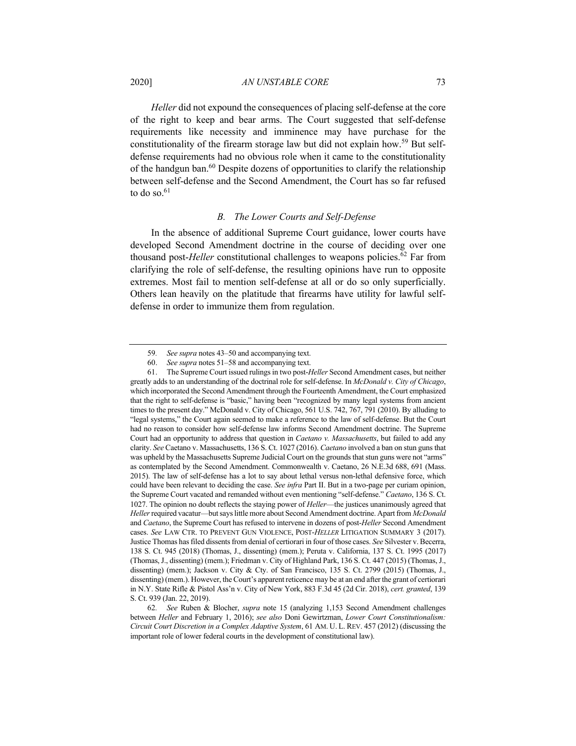*Heller* did not expound the consequences of placing self-defense at the core of the right to keep and bear arms. The Court suggested that self-defense requirements like necessity and imminence may have purchase for the constitutionality of the firearm storage law but did not explain how.[59] But self-defense requirements had no obvious role when it came to the constitutionality of the handgun ban.[60] Despite dozens of opportunities to clarify the relationship between self-defense and the Second Amendment, the Court has so far refused to do so.[61]

### *B. The Lower Courts and Self-Defense*

In the absence of additional Supreme Court guidance, lower courts have developed Second Amendment doctrine in the course of deciding over one thousand post-*Heller* constitutional challenges to weapons policies.[62] Far from clarifying the role of self-defense, the resulting opinions have run to opposite extremes. Most fail to mention self-defense at all or do so only superficially. Others lean heavily on the platitude that firearms have utility for lawful self-defense in order to immunize them from regulation.

---

59. *See supra* notes 43–50 and accompanying text.

60. *See supra* notes 51–58 and accompanying text.

61. The Supreme Court issued rulings in two post-*Heller* Second Amendment cases, but neither greatly adds to an understanding of the doctrinal role for self-defense. In *McDonald v. City of Chicago*, which incorporated the Second Amendment through the Fourteenth Amendment, the Court emphasized that the right to self-defense is "basic," having been "recognized by many legal systems from ancient times to the present day." McDonald v. City of Chicago, 561 U.S. 742, 767, 791 (2010). By alluding to "legal systems," the Court again seemed to make a reference to the law of self-defense. But the Court had no reason to consider how self-defense law informs Second Amendment doctrine. The Supreme Court had an opportunity to address that question in *Caetano v. Massachusetts*, but failed to add any clarity. *See* Caetano v. Massachusetts, 136 S. Ct. 1027 (2016). *Caetano* involved a ban on stun guns that was upheld by the Massachusetts Supreme Judicial Court on the grounds that stun guns were not "arms" as contemplated by the Second Amendment. Commonwealth v. Caetano, 26 N.E.3d 688, 691 (Mass. 2015). The law of self-defense has a lot to say about lethal versus non-lethal defensive force, which could have been relevant to deciding the case. *See infra* Part II. But in a two-page per curiam opinion, the Supreme Court vacated and remanded without even mentioning "self-defense." *Caetano*, 136 S. Ct. 1027. The opinion no doubt reflects the staying power of *Heller*—the justices unanimously agreed that *Heller* required vacatur—but says little more about Second Amendment doctrine. Apart from *McDonald* and *Caetano*, the Supreme Court has refused to intervene in dozens of post-*Heller* Second Amendment cases. *See* LAW CTR. TO PREVENT GUN VIOLENCE, POST-*HELLER* LITIGATION SUMMARY 3 (2017). Justice Thomas has filed dissents from denial of certiorari in four of those cases. *See* Silvester v. Becerra, 138 S. Ct. 945 (2018) (Thomas, J., dissenting) (mem.); Peruta v. California, 137 S. Ct. 1995 (2017) (Thomas, J., dissenting) (mem.); Friedman v. City of Highland Park, 136 S. Ct. 447 (2015) (Thomas, J., dissenting) (mem.); Jackson v. City & Cty. of San Francisco, 135 S. Ct. 2799 (2015) (Thomas, J., dissenting) (mem.). However, the Court's apparent reticence may be at an end after the grant of certiorari in N.Y. State Rifle & Pistol Ass'n v. City of New York, 883 F.3d 45 (2d Cir. 2018), *cert. granted*, 139 S. Ct. 939 (Jan. 22, 2019).

62. *See* Ruben & Blocher, *supra* note 15 (analyzing 1,153 Second Amendment challenges between *Heller* and February 1, 2016); *see also* Doni Gewirtzman, *Lower Court Constitutionalism: Circuit Court Discretion in a Complex Adaptive System*, 61 AM. U. L. REV. 457 (2012) (discussing the important role of lower federal courts in the development of constitutional law).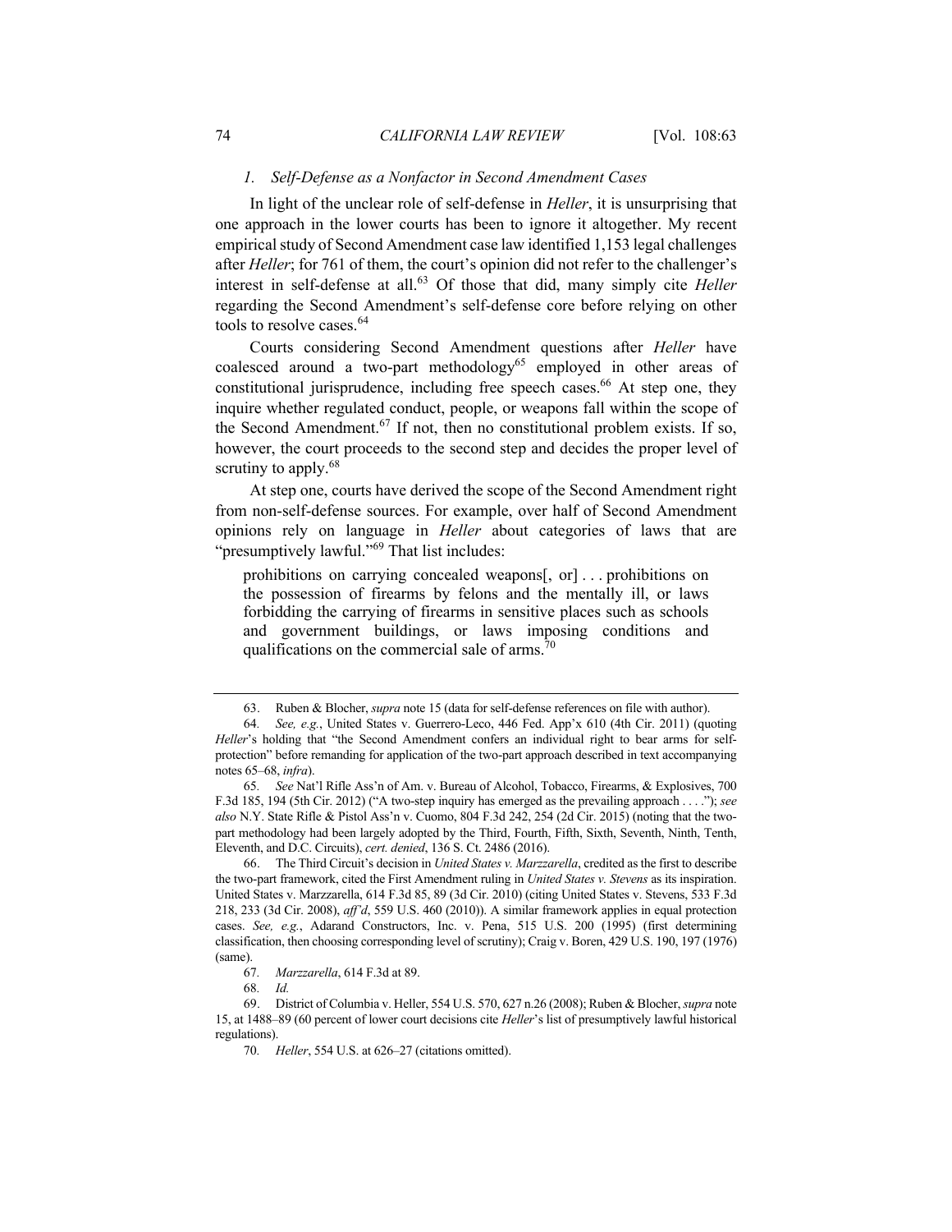### *1. Self-Defense as a Nonfactor in Second Amendment Cases*

In light of the unclear role of self-defense in *Heller*, it is unsurprising that one approach in the lower courts has been to ignore it altogether. My recent empirical study of Second Amendment case law identified 1,153 legal challenges after *Heller*; for 761 of them, the court's opinion did not refer to the challenger's interest in self-defense at all.[63] Of those that did, many simply cite *Heller* regarding the Second Amendment's self-defense core before relying on other tools to resolve cases.[64]

Courts considering Second Amendment questions after *Heller* have coalesced around a two-part methodology[65] employed in other areas of constitutional jurisprudence, including free speech cases.[66] At step one, they inquire whether regulated conduct, people, or weapons fall within the scope of the Second Amendment.[67] If not, then no constitutional problem exists. If so, however, the court proceeds to the second step and decides the proper level of scrutiny to apply.[68]

At step one, courts have derived the scope of the Second Amendment right from non-self-defense sources. For example, over half of Second Amendment opinions rely on language in *Heller* about categories of laws that are "presumptively lawful."[69] That list includes:

> prohibitions on carrying concealed weapons[, or] . . . prohibitions on the possession of firearms by felons and the mentally ill, or laws forbidding the carrying of firearms in sensitive places such as schools and government buildings, or laws imposing conditions and qualifications on the commercial sale of arms.[70]

---

63. Ruben & Blocher, *supra* note 15 (data for self-defense references on file with author).

64. *See, e.g.*, United States v. Guerrero-Leco, 446 Fed. App'x 610 (4th Cir. 2011) (quoting *Heller*'s holding that "the Second Amendment confers an individual right to bear arms for self-protection" before remanding for application of the two-part approach described in text accompanying notes 65–68, *infra*).

65. *See* Nat'l Rifle Ass'n of Am. v. Bureau of Alcohol, Tobacco, Firearms, & Explosives, 700 F.3d 185, 194 (5th Cir. 2012) ("A two-step inquiry has emerged as the prevailing approach . . . ."); *see also* N.Y. State Rifle & Pistol Ass'n v. Cuomo, 804 F.3d 242, 254 (2d Cir. 2015) (noting that the two-part methodology had been largely adopted by the Third, Fourth, Fifth, Sixth, Seventh, Ninth, Tenth, Eleventh, and D.C. Circuits), *cert. denied*, 136 S. Ct. 2486 (2016).

66. The Third Circuit's decision in *United States v. Marzzarella*, credited as the first to describe the two-part framework, cited the First Amendment ruling in *United States v. Stevens* as its inspiration. United States v. Marzzarella, 614 F.3d 85, 89 (3d Cir. 2010) (citing United States v. Stevens, 533 F.3d 218, 233 (3d Cir. 2008), *aff'd*, 559 U.S. 460 (2010)). A similar framework applies in equal protection cases. *See, e.g.*, Adarand Constructors, Inc. v. Pena, 515 U.S. 200 (1995) (first determining classification, then choosing corresponding level of scrutiny); Craig v. Boren, 429 U.S. 190, 197 (1976) (same).

67. *Marzzarella*, 614 F.3d at 89.

68. *Id.*

69. District of Columbia v. Heller, 554 U.S. 570, 627 n.26 (2008); Ruben & Blocher, *supra* note 15, at 1488–89 (60 percent of lower court decisions cite *Heller*'s list of presumptively lawful historical regulations).

70. *Heller*, 554 U.S. at 626–27 (citations omitted).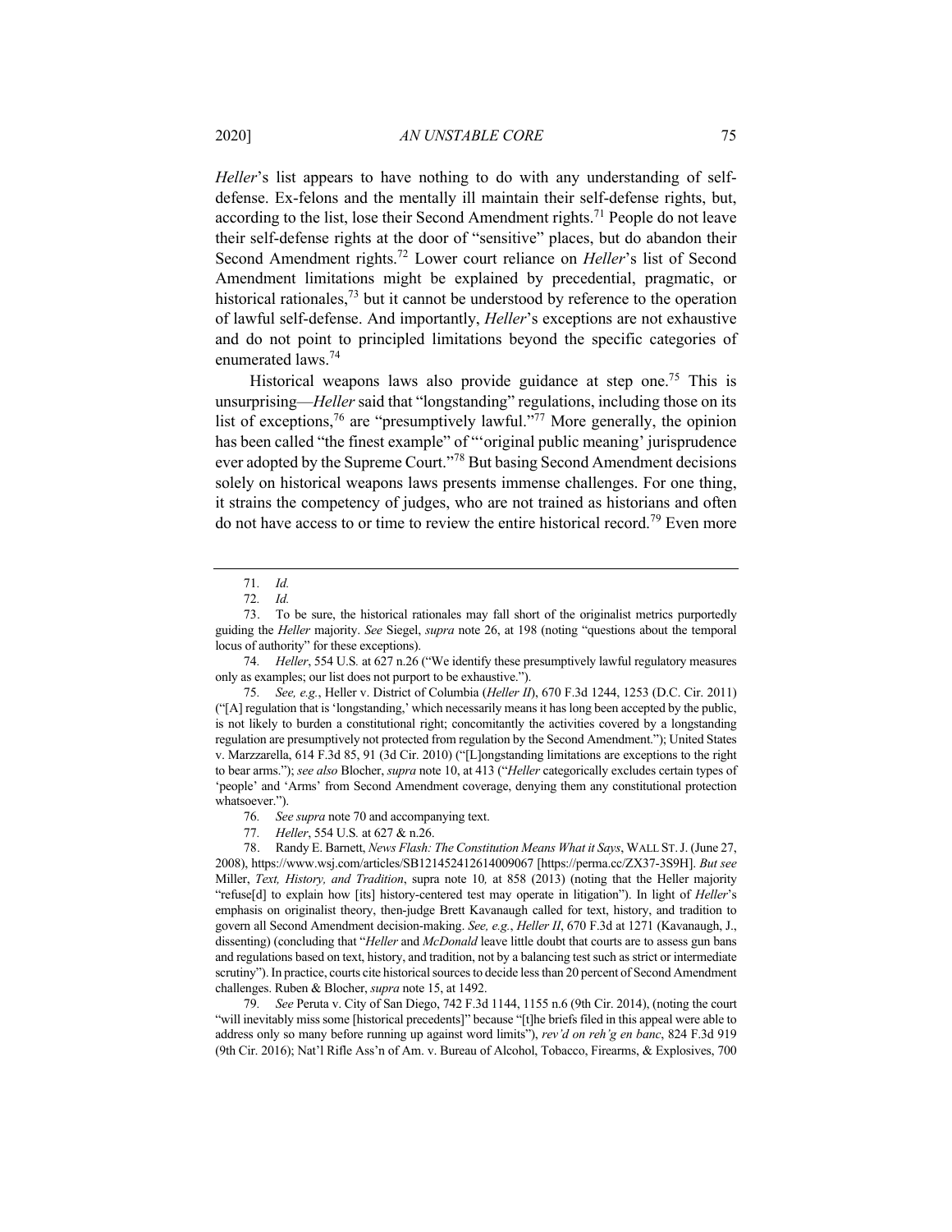*Heller*'s list appears to have nothing to do with any understanding of self-defense. Ex-felons and the mentally ill maintain their self-defense rights, but, according to the list, lose their Second Amendment rights.[71] People do not leave their self-defense rights at the door of "sensitive" places, but do abandon their Second Amendment rights.[72] Lower court reliance on *Heller*'s list of Second Amendment limitations might be explained by precedential, pragmatic, or historical rationales,[73] but it cannot be understood by reference to the operation of lawful self-defense. And importantly, *Heller*'s exceptions are not exhaustive and do not point to principled limitations beyond the specific categories of enumerated laws.[74]

Historical weapons laws also provide guidance at step one.[75] This is unsurprising—*Heller* said that "longstanding" regulations, including those on its list of exceptions,[76] are "presumptively lawful."[77] More generally, the opinion has been called "the finest example" of "'original public meaning' jurisprudence ever adopted by the Supreme Court."[78] But basing Second Amendment decisions solely on historical weapons laws presents immense challenges. For one thing, it strains the competency of judges, who are not trained as historians and often do not have access to or time to review the entire historical record.[79] Even more

---

71. *Id.*

72. *Id.*

73. To be sure, the historical rationales may fall short of the originalist metrics purportedly guiding the *Heller* majority. *See* Siegel, *supra* note 26, at 198 (noting "questions about the temporal locus of authority" for these exceptions).

74. *Heller*, 554 U.S. at 627 n.26 ("We identify these presumptively lawful regulatory measures only as examples; our list does not purport to be exhaustive.").

75. *See, e.g.*, Heller v. District of Columbia (*Heller II*), 670 F.3d 1244, 1253 (D.C. Cir. 2011) ("[A] regulation that is 'longstanding,' which necessarily means it has long been accepted by the public, is not likely to burden a constitutional right; concomitantly the activities covered by a longstanding regulation are presumptively not protected from regulation by the Second Amendment."); United States v. Marzzarella, 614 F.3d 85, 91 (3d Cir. 2010) ("[L]ongstanding limitations are exceptions to the right to bear arms."); *see also* Blocher, *supra* note 10, at 413 ("*Heller* categorically excludes certain types of 'people' and 'Arms' from Second Amendment coverage, denying them any constitutional protection whatsoever.").

76. *See supra* note 70 and accompanying text.

77. *Heller*, 554 U.S. at 627 & n.26.

78. Randy E. Barnett, *News Flash: The Constitution Means What it Says*, WALL ST. J. (June 27, 2008), https://www.wsj.com/articles/SB121452412614009067 [https://perma.cc/ZX37-3S9H]. *But see* Miller, *Text, History, and Tradition*, supra note 10, at 858 (2013) (noting that the Heller majority "refuse[d] to explain how [its] history-centered test may operate in litigation"). In light of *Heller*'s emphasis on originalist theory, then-judge Brett Kavanaugh called for text, history, and tradition to govern all Second Amendment decision-making. *See, e.g.*, *Heller II*, 670 F.3d at 1271 (Kavanaugh, J., dissenting) (concluding that "*Heller* and *McDonald* leave little doubt that courts are to assess gun bans and regulations based on text, history, and tradition, not by a balancing test such as strict or intermediate scrutiny"). In practice, courts cite historical sources to decide less than 20 percent of Second Amendment challenges. Ruben & Blocher, *supra* note 15, at 1492.

79. *See* Peruta v. City of San Diego, 742 F.3d 1144, 1155 n.6 (9th Cir. 2014), (noting the court "will inevitably miss some [historical precedents]" because "[t]he briefs filed in this appeal were able to address only so many before running up against word limits"), *rev'd on reh'g en banc*, 824 F.3d 919 (9th Cir. 2016); Nat'l Rifle Ass'n of Am. v. Bureau of Alcohol, Tobacco, Firearms, & Explosives, 700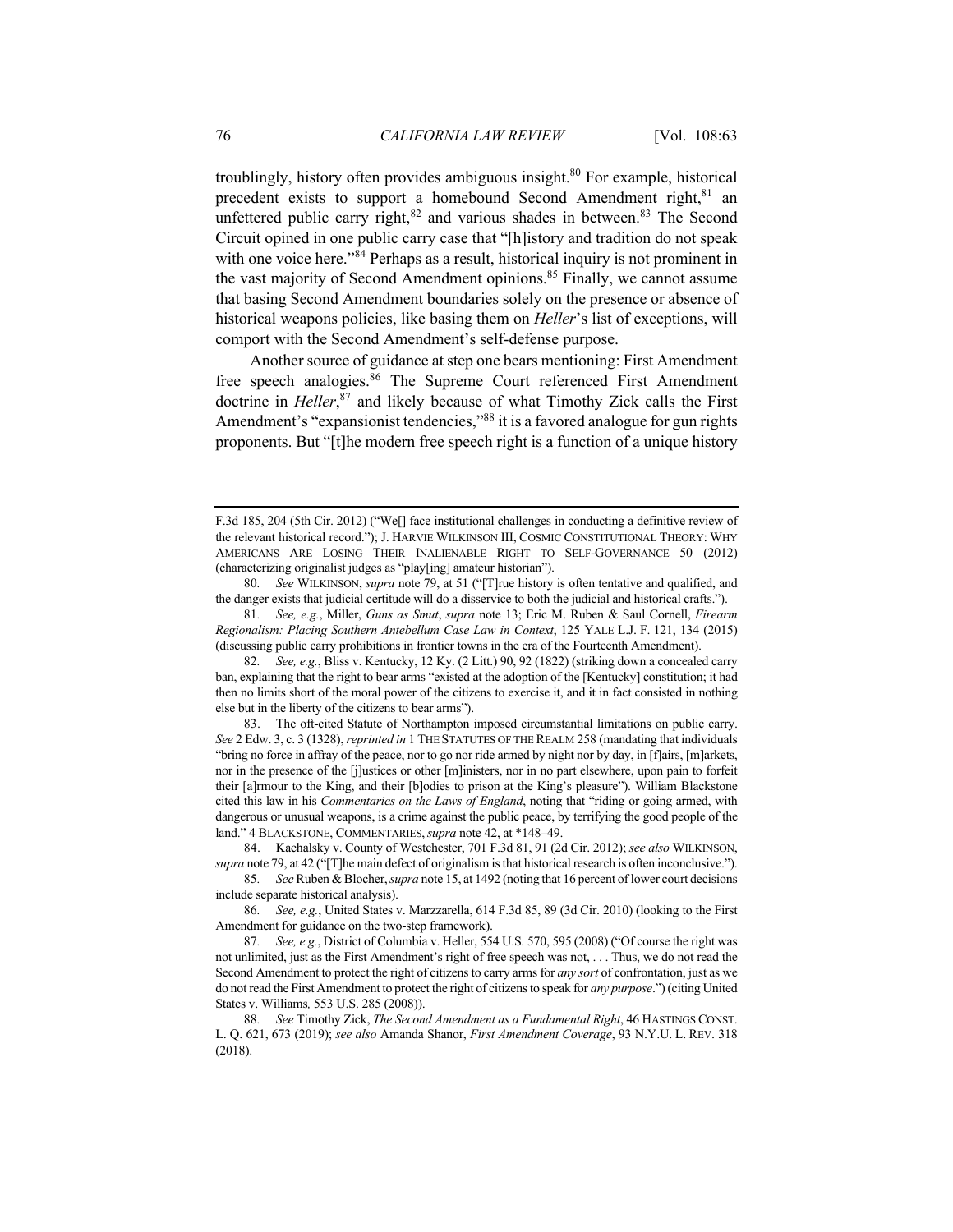troublingly, history often provides ambiguous insight.[80] For example, historical precedent exists to support a homebound Second Amendment right,[81] an unfettered public carry right,[82] and various shades in between.[83] The Second Circuit opined in one public carry case that "[h]istory and tradition do not speak with one voice here."[84] Perhaps as a result, historical inquiry is not prominent in the vast majority of Second Amendment opinions.[85] Finally, we cannot assume that basing Second Amendment boundaries solely on the presence or absence of historical weapons policies, like basing them on *Heller*'s list of exceptions, will comport with the Second Amendment's self-defense purpose.

Another source of guidance at step one bears mentioning: First Amendment free speech analogies.[86] The Supreme Court referenced First Amendment doctrine in *Heller*,[87] and likely because of what Timothy Zick calls the First Amendment's "expansionist tendencies,"[88] it is a favored analogue for gun rights proponents. But "[t]he modern free speech right is a function of a unique history

---

F.3d 185, 204 (5th Cir. 2012) ("We[] face institutional challenges in conducting a definitive review of the relevant historical record."); J. HARVIE WILKINSON III, COSMIC CONSTITUTIONAL THEORY: WHY AMERICANS ARE LOSING THEIR INALIENABLE RIGHT TO SELF-GOVERNANCE 50 (2012) (characterizing originalist judges as "play[ing] amateur historian").

80. *See* WILKINSON, *supra* note 79, at 51 ("[T]rue history is often tentative and qualified, and the danger exists that judicial certitude will do a disservice to both the judicial and historical crafts.").

81. *See, e.g.*, Miller, *Guns as Smut*, *supra* note 13; Eric M. Ruben & Saul Cornell, *Firearm Regionalism: Placing Southern Antebellum Case Law in Context*, 125 YALE L.J. F. 121, 134 (2015) (discussing public carry prohibitions in frontier towns in the era of the Fourteenth Amendment).

82. *See, e.g.*, Bliss v. Kentucky, 12 Ky. (2 Litt.) 90, 92 (1822) (striking down a concealed carry ban, explaining that the right to bear arms "existed at the adoption of the [Kentucky] constitution; it had then no limits short of the moral power of the citizens to exercise it, and it in fact consisted in nothing else but in the liberty of the citizens to bear arms").

83. The oft-cited Statute of Northampton imposed circumstantial limitations on public carry. *See* 2 Edw. 3, c. 3 (1328), *reprinted in* 1 THE STATUTES OF THE REALM 258 (mandating that individuals "bring no force in affray of the peace, nor to go nor ride armed by night nor by day, in [f]airs, [m]arkets, nor in the presence of the [j]ustices or other [m]inisters, nor in no part elsewhere, upon pain to forfeit their [a]rmour to the King, and their [b]odies to prison at the King's pleasure"). William Blackstone cited this law in his *Commentaries on the Laws of England*, noting that "riding or going armed, with dangerous or unusual weapons, is a crime against the public peace, by terrifying the good people of the land." 4 BLACKSTONE, COMMENTARIES, *supra* note 42, at *148–49.

84. Kachalsky v. County of Westchester, 701 F.3d 81, 91 (2d Cir. 2012); *see also* WILKINSON, *supra* note 79, at 42 ("[T]he main defect of originalism is that historical research is often inconclusive.").

85. *See* Ruben & Blocher, *supra* note 15, at 1492 (noting that 16 percent of lower court decisions include separate historical analysis).

86. *See, e.g.*, United States v. Marzzarella, 614 F.3d 85, 89 (3d Cir. 2010) (looking to the First Amendment for guidance on the two-step framework).

87. *See, e.g.*, District of Columbia v. Heller, 554 U.S. 570, 595 (2008) ("Of course the right was not unlimited, just as the First Amendment's right of free speech was not, . . . Thus, we do not read the Second Amendment to protect the right of citizens to carry arms for *any sort* of confrontation, just as we do not read the First Amendment to protect the right of citizens to speak for *any purpose*.") (citing United States v. Williams*,* 553 U.S. 285 (2008)).

88. *See* Timothy Zick, *The Second Amendment as a Fundamental Right*, 46 HASTINGS CONST. L. Q. 621, 673 (2019); *see also* Amanda Shanor, *First Amendment Coverage*, 93 N.Y.U. L. REV. 318 (2018).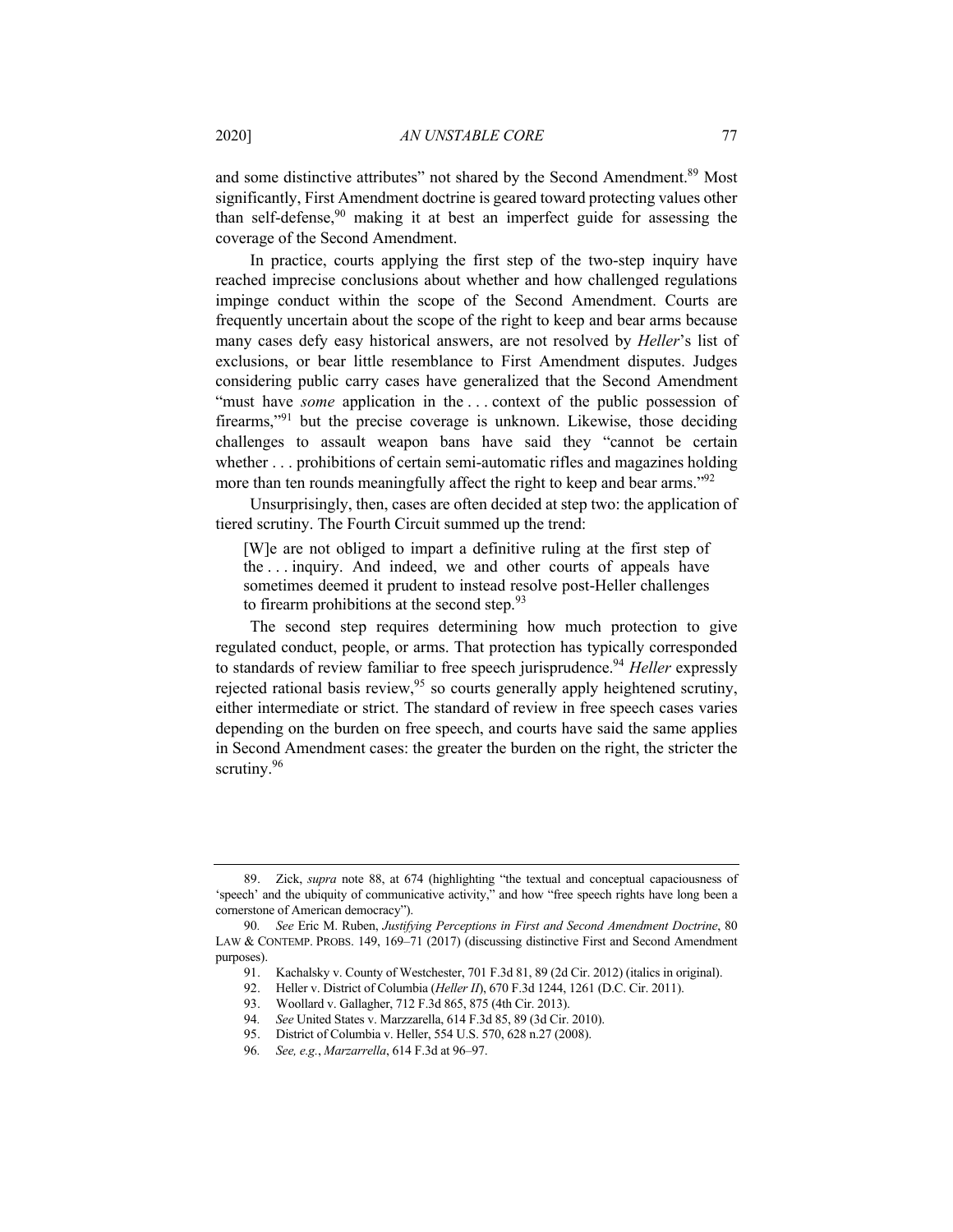and some distinctive attributes" not shared by the Second Amendment.[89] Most significantly, First Amendment doctrine is geared toward protecting values other than self-defense,[90] making it at best an imperfect guide for assessing the coverage of the Second Amendment.

In practice, courts applying the first step of the two-step inquiry have reached imprecise conclusions about whether and how challenged regulations impinge conduct within the scope of the Second Amendment. Courts are frequently uncertain about the scope of the right to keep and bear arms because many cases defy easy historical answers, are not resolved by *Heller*'s list of exclusions, or bear little resemblance to First Amendment disputes. Judges considering public carry cases have generalized that the Second Amendment "must have *some* application in the . . . context of the public possession of firearms,"[91] but the precise coverage is unknown. Likewise, those deciding challenges to assault weapon bans have said they "cannot be certain whether . . . prohibitions of certain semi-automatic rifles and magazines holding more than ten rounds meaningfully affect the right to keep and bear arms."[92]

Unsurprisingly, then, cases are often decided at step two: the application of tiered scrutiny. The Fourth Circuit summed up the trend:

> [W]e are not obliged to impart a definitive ruling at the first step of the . . . inquiry. And indeed, we and other courts of appeals have sometimes deemed it prudent to instead resolve post-Heller challenges to firearm prohibitions at the second step.[93]

The second step requires determining how much protection to give regulated conduct, people, or arms. That protection has typically corresponded to standards of review familiar to free speech jurisprudence.[94] *Heller* expressly rejected rational basis review,[95] so courts generally apply heightened scrutiny, either intermediate or strict. The standard of review in free speech cases varies depending on the burden on free speech, and courts have said the same applies in Second Amendment cases: the greater the burden on the right, the stricter the scrutiny.[96]

---

89. Zick, *supra* note 88, at 674 (highlighting "the textual and conceptual capaciousness of 'speech' and the ubiquity of communicative activity," and how "free speech rights have long been a cornerstone of American democracy").

90. *See* Eric M. Ruben, *Justifying Perceptions in First and Second Amendment Doctrine*, 80 LAW & CONTEMP. PROBS. 149, 169–71 (2017) (discussing distinctive First and Second Amendment purposes).

91. Kachalsky v. County of Westchester, 701 F.3d 81, 89 (2d Cir. 2012) (italics in original).

92. Heller v. District of Columbia (*Heller II*), 670 F.3d 1244, 1261 (D.C. Cir. 2011).

93. Woollard v. Gallagher, 712 F.3d 865, 875 (4th Cir. 2013).

94. *See* United States v. Marzzarella, 614 F.3d 85, 89 (3d Cir. 2010).

95. District of Columbia v. Heller, 554 U.S. 570, 628 n.27 (2008).

96. *See, e.g.*, *Marzarrella*, 614 F.3d at 96–97.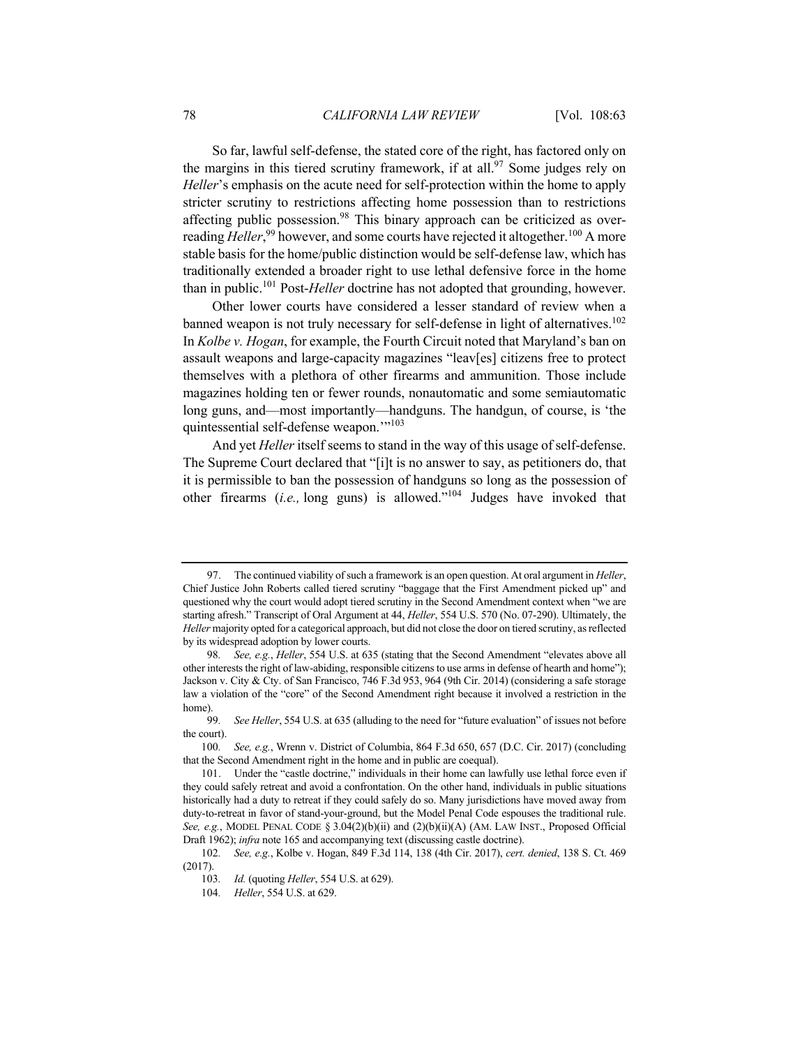So far, lawful self-defense, the stated core of the right, has factored only on the margins in this tiered scrutiny framework, if at all.[97] Some judges rely on *Heller*'s emphasis on the acute need for self-protection within the home to apply stricter scrutiny to restrictions affecting home possession than to restrictions affecting public possession.[98] This binary approach can be criticized as over-reading *Heller*,[99] however, and some courts have rejected it altogether.[100] A more stable basis for the home/public distinction would be self-defense law, which has traditionally extended a broader right to use lethal defensive force in the home than in public.[101] Post-*Heller* doctrine has not adopted that grounding, however.

Other lower courts have considered a lesser standard of review when a banned weapon is not truly necessary for self-defense in light of alternatives.[102] In *Kolbe v. Hogan*, for example, the Fourth Circuit noted that Maryland's ban on assault weapons and large-capacity magazines "leav[es] citizens free to protect themselves with a plethora of other firearms and ammunition. Those include magazines holding ten or fewer rounds, nonautomatic and some semiautomatic long guns, and—most importantly—handguns. The handgun, of course, is 'the quintessential self-defense weapon.'"[103]

And yet *Heller* itself seems to stand in the way of this usage of self-defense. The Supreme Court declared that "[i]t is no answer to say, as petitioners do, that it is permissible to ban the possession of handguns so long as the possession of other firearms (*i.e.,* long guns) is allowed."[104] Judges have invoked that

---

97. The continued viability of such a framework is an open question. At oral argument in *Heller*, Chief Justice John Roberts called tiered scrutiny "baggage that the First Amendment picked up" and questioned why the court would adopt tiered scrutiny in the Second Amendment context when "we are starting afresh." Transcript of Oral Argument at 44, *Heller*, 554 U.S. 570 (No. 07-290). Ultimately, the *Heller* majority opted for a categorical approach, but did not close the door on tiered scrutiny, as reflected by its widespread adoption by lower courts.

98. *See, e.g.*, *Heller*, 554 U.S. at 635 (stating that the Second Amendment "elevates above all other interests the right of law-abiding, responsible citizens to use arms in defense of hearth and home"); Jackson v. City & Cty. of San Francisco, 746 F.3d 953, 964 (9th Cir. 2014) (considering a safe storage law a violation of the "core" of the Second Amendment right because it involved a restriction in the home).

99. *See Heller*, 554 U.S. at 635 (alluding to the need for "future evaluation" of issues not before the court).

100. *See, e.g.*, Wrenn v. District of Columbia, 864 F.3d 650, 657 (D.C. Cir. 2017) (concluding that the Second Amendment right in the home and in public are coequal).

101. Under the "castle doctrine," individuals in their home can lawfully use lethal force even if they could safely retreat and avoid a confrontation. On the other hand, individuals in public situations historically had a duty to retreat if they could safely do so. Many jurisdictions have moved away from duty-to-retreat in favor of stand-your-ground, but the Model Penal Code espouses the traditional rule. *See, e.g.*, MODEL PENAL CODE § 3.04(2)(b)(ii) and (2)(b)(ii)(A) (AM. LAW INST., Proposed Official Draft 1962); *infra* note 165 and accompanying text (discussing castle doctrine).

102. *See, e.g.*, Kolbe v. Hogan, 849 F.3d 114, 138 (4th Cir. 2017), *cert. denied*, 138 S. Ct. 469 (2017).

103. *Id.* (quoting *Heller*, 554 U.S. at 629).

104. *Heller*, 554 U.S. at 629.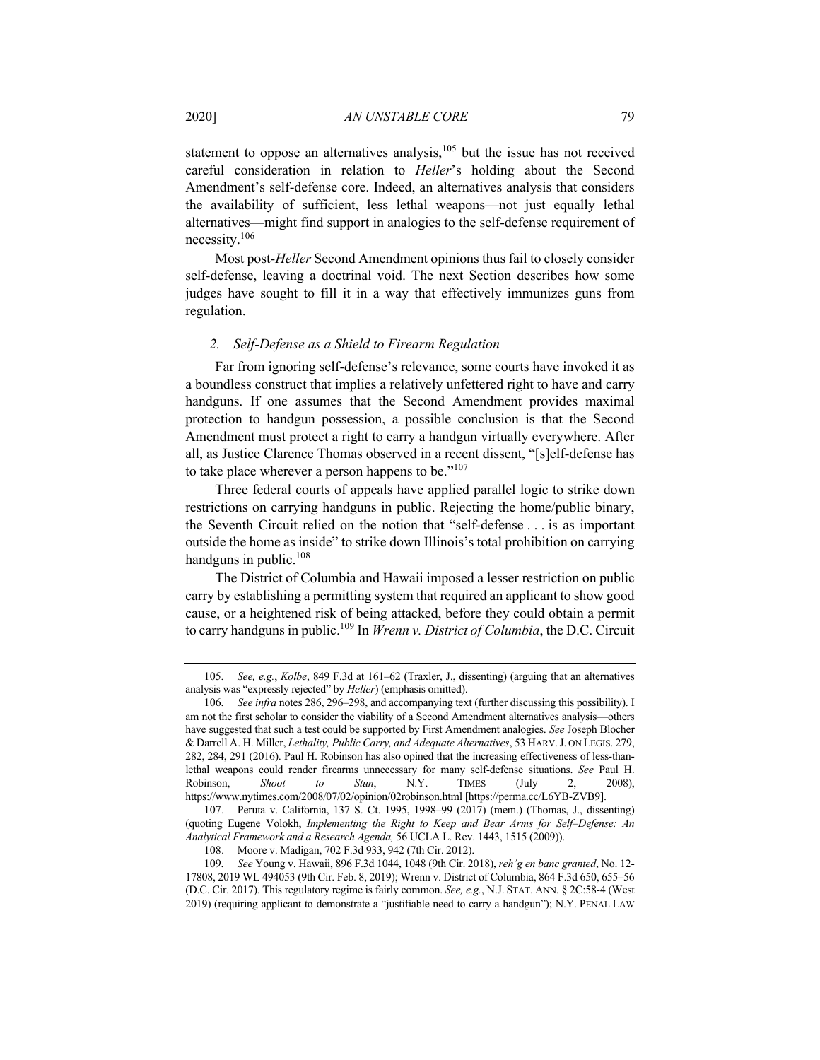statement to oppose an alternatives analysis,[105] but the issue has not received careful consideration in relation to *Heller*'s holding about the Second Amendment's self-defense core. Indeed, an alternatives analysis that considers the availability of sufficient, less lethal weapons—not just equally lethal alternatives—might find support in analogies to the self-defense requirement of necessity.[106]

Most post-*Heller* Second Amendment opinions thus fail to closely consider self-defense, leaving a doctrinal void. The next Section describes how some judges have sought to fill it in a way that effectively immunizes guns from regulation.

### *2. Self-Defense as a Shield to Firearm Regulation*

Far from ignoring self-defense's relevance, some courts have invoked it as a boundless construct that implies a relatively unfettered right to have and carry handguns. If one assumes that the Second Amendment provides maximal protection to handgun possession, a possible conclusion is that the Second Amendment must protect a right to carry a handgun virtually everywhere. After all, as Justice Clarence Thomas observed in a recent dissent, "[s]elf-defense has to take place wherever a person happens to be."[107]

Three federal courts of appeals have applied parallel logic to strike down restrictions on carrying handguns in public. Rejecting the home/public binary, the Seventh Circuit relied on the notion that "self-defense . . . is as important outside the home as inside" to strike down Illinois's total prohibition on carrying handguns in public.[108]

The District of Columbia and Hawaii imposed a lesser restriction on public carry by establishing a permitting system that required an applicant to show good cause, or a heightened risk of being attacked, before they could obtain a permit to carry handguns in public.[109] In *Wrenn v. District of Columbia*, the D.C. Circuit

---

105. *See, e.g.*, *Kolbe*, 849 F.3d at 161–62 (Traxler, J., dissenting) (arguing that an alternatives analysis was "expressly rejected" by *Heller*) (emphasis omitted).

106. *See infra* notes 286, 296–298, and accompanying text (further discussing this possibility). I am not the first scholar to consider the viability of a Second Amendment alternatives analysis—others have suggested that such a test could be supported by First Amendment analogies. *See* Joseph Blocher & Darrell A. H. Miller, *Lethality, Public Carry, and Adequate Alternatives*, 53 HARV. J. ON LEGIS. 279, 282, 284, 291 (2016). Paul H. Robinson has also opined that the increasing effectiveness of less-than-lethal weapons could render firearms unnecessary for many self-defense situations. *See* Paul H. Robinson, *Shoot to Stun*, N.Y. TIMES (July 2, 2008), https://www.nytimes.com/2008/07/02/opinion/02robinson.html [https://perma.cc/L6YB-ZVB9].

107. Peruta v. California, 137 S. Ct. 1995, 1998–99 (2017) (mem.) (Thomas, J., dissenting) (quoting Eugene Volokh, *Implementing the Right to Keep and Bear Arms for Self–Defense: An Analytical Framework and a Research Agenda,* 56 UCLA L. Rev. 1443, 1515 (2009)).

108. Moore v. Madigan, 702 F.3d 933, 942 (7th Cir. 2012).

109. *See* Young v. Hawaii, 896 F.3d 1044, 1048 (9th Cir. 2018), *reh'g en banc granted*, No. 12-17808, 2019 WL 494053 (9th Cir. Feb. 8, 2019); Wrenn v. District of Columbia, 864 F.3d 650, 655–56 (D.C. Cir. 2017). This regulatory regime is fairly common. *See, e.g.*, N.J. STAT. ANN. § 2C:58-4 (West 2019) (requiring applicant to demonstrate a "justifiable need to carry a handgun"); N.Y. PENAL LAW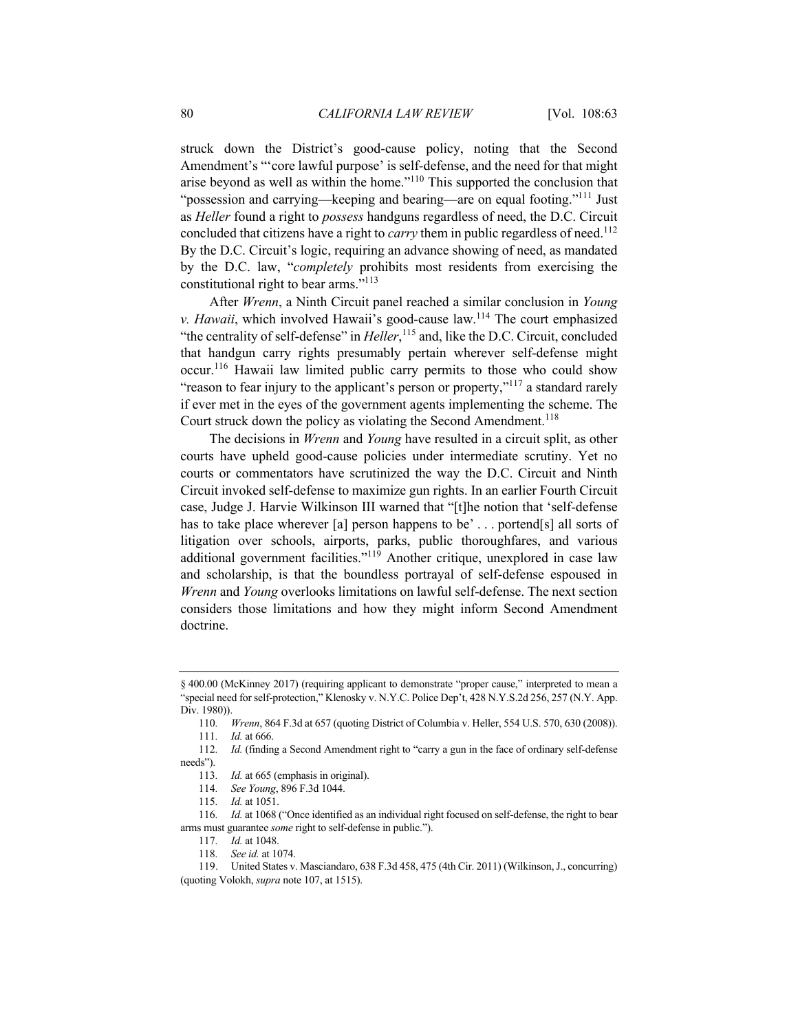struck down the District's good-cause policy, noting that the Second Amendment's "'core lawful purpose' is self-defense, and the need for that might arise beyond as well as within the home."[110] This supported the conclusion that "possession and carrying—keeping and bearing—are on equal footing."[111] Just as *Heller* found a right to *possess* handguns regardless of need, the D.C. Circuit concluded that citizens have a right to *carry* them in public regardless of need.[112] By the D.C. Circuit's logic, requiring an advance showing of need, as mandated by the D.C. law, "*completely* prohibits most residents from exercising the constitutional right to bear arms."[113]

After *Wrenn*, a Ninth Circuit panel reached a similar conclusion in *Young v. Hawaii*, which involved Hawaii's good-cause law.[114] The court emphasized "the centrality of self-defense" in *Heller*,[115] and, like the D.C. Circuit, concluded that handgun carry rights presumably pertain wherever self-defense might occur.[116] Hawaii law limited public carry permits to those who could show "reason to fear injury to the applicant's person or property,"[117] a standard rarely if ever met in the eyes of the government agents implementing the scheme. The Court struck down the policy as violating the Second Amendment.[118]

The decisions in *Wrenn* and *Young* have resulted in a circuit split, as other courts have upheld good-cause policies under intermediate scrutiny. Yet no courts or commentators have scrutinized the way the D.C. Circuit and Ninth Circuit invoked self-defense to maximize gun rights. In an earlier Fourth Circuit case, Judge J. Harvie Wilkinson III warned that "[t]he notion that 'self-defense has to take place wherever [a] person happens to be' . . . portend[s] all sorts of litigation over schools, airports, parks, public thoroughfares, and various additional government facilities."[119] Another critique, unexplored in case law and scholarship, is that the boundless portrayal of self-defense espoused in *Wrenn* and *Young* overlooks limitations on lawful self-defense. The next section considers those limitations and how they might inform Second Amendment doctrine.

---

§ 400.00 (McKinney 2017) (requiring applicant to demonstrate "proper cause," interpreted to mean a "special need for self-protection," Klenosky v. N.Y.C. Police Dep't, 428 N.Y.S.2d 256, 257 (N.Y. App. Div. 1980)).

110. *Wrenn*, 864 F.3d at 657 (quoting District of Columbia v. Heller, 554 U.S. 570, 630 (2008)).

111. *Id.* at 666.

112. *Id.* (finding a Second Amendment right to "carry a gun in the face of ordinary self-defense needs").

113. *Id.* at 665 (emphasis in original).

114. *See Young*, 896 F.3d 1044.

115. *Id.* at 1051.

116. *Id.* at 1068 ("Once identified as an individual right focused on self-defense, the right to bear arms must guarantee *some* right to self-defense in public.").

117. *Id.* at 1048.

118. *See id.* at 1074.

119. United States v. Masciandaro, 638 F.3d 458, 475 (4th Cir. 2011) (Wilkinson, J., concurring) (quoting Volokh, *supra* note 107, at 1515).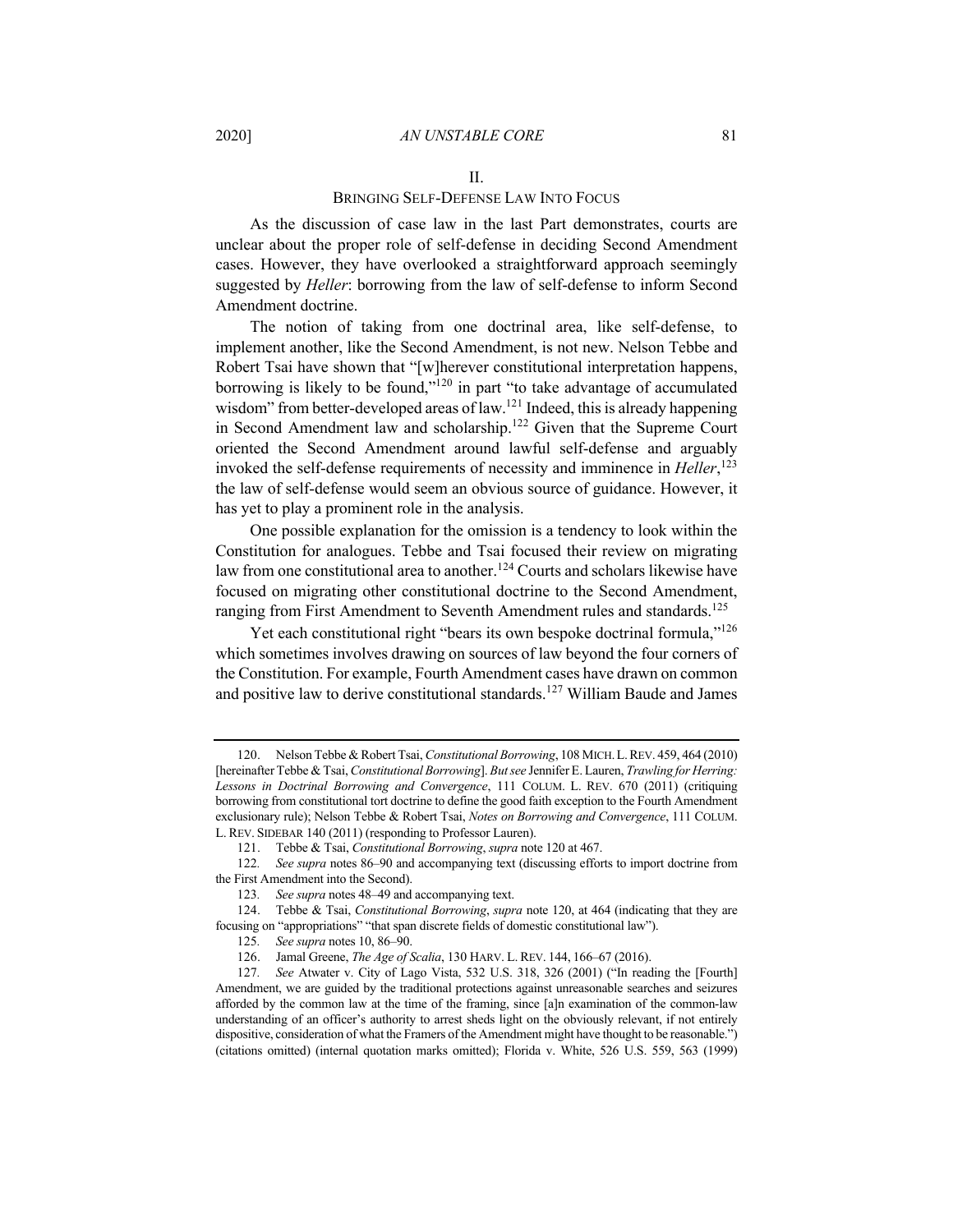## II.
## BRINGING SELF-DEFENSE LAW INTO FOCUS

As the discussion of case law in the last Part demonstrates, courts are unclear about the proper role of self-defense in deciding Second Amendment cases. However, they have overlooked a straightforward approach seemingly suggested by *Heller*: borrowing from the law of self-defense to inform Second Amendment doctrine.

The notion of taking from one doctrinal area, like self-defense, to implement another, like the Second Amendment, is not new. Nelson Tebbe and Robert Tsai have shown that "[w]herever constitutional interpretation happens, borrowing is likely to be found,"[120] in part "to take advantage of accumulated wisdom" from better-developed areas of law.[121] Indeed, this is already happening in Second Amendment law and scholarship.[122] Given that the Supreme Court oriented the Second Amendment around lawful self-defense and arguably invoked the self-defense requirements of necessity and imminence in *Heller*,[123] the law of self-defense would seem an obvious source of guidance. However, it has yet to play a prominent role in the analysis.

One possible explanation for the omission is a tendency to look within the Constitution for analogues. Tebbe and Tsai focused their review on migrating law from one constitutional area to another.[124] Courts and scholars likewise have focused on migrating other constitutional doctrine to the Second Amendment, ranging from First Amendment to Seventh Amendment rules and standards.[125]

Yet each constitutional right "bears its own bespoke doctrinal formula,"[126] which sometimes involves drawing on sources of law beyond the four corners of the Constitution. For example, Fourth Amendment cases have drawn on common and positive law to derive constitutional standards.[127] William Baude and James

---

120. Nelson Tebbe & Robert Tsai, *Constitutional Borrowing*, 108 MICH. L. REV. 459, 464 (2010) [hereinafter Tebbe & Tsai, *Constitutional Borrowing*]. *But see* Jennifer E. Lauren, *Trawling for Herring: Lessons in Doctrinal Borrowing and Convergence*, 111 COLUM. L. REV. 670 (2011) (critiquing borrowing from constitutional tort doctrine to define the good faith exception to the Fourth Amendment exclusionary rule); Nelson Tebbe & Robert Tsai, *Notes on Borrowing and Convergence*, 111 COLUM. L. REV. SIDEBAR 140 (2011) (responding to Professor Lauren).

121. Tebbe & Tsai, *Constitutional Borrowing*, *supra* note 120 at 467.

122. *See supra* notes 86–90 and accompanying text (discussing efforts to import doctrine from the First Amendment into the Second).

123. *See supra* notes 48–49 and accompanying text.

124. Tebbe & Tsai, *Constitutional Borrowing*, *supra* note 120, at 464 (indicating that they are focusing on "appropriations" "that span discrete fields of domestic constitutional law").

125. *See supra* notes 10, 86–90.

126. Jamal Greene, *The Age of Scalia*, 130 HARV. L. REV. 144, 166–67 (2016).

127. *See* Atwater v. City of Lago Vista, 532 U.S. 318, 326 (2001) ("In reading the [Fourth] Amendment, we are guided by the traditional protections against unreasonable searches and seizures afforded by the common law at the time of the framing, since [a]n examination of the common-law understanding of an officer's authority to arrest sheds light on the obviously relevant, if not entirely dispositive, consideration of what the Framers of the Amendment might have thought to be reasonable.") (citations omitted) (internal quotation marks omitted); Florida v. White, 526 U.S. 559, 563 (1999)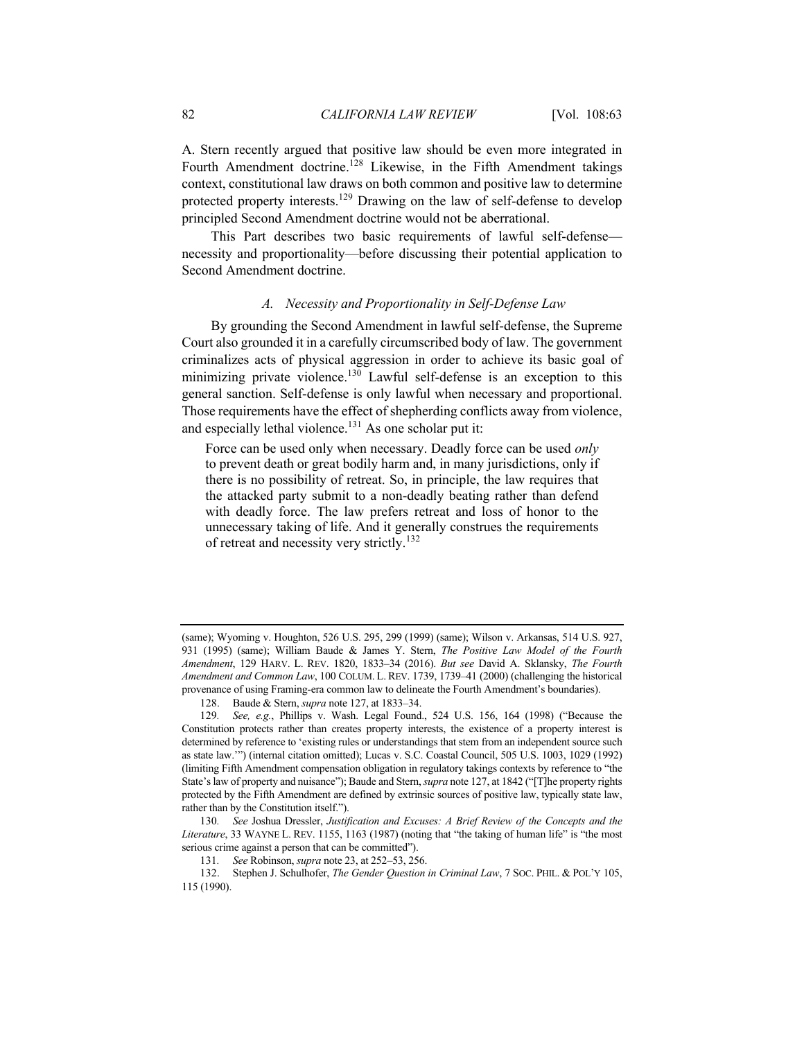A. Stern recently argued that positive law should be even more integrated in Fourth Amendment doctrine.[128] Likewise, in the Fifth Amendment takings context, constitutional law draws on both common and positive law to determine protected property interests.[129] Drawing on the law of self-defense to develop principled Second Amendment doctrine would not be aberrational.

This Part describes two basic requirements of lawful self-defense—necessity and proportionality—before discussing their potential application to Second Amendment doctrine.

### *A. Necessity and Proportionality in Self-Defense Law*

By grounding the Second Amendment in lawful self-defense, the Supreme Court also grounded it in a carefully circumscribed body of law. The government criminalizes acts of physical aggression in order to achieve its basic goal of minimizing private violence.[130] Lawful self-defense is an exception to this general sanction. Self-defense is only lawful when necessary and proportional. Those requirements have the effect of shepherding conflicts away from violence, and especially lethal violence.[131] As one scholar put it:

> Force can be used only when necessary. Deadly force can be used *only* to prevent death or great bodily harm and, in many jurisdictions, only if there is no possibility of retreat. So, in principle, the law requires that the attacked party submit to a non-deadly beating rather than defend with deadly force. The law prefers retreat and loss of honor to the unnecessary taking of life. And it generally construes the requirements of retreat and necessity very strictly.[132]

---

(same); Wyoming v. Houghton, 526 U.S. 295, 299 (1999) (same); Wilson v. Arkansas, 514 U.S. 927, 931 (1995) (same); William Baude & James Y. Stern, *The Positive Law Model of the Fourth Amendment*, 129 HARV. L. REV. 1820, 1833–34 (2016). *But see* David A. Sklansky, *The Fourth Amendment and Common Law*, 100 COLUM. L. REV. 1739, 1739–41 (2000) (challenging the historical provenance of using Framing-era common law to delineate the Fourth Amendment's boundaries).

128. Baude & Stern, *supra* note 127, at 1833–34.

129. *See, e.g.*, Phillips v. Wash. Legal Found., 524 U.S. 156, 164 (1998) ("Because the Constitution protects rather than creates property interests, the existence of a property interest is determined by reference to 'existing rules or understandings that stem from an independent source such as state law.'") (internal citation omitted); Lucas v. S.C. Coastal Council, 505 U.S. 1003, 1029 (1992) (limiting Fifth Amendment compensation obligation in regulatory takings contexts by reference to "the State's law of property and nuisance"); Baude and Stern, *supra* note 127, at 1842 ("[T]he property rights protected by the Fifth Amendment are defined by extrinsic sources of positive law, typically state law, rather than by the Constitution itself.").

130. *See* Joshua Dressler, *Justification and Excuses: A Brief Review of the Concepts and the Literature*, 33 WAYNE L. REV. 1155, 1163 (1987) (noting that "the taking of human life" is "the most serious crime against a person that can be committed").

131. *See* Robinson, *supra* note 23, at 252–53, 256.

132. Stephen J. Schulhofer, *The Gender Question in Criminal Law*, 7 SOC. PHIL. & POL'Y 105, 115 (1990).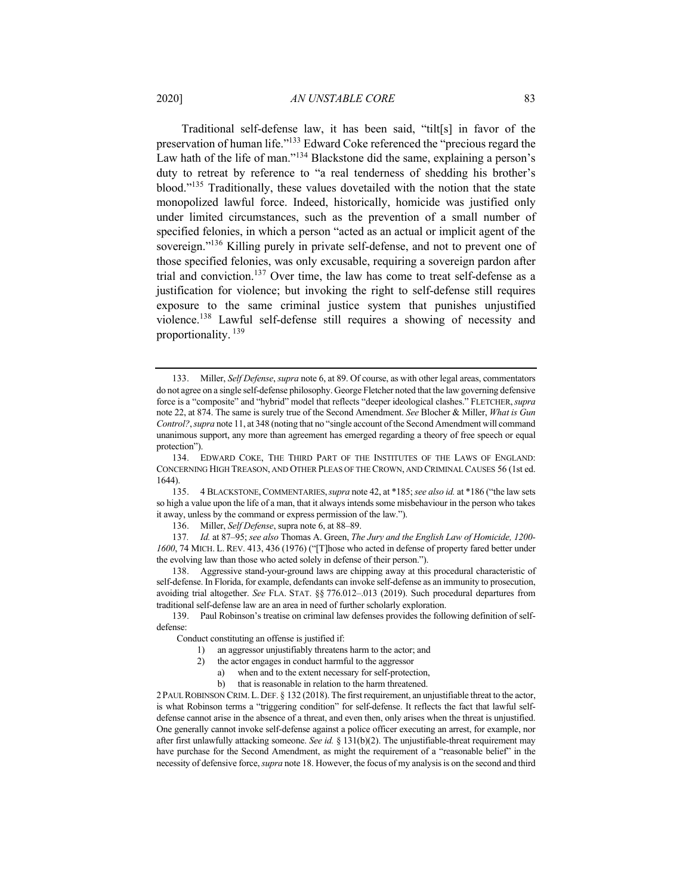Traditional self-defense law, it has been said, "tilt[s] in favor of the preservation of human life."[133] Edward Coke referenced the "precious regard the Law hath of the life of man."[134] Blackstone did the same, explaining a person's duty to retreat by reference to "a real tenderness of shedding his brother's blood."[135] Traditionally, these values dovetailed with the notion that the state monopolized lawful force. Indeed, historically, homicide was justified only under limited circumstances, such as the prevention of a small number of specified felonies, in which a person "acted as an actual or implicit agent of the sovereign."[136] Killing purely in private self-defense, and not to prevent one of those specified felonies, was only excusable, requiring a sovereign pardon after trial and conviction.[137] Over time, the law has come to treat self-defense as a justification for violence; but invoking the right to self-defense still requires exposure to the same criminal justice system that punishes unjustified violence.[138] Lawful self-defense still requires a showing of necessity and proportionality.[139]

---

133. Miller, *Self Defense*, *supra* note 6, at 89. Of course, as with other legal areas, commentators do not agree on a single self-defense philosophy. George Fletcher noted that the law governing defensive force is a "composite" and "hybrid" model that reflects "deeper ideological clashes." FLETCHER, *supra* note 22, at 874. The same is surely true of the Second Amendment. *See* Blocher & Miller, *What is Gun Control?*, *supra* note 11, at 348 (noting that no "single account of the Second Amendment will command unanimous support, any more than agreement has emerged regarding a theory of free speech or equal protection").

134. EDWARD COKE, THE THIRD PART OF THE INSTITUTES OF THE LAWS OF ENGLAND: CONCERNING HIGH TREASON, AND OTHER PLEAS OF THE CROWN, AND CRIMINAL CAUSES 56 (1st ed. 1644).

135. 4 BLACKSTONE, COMMENTARIES, *supra* note 42, at *185; *see also id.* at *186 ("the law sets so high a value upon the life of a man, that it always intends some misbehaviour in the person who takes it away, unless by the command or express permission of the law.").

136. Miller, *Self Defense*, supra note 6, at 88–89.

137. *Id.* at 87–95; *see also* Thomas A. Green, *The Jury and the English Law of Homicide, 1200-1600*, 74 MICH. L. REV. 413, 436 (1976) ("[T]hose who acted in defense of property fared better under the evolving law than those who acted solely in defense of their person.").

138. Aggressive stand-your-ground laws are chipping away at this procedural characteristic of self-defense. In Florida, for example, defendants can invoke self-defense as an immunity to prosecution, avoiding trial altogether. *See* FLA. STAT. §§ 776.012–.013 (2019). Such procedural departures from traditional self-defense law are an area in need of further scholarly exploration.

139. Paul Robinson's treatise on criminal law defenses provides the following definition of self-defense:

> Conduct constituting an offense is justified if:
> 1) an aggressor unjustifiably threatens harm to the actor; and
> 2) the actor engages in conduct harmful to the aggressor
>     a) when and to the extent necessary for self-protection,
>     b) that is reasonable in relation to the harm threatened.

2 PAUL ROBINSON CRIM. L. DEF. § 132 (2018). The first requirement, an unjustifiable threat to the actor, is what Robinson terms a "triggering condition" for self-defense. It reflects the fact that lawful self-defense cannot arise in the absence of a threat, and even then, only arises when the threat is unjustified. One generally cannot invoke self-defense against a police officer executing an arrest, for example, nor after first unlawfully attacking someone. *See id.* § 131(b)(2). The unjustifiable-threat requirement may have purchase for the Second Amendment, as might the requirement of a "reasonable belief" in the necessity of defensive force, *supra* note 18. However, the focus of my analysis is on the second and third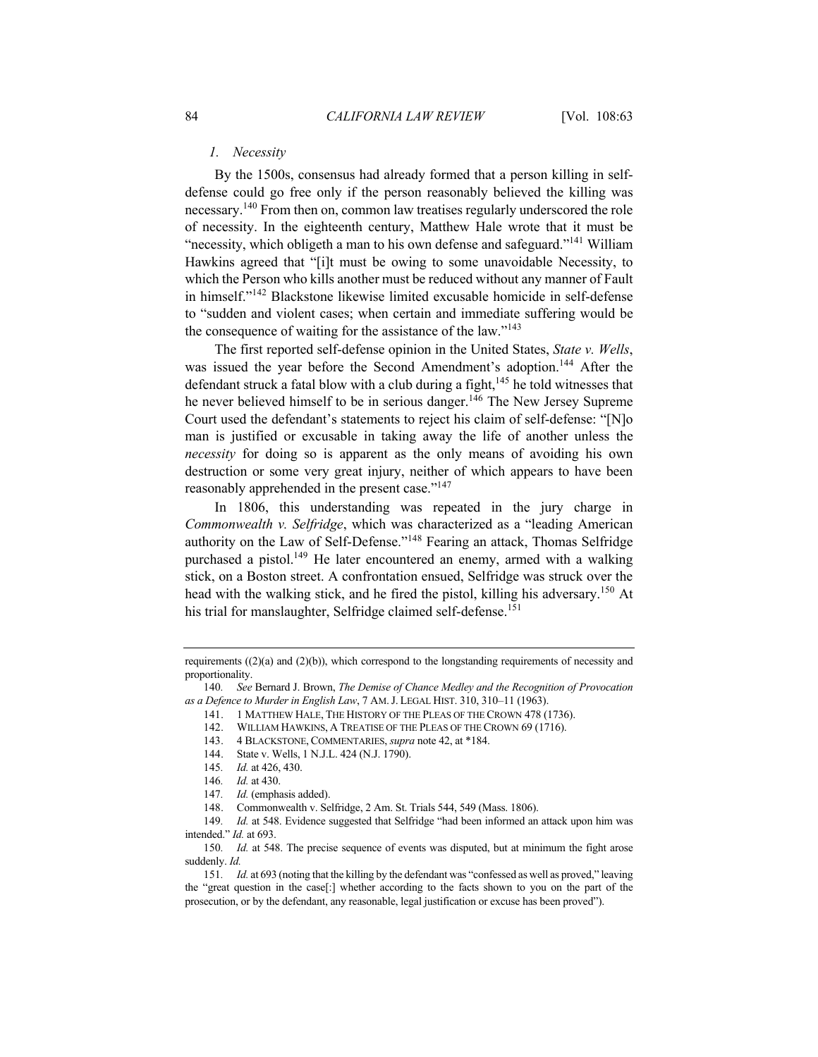### 1. *Necessity*

By the 1500s, consensus had already formed that a person killing in self-defense could go free only if the person reasonably believed the killing was necessary.[140] From then on, common law treatises regularly underscored the role of necessity. In the eighteenth century, Matthew Hale wrote that it must be "necessity, which obligeth a man to his own defense and safeguard."[141] William Hawkins agreed that "[i]t must be owing to some unavoidable Necessity, to which the Person who kills another must be reduced without any manner of Fault in himself."[142] Blackstone likewise limited excusable homicide in self-defense to "sudden and violent cases; when certain and immediate suffering would be the consequence of waiting for the assistance of the law."[143]

The first reported self-defense opinion in the United States, *State v. Wells*, was issued the year before the Second Amendment's adoption.[144] After the defendant struck a fatal blow with a club during a fight,[145] he told witnesses that he never believed himself to be in serious danger.[146] The New Jersey Supreme Court used the defendant's statements to reject his claim of self-defense: "[N]o man is justified or excusable in taking away the life of another unless the *necessity* for doing so is apparent as the only means of avoiding his own destruction or some very great injury, neither of which appears to have been reasonably apprehended in the present case."[147]

In 1806, this understanding was repeated in the jury charge in *Commonwealth v. Selfridge*, which was characterized as a "leading American authority on the Law of Self-Defense."[148] Fearing an attack, Thomas Selfridge purchased a pistol.[149] He later encountered an enemy, armed with a walking stick, on a Boston street. A confrontation ensued, Selfridge was struck over the head with the walking stick, and he fired the pistol, killing his adversary.[150] At his trial for manslaughter, Selfridge claimed self-defense.[151]

---

requirements ((2)(a) and (2)(b)), which correspond to the longstanding requirements of necessity and proportionality.

140. *See* Bernard J. Brown, *The Demise of Chance Medley and the Recognition of Provocation as a Defence to Murder in English Law*, 7 AM. J. LEGAL HIST. 310, 310–11 (1963).

141. 1 MATTHEW HALE, THE HISTORY OF THE PLEAS OF THE CROWN 478 (1736).

142. WILLIAM HAWKINS, A TREATISE OF THE PLEAS OF THE CROWN 69 (1716).

143. 4 BLACKSTONE, COMMENTARIES, *supra* note 42, at *184.

144. State v. Wells, 1 N.J.L. 424 (N.J. 1790).

145. *Id.* at 426, 430.

146. *Id.* at 430.

147. *Id.* (emphasis added).

148. Commonwealth v. Selfridge, 2 Am. St. Trials 544, 549 (Mass. 1806).

149. *Id.* at 548. Evidence suggested that Selfridge "had been informed an attack upon him was intended." *Id.* at 693.

150. *Id.* at 548. The precise sequence of events was disputed, but at minimum the fight arose suddenly. *Id.*

151. *Id.* at 693 (noting that the killing by the defendant was "confessed as well as proved," leaving the "great question in the case[:] whether according to the facts shown to you on the part of the prosecution, or by the defendant, any reasonable, legal justification or excuse has been proved").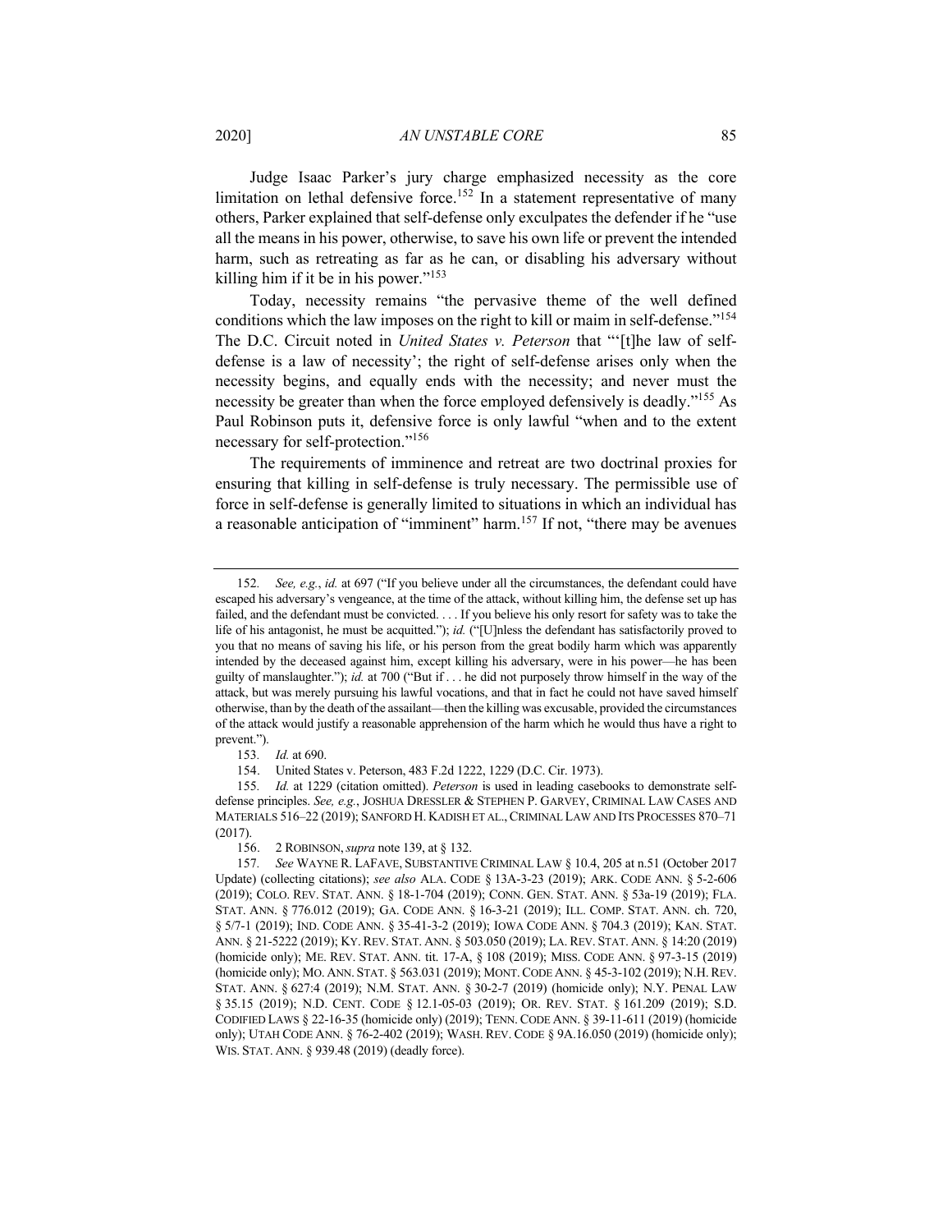Judge Isaac Parker's jury charge emphasized necessity as the core limitation on lethal defensive force.[152] In a statement representative of many others, Parker explained that self-defense only exculpates the defender if he "use all the means in his power, otherwise, to save his own life or prevent the intended harm, such as retreating as far as he can, or disabling his adversary without killing him if it be in his power."[153]

Today, necessity remains "the pervasive theme of the well defined conditions which the law imposes on the right to kill or maim in self-defense."[154] The D.C. Circuit noted in *United States v. Peterson* that "'[t]he law of self-defense is a law of necessity'; the right of self-defense arises only when the necessity begins, and equally ends with the necessity; and never must the necessity be greater than when the force employed defensively is deadly."[155] As Paul Robinson puts it, defensive force is only lawful "when and to the extent necessary for self-protection."[156]

The requirements of imminence and retreat are two doctrinal proxies for ensuring that killing in self-defense is truly necessary. The permissible use of force in self-defense is generally limited to situations in which an individual has a reasonable anticipation of "imminent" harm.[157] If not, "there may be avenues

---

152. *See, e.g.*, *id.* at 697 ("If you believe under all the circumstances, the defendant could have escaped his adversary's vengeance, at the time of the attack, without killing him, the defense set up has failed, and the defendant must be convicted. . . . If you believe his only resort for safety was to take the life of his antagonist, he must be acquitted."); *id.* ("[U]nless the defendant has satisfactorily proved to you that no means of saving his life, or his person from the great bodily harm which was apparently intended by the deceased against him, except killing his adversary, were in his power—he has been guilty of manslaughter."); *id.* at 700 ("But if . . . he did not purposely throw himself in the way of the attack, but was merely pursuing his lawful vocations, and that in fact he could not have saved himself otherwise, than by the death of the assailant—then the killing was excusable, provided the circumstances of the attack would justify a reasonable apprehension of the harm which he would thus have a right to prevent.").

153. *Id.* at 690.

154. United States v. Peterson, 483 F.2d 1222, 1229 (D.C. Cir. 1973).

155. *Id.* at 1229 (citation omitted). *Peterson* is used in leading casebooks to demonstrate self-defense principles. *See, e.g.*, JOSHUA DRESSLER & STEPHEN P. GARVEY, CRIMINAL LAW CASES AND MATERIALS 516–22 (2019); SANFORD H. KADISH ET AL., CRIMINAL LAW AND ITS PROCESSES 870–71 (2017).

156. 2 ROBINSON, *supra* note 139, at § 132.

157. *See* WAYNE R. LAFAVE, SUBSTANTIVE CRIMINAL LAW § 10.4, 205 at n.51 (October 2017 Update) (collecting citations); *see also* ALA. CODE § 13A-3-23 (2019); ARK. CODE ANN. § 5-2-606 (2019); COLO. REV. STAT. ANN. § 18-1-704 (2019); CONN. GEN. STAT. ANN. § 53a-19 (2019); FLA. STAT. ANN. § 776.012 (2019); GA. CODE ANN. § 16-3-21 (2019); ILL. COMP. STAT. ANN. ch. 720, § 5/7-1 (2019); IND. CODE ANN. § 35-41-3-2 (2019); IOWA CODE ANN. § 704.3 (2019); KAN. STAT. ANN. § 21-5222 (2019); KY. REV. STAT. ANN. § 503.050 (2019); LA. REV. STAT. ANN. § 14:20 (2019) (homicide only); ME. REV. STAT. ANN. tit. 17-A, § 108 (2019); MISS. CODE ANN. § 97-3-15 (2019) (homicide only); MO. ANN. STAT. § 563.031 (2019); MONT. CODE ANN. § 45-3-102 (2019); N.H. REV. STAT. ANN. § 627:4 (2019); N.M. STAT. ANN. § 30-2-7 (2019) (homicide only); N.Y. PENAL LAW § 35.15 (2019); N.D. CENT. CODE § 12.1-05-03 (2019); OR. REV. STAT. § 161.209 (2019); S.D. CODIFIED LAWS § 22-16-35 (homicide only) (2019); TENN. CODE ANN. § 39-11-611 (2019) (homicide only); UTAH CODE ANN. § 76-2-402 (2019); WASH. REV. CODE § 9A.16.050 (2019) (homicide only); WIS. STAT. ANN. § 939.48 (2019) (deadly force).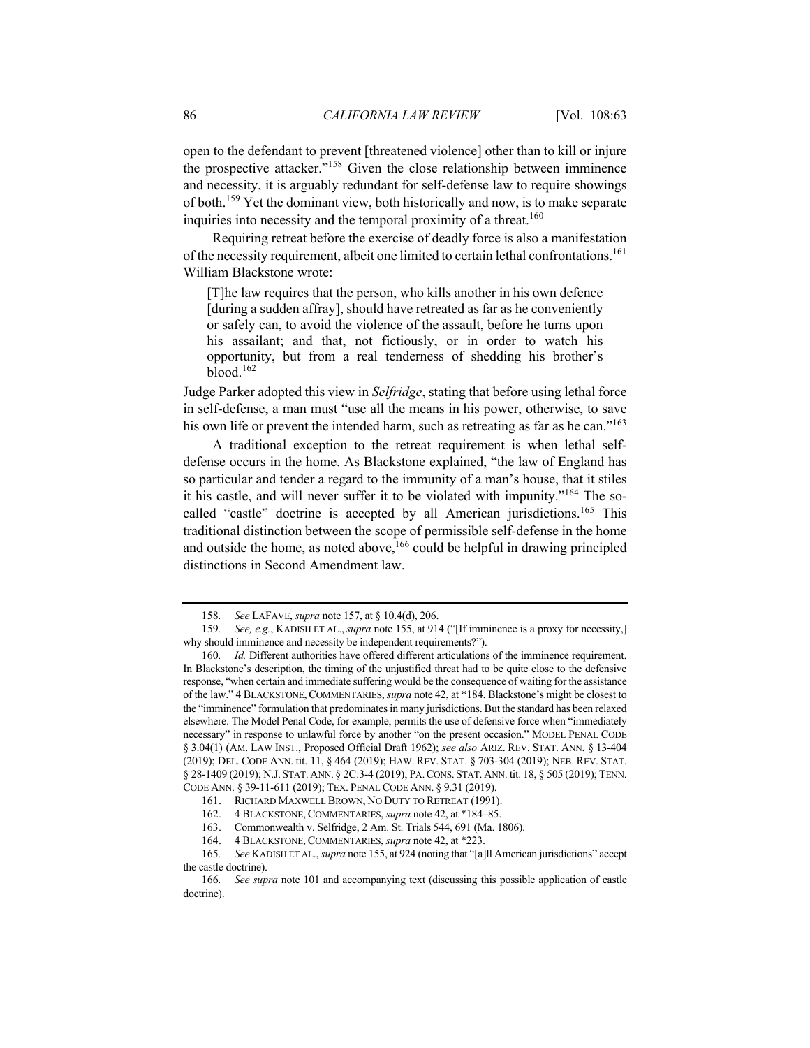open to the defendant to prevent [threatened violence] other than to kill or injure the prospective attacker."[158] Given the close relationship between imminence and necessity, it is arguably redundant for self-defense law to require showings of both.[159] Yet the dominant view, both historically and now, is to make separate inquiries into necessity and the temporal proximity of a threat.[160]

Requiring retreat before the exercise of deadly force is also a manifestation of the necessity requirement, albeit one limited to certain lethal confrontations.[161] William Blackstone wrote:

> [T]he law requires that the person, who kills another in his own defence [during a sudden affray], should have retreated as far as he conveniently or safely can, to avoid the violence of the assault, before he turns upon his assailant; and that, not fictiously, or in order to watch his opportunity, but from a real tenderness of shedding his brother's blood.[162]

Judge Parker adopted this view in *Selfridge*, stating that before using lethal force in self-defense, a man must "use all the means in his power, otherwise, to save his own life or prevent the intended harm, such as retreating as far as he can."[163]

A traditional exception to the retreat requirement is when lethal self-defense occurs in the home. As Blackstone explained, "the law of England has so particular and tender a regard to the immunity of a man's house, that it stiles it his castle, and will never suffer it to be violated with impunity."[164] The so-called "castle" doctrine is accepted by all American jurisdictions.[165] This traditional distinction between the scope of permissible self-defense in the home and outside the home, as noted above,[166] could be helpful in drawing principled distinctions in Second Amendment law.

---

158. *See* LAFAVE, *supra* note 157, at § 10.4(d), 206.

159. *See, e.g.*, KADISH ET AL., *supra* note 155, at 914 ("[If imminence is a proxy for necessity,] why should imminence and necessity be independent requirements?").

160. *Id.* Different authorities have offered different articulations of the imminence requirement. In Blackstone's description, the timing of the unjustified threat had to be quite close to the defensive response, "when certain and immediate suffering would be the consequence of waiting for the assistance of the law." 4 BLACKSTONE, COMMENTARIES, *supra* note 42, at *184. Blackstone's might be closest to the "imminence" formulation that predominates in many jurisdictions. But the standard has been relaxed elsewhere. The Model Penal Code, for example, permits the use of defensive force when "immediately necessary" in response to unlawful force by another "on the present occasion." MODEL PENAL CODE § 3.04(1) (AM. LAW INST., Proposed Official Draft 1962); *see also* ARIZ. REV. STAT. ANN. § 13-404 (2019); DEL. CODE ANN. tit. 11, § 464 (2019); HAW. REV. STAT. § 703-304 (2019); NEB. REV. STAT. § 28-1409 (2019); N.J. STAT. ANN. § 2C:3-4 (2019); PA. CONS. STAT. ANN. tit. 18, § 505 (2019); TENN. CODE ANN. § 39-11-611 (2019); TEX. PENAL CODE ANN. § 9.31 (2019).

161. RICHARD MAXWELL BROWN, NO DUTY TO RETREAT (1991).

162. 4 BLACKSTONE, COMMENTARIES, *supra* note 42, at *184–85.

163. Commonwealth v. Selfridge, 2 Am. St. Trials 544, 691 (Ma. 1806).

164. 4 BLACKSTONE, COMMENTARIES, *supra* note 42, at *223.

165. *See* KADISH ET AL., *supra* note 155, at 924 (noting that "[a]ll American jurisdictions" accept the castle doctrine).

166. *See supra* note 101 and accompanying text (discussing this possible application of castle doctrine).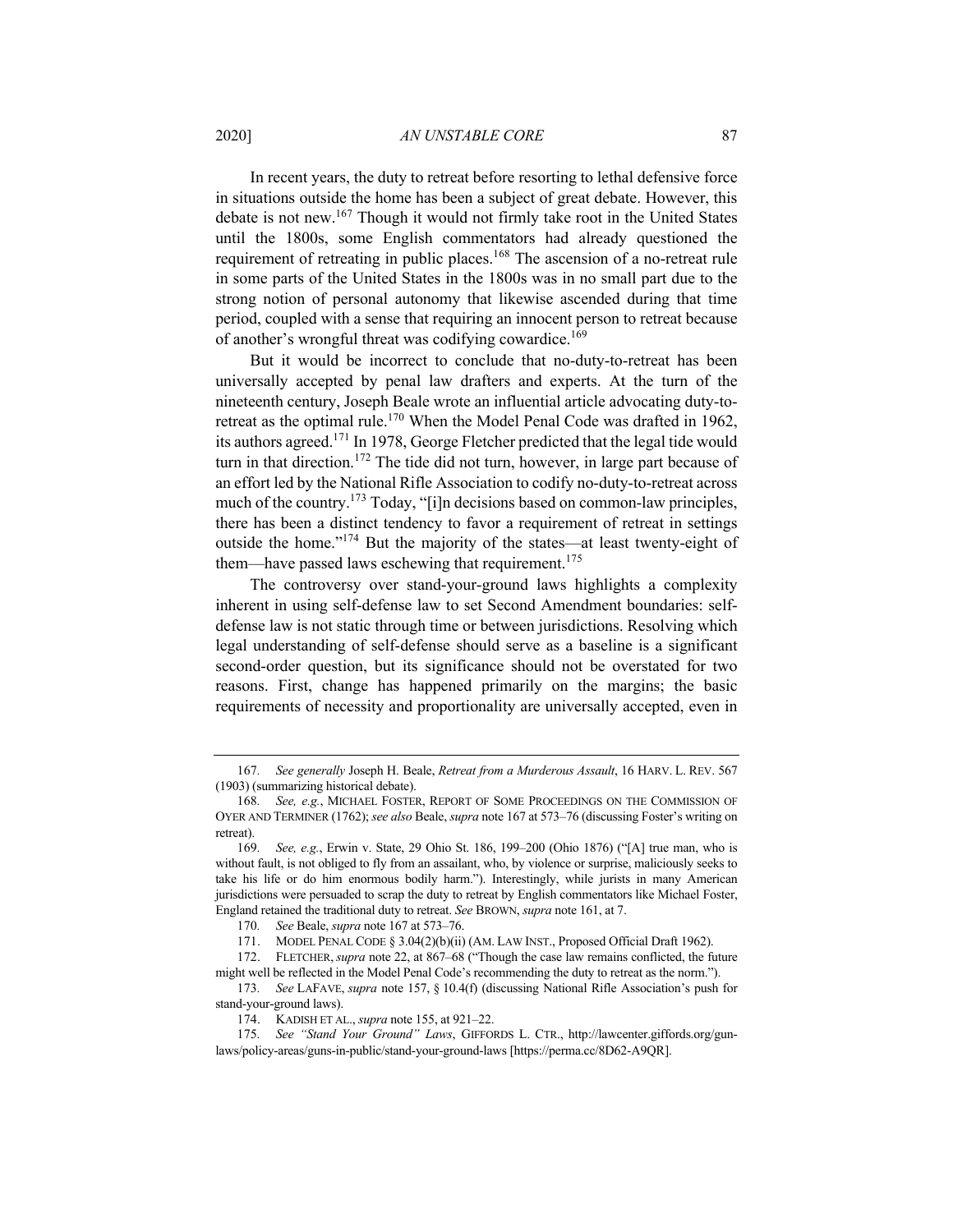In recent years, the duty to retreat before resorting to lethal defensive force in situations outside the home has been a subject of great debate. However, this debate is not new.[167] Though it would not firmly take root in the United States until the 1800s, some English commentators had already questioned the requirement of retreating in public places.[168] The ascension of a no-retreat rule in some parts of the United States in the 1800s was in no small part due to the strong notion of personal autonomy that likewise ascended during that time period, coupled with a sense that requiring an innocent person to retreat because of another's wrongful threat was codifying cowardice.[169]

But it would be incorrect to conclude that no-duty-to-retreat has been universally accepted by penal law drafters and experts. At the turn of the nineteenth century, Joseph Beale wrote an influential article advocating duty-to-retreat as the optimal rule.[170] When the Model Penal Code was drafted in 1962, its authors agreed.[171] In 1978, George Fletcher predicted that the legal tide would turn in that direction.[172] The tide did not turn, however, in large part because of an effort led by the National Rifle Association to codify no-duty-to-retreat across much of the country.[173] Today, "[i]n decisions based on common-law principles, there has been a distinct tendency to favor a requirement of retreat in settings outside the home."[174] But the majority of the states—at least twenty-eight of them—have passed laws eschewing that requirement.[175]

The controversy over stand-your-ground laws highlights a complexity inherent in using self-defense law to set Second Amendment boundaries: self-defense law is not static through time or between jurisdictions. Resolving which legal understanding of self-defense should serve as a baseline is a significant second-order question, but its significance should not be overstated for two reasons. First, change has happened primarily on the margins; the basic requirements of necessity and proportionality are universally accepted, even in

---

167. *See generally* Joseph H. Beale, *Retreat from a Murderous Assault*, 16 HARV. L. REV. 567 (1903) (summarizing historical debate).

168. *See, e.g.*, MICHAEL FOSTER, REPORT OF SOME PROCEEDINGS ON THE COMMISSION OF OYER AND TERMINER (1762); *see also* Beale, *supra* note 167 at 573–76 (discussing Foster's writing on retreat).

169. *See, e.g.*, Erwin v. State, 29 Ohio St. 186, 199–200 (Ohio 1876) ("[A] true man, who is without fault, is not obliged to fly from an assailant, who, by violence or surprise, maliciously seeks to take his life or do him enormous bodily harm."). Interestingly, while jurists in many American jurisdictions were persuaded to scrap the duty to retreat by English commentators like Michael Foster, England retained the traditional duty to retreat. *See* BROWN, *supra* note 161, at 7.

170. *See* Beale, *supra* note 167 at 573–76.

171. MODEL PENAL CODE § 3.04(2)(b)(ii) (AM. LAW INST., Proposed Official Draft 1962).

172. FLETCHER, *supra* note 22, at 867–68 ("Though the case law remains conflicted, the future might well be reflected in the Model Penal Code's recommending the duty to retreat as the norm.").

173. *See* LAFAVE, *supra* note 157, § 10.4(f) (discussing National Rifle Association's push for stand-your-ground laws).

174. KADISH ET AL., *supra* note 155, at 921–22.

175. *See "Stand Your Ground" Laws*, GIFFORDS L. CTR., http://lawcenter.giffords.org/gun-laws/policy-areas/guns-in-public/stand-your-ground-laws [https://perma.cc/8D62-A9QR].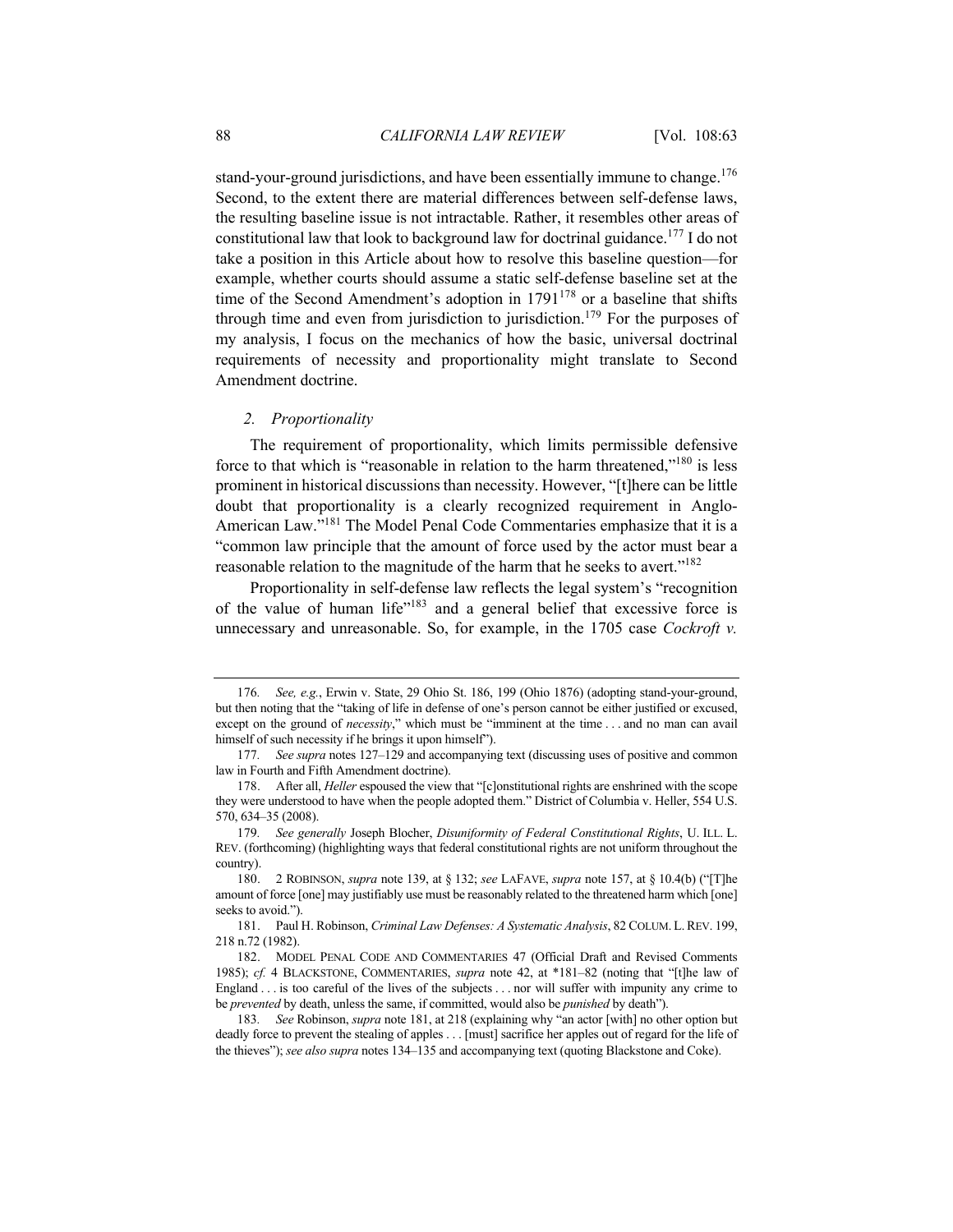stand-your-ground jurisdictions, and have been essentially immune to change.[176] Second, to the extent there are material differences between self-defense laws, the resulting baseline issue is not intractable. Rather, it resembles other areas of constitutional law that look to background law for doctrinal guidance.[177] I do not take a position in this Article about how to resolve this baseline question—for example, whether courts should assume a static self-defense baseline set at the time of the Second Amendment's adoption in 1791[178] or a baseline that shifts through time and even from jurisdiction to jurisdiction.[179] For the purposes of my analysis, I focus on the mechanics of how the basic, universal doctrinal requirements of necessity and proportionality might translate to Second Amendment doctrine.

### *2. Proportionality*

The requirement of proportionality, which limits permissible defensive force to that which is "reasonable in relation to the harm threatened,"[180] is less prominent in historical discussions than necessity. However, "[t]here can be little doubt that proportionality is a clearly recognized requirement in Anglo-American Law."[181] The Model Penal Code Commentaries emphasize that it is a "common law principle that the amount of force used by the actor must bear a reasonable relation to the magnitude of the harm that he seeks to avert."[182]

Proportionality in self-defense law reflects the legal system's "recognition of the value of human life"[183] and a general belief that excessive force is unnecessary and unreasonable. So, for example, in the 1705 case *Cockroft v.*

---

176. *See, e.g.*, Erwin v. State, 29 Ohio St. 186, 199 (Ohio 1876) (adopting stand-your-ground, but then noting that the "taking of life in defense of one's person cannot be either justified or excused, except on the ground of *necessity*," which must be "imminent at the time . . . and no man can avail himself of such necessity if he brings it upon himself").

177. *See supra* notes 127–129 and accompanying text (discussing uses of positive and common law in Fourth and Fifth Amendment doctrine).

178. After all, *Heller* espoused the view that "[c]onstitutional rights are enshrined with the scope they were understood to have when the people adopted them." District of Columbia v. Heller, 554 U.S. 570, 634–35 (2008).

179. *See generally* Joseph Blocher, *Disuniformity of Federal Constitutional Rights*, U. ILL. L. REV. (forthcoming) (highlighting ways that federal constitutional rights are not uniform throughout the country).

180. 2 ROBINSON, *supra* note 139, at § 132; *see* LAFAVE, *supra* note 157, at § 10.4(b) ("[T]he amount of force [one] may justifiably use must be reasonably related to the threatened harm which [one] seeks to avoid.").

181. Paul H. Robinson, *Criminal Law Defenses: A Systematic Analysis*, 82 COLUM. L. REV. 199, 218 n.72 (1982).

182. MODEL PENAL CODE AND COMMENTARIES 47 (Official Draft and Revised Comments 1985); *cf.* 4 BLACKSTONE, COMMENTARIES, *supra* note 42, at \*181–82 (noting that "[t]he law of England . . . is too careful of the lives of the subjects . . . nor will suffer with impunity any crime to be *prevented* by death, unless the same, if committed, would also be *punished* by death").

183. *See* Robinson, *supra* note 181, at 218 (explaining why "an actor [with] no other option but deadly force to prevent the stealing of apples . . . [must] sacrifice her apples out of regard for the life of the thieves"); *see also supra* notes 134–135 and accompanying text (quoting Blackstone and Coke).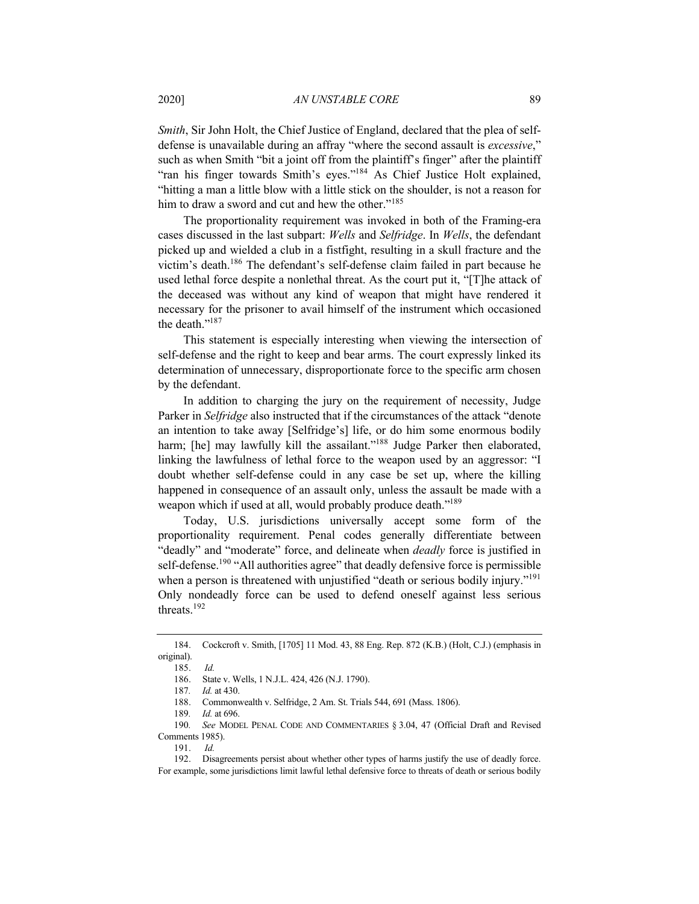*Smith*, Sir John Holt, the Chief Justice of England, declared that the plea of self-defense is unavailable during an affray "where the second assault is *excessive*," such as when Smith "bit a joint off from the plaintiff's finger" after the plaintiff "ran his finger towards Smith's eyes."[184] As Chief Justice Holt explained, "hitting a man a little blow with a little stick on the shoulder, is not a reason for him to draw a sword and cut and hew the other."[185]

The proportionality requirement was invoked in both of the Framing-era cases discussed in the last subpart: *Wells* and *Selfridge*. In *Wells*, the defendant picked up and wielded a club in a fistfight, resulting in a skull fracture and the victim's death.[186] The defendant's self-defense claim failed in part because he used lethal force despite a nonlethal threat. As the court put it, "[T]he attack of the deceased was without any kind of weapon that might have rendered it necessary for the prisoner to avail himself of the instrument which occasioned the death."[187]

This statement is especially interesting when viewing the intersection of self-defense and the right to keep and bear arms. The court expressly linked its determination of unnecessary, disproportionate force to the specific arm chosen by the defendant.

In addition to charging the jury on the requirement of necessity, Judge Parker in *Selfridge* also instructed that if the circumstances of the attack "denote an intention to take away [Selfridge's] life, or do him some enormous bodily harm; [he] may lawfully kill the assailant."[188] Judge Parker then elaborated, linking the lawfulness of lethal force to the weapon used by an aggressor: "I doubt whether self-defense could in any case be set up, where the killing happened in consequence of an assault only, unless the assault be made with a weapon which if used at all, would probably produce death."[189]

Today, U.S. jurisdictions universally accept some form of the proportionality requirement. Penal codes generally differentiate between "deadly" and "moderate" force, and delineate when *deadly* force is justified in self-defense.[190] "All authorities agree" that deadly defensive force is permissible when a person is threatened with unjustified "death or serious bodily injury."[191] Only nondeadly force can be used to defend oneself against less serious threats.[192]

---

184. Cockcroft v. Smith, [1705] 11 Mod. 43, 88 Eng. Rep. 872 (K.B.) (Holt, C.J.) (emphasis in original).

185. *Id.*

186. State v. Wells, 1 N.J.L. 424, 426 (N.J. 1790).

187. *Id.* at 430.

188. Commonwealth v. Selfridge, 2 Am. St. Trials 544, 691 (Mass. 1806).

189. *Id.* at 696.

190. *See* MODEL PENAL CODE AND COMMENTARIES § 3.04, 47 (Official Draft and Revised Comments 1985).

191. *Id.*

192. Disagreements persist about whether other types of harms justify the use of deadly force. For example, some jurisdictions limit lawful lethal defensive force to threats of death or serious bodily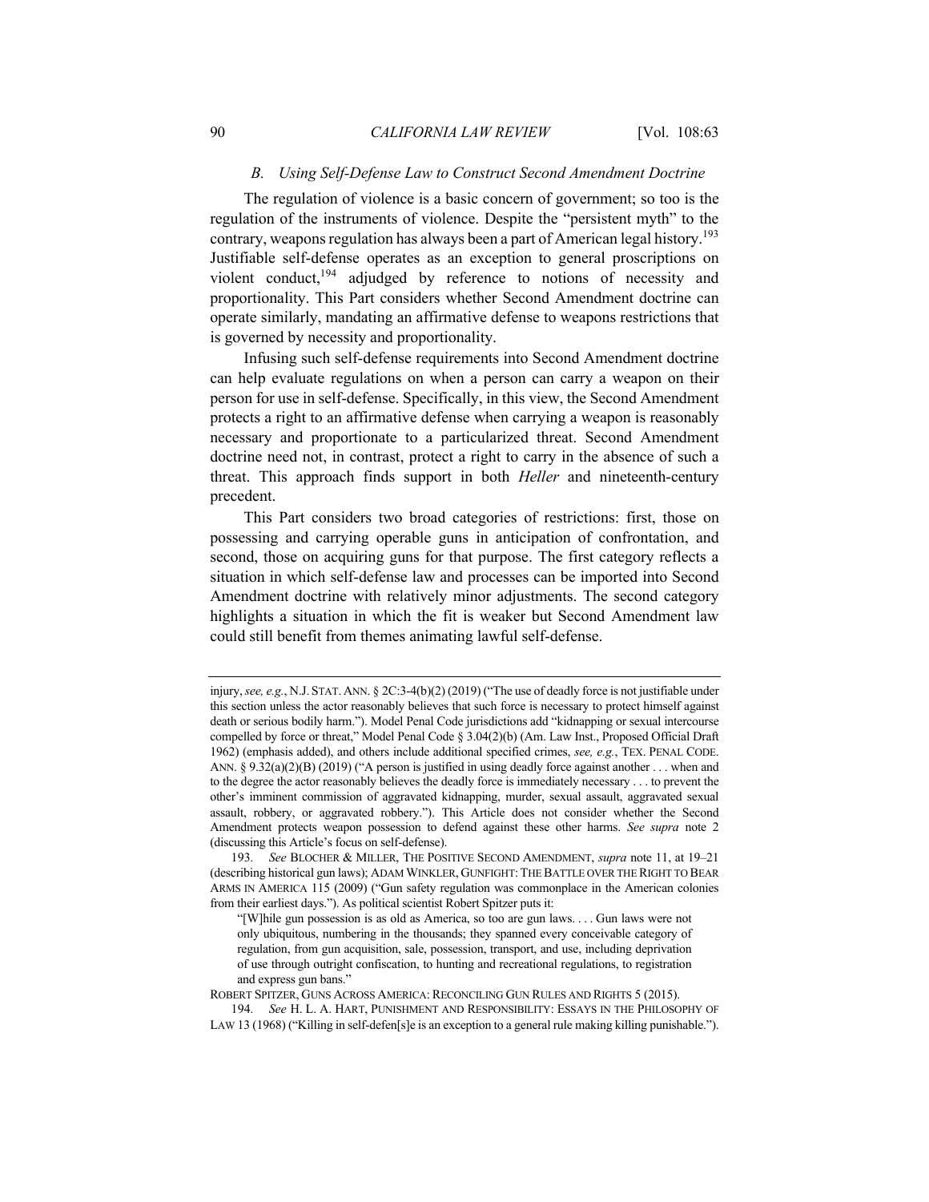### *B. Using Self-Defense Law to Construct Second Amendment Doctrine*

The regulation of violence is a basic concern of government; so too is the regulation of the instruments of violence. Despite the "persistent myth" to the contrary, weapons regulation has always been a part of American legal history.[193] Justifiable self-defense operates as an exception to general proscriptions on violent conduct,[194] adjudged by reference to notions of necessity and proportionality. This Part considers whether Second Amendment doctrine can operate similarly, mandating an affirmative defense to weapons restrictions that is governed by necessity and proportionality.

Infusing such self-defense requirements into Second Amendment doctrine can help evaluate regulations on when a person can carry a weapon on their person for use in self-defense. Specifically, in this view, the Second Amendment protects a right to an affirmative defense when carrying a weapon is reasonably necessary and proportionate to a particularized threat. Second Amendment doctrine need not, in contrast, protect a right to carry in the absence of such a threat. This approach finds support in both *Heller* and nineteenth-century precedent.

This Part considers two broad categories of restrictions: first, those on possessing and carrying operable guns in anticipation of confrontation, and second, those on acquiring guns for that purpose. The first category reflects a situation in which self-defense law and processes can be imported into Second Amendment doctrine with relatively minor adjustments. The second category highlights a situation in which the fit is weaker but Second Amendment law could still benefit from themes animating lawful self-defense.

---

injury, *see, e.g.*, N.J. STAT. ANN. § 2C:3-4(b)(2) (2019) ("The use of deadly force is not justifiable under this section unless the actor reasonably believes that such force is necessary to protect himself against death or serious bodily harm."). Model Penal Code jurisdictions add "kidnapping or sexual intercourse compelled by force or threat," Model Penal Code § 3.04(2)(b) (Am. Law Inst., Proposed Official Draft 1962) (emphasis added), and others include additional specified crimes, *see, e.g.*, TEX. PENAL CODE. ANN. § 9.32(a)(2)(B) (2019) ("A person is justified in using deadly force against another . . . when and to the degree the actor reasonably believes the deadly force is immediately necessary . . . to prevent the other's imminent commission of aggravated kidnapping, murder, sexual assault, aggravated sexual assault, robbery, or aggravated robbery."). This Article does not consider whether the Second Amendment protects weapon possession to defend against these other harms. *See supra* note 2 (discussing this Article's focus on self-defense).

193. *See* BLOCHER & MILLER, THE POSITIVE SECOND AMENDMENT, *supra* note 11, at 19–21 (describing historical gun laws); ADAM WINKLER, GUNFIGHT: THE BATTLE OVER THE RIGHT TO BEAR ARMS IN AMERICA 115 (2009) ("Gun safety regulation was commonplace in the American colonies from their earliest days."). As political scientist Robert Spitzer puts it:

> "[W]hile gun possession is as old as America, so too are gun laws. . . . Gun laws were not only ubiquitous, numbering in the thousands; they spanned every conceivable category of regulation, from gun acquisition, sale, possession, transport, and use, including deprivation of use through outright confiscation, to hunting and recreational regulations, to registration and express gun bans."

ROBERT SPITZER, GUNS ACROSS AMERICA: RECONCILING GUN RULES AND RIGHTS 5 (2015).

194. *See* H. L. A. HART, PUNISHMENT AND RESPONSIBILITY: ESSAYS IN THE PHILOSOPHY OF LAW 13 (1968) ("Killing in self-defen[s]e is an exception to a general rule making killing punishable.").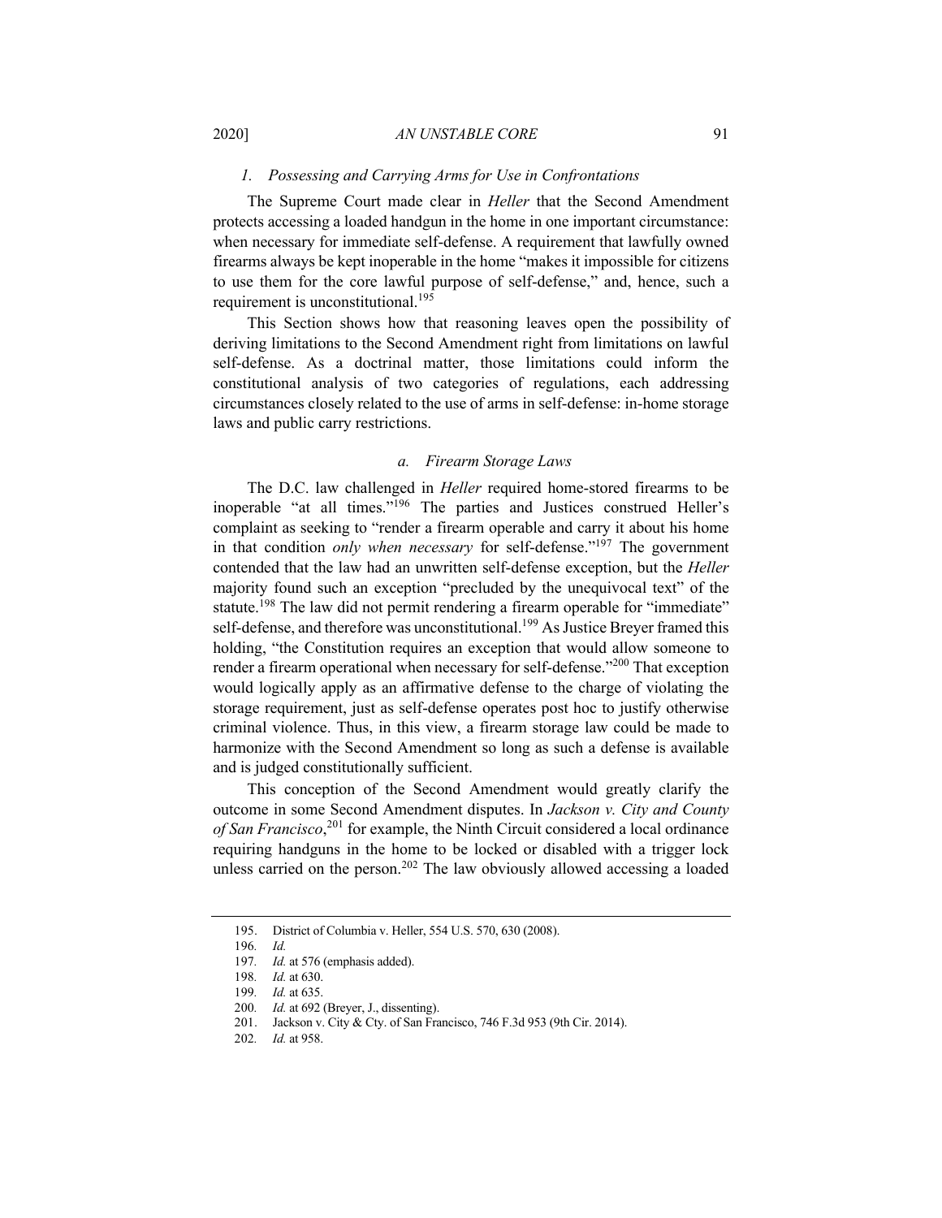### *1. Possessing and Carrying Arms for Use in Confrontations*

The Supreme Court made clear in *Heller* that the Second Amendment protects accessing a loaded handgun in the home in one important circumstance: when necessary for immediate self-defense. A requirement that lawfully owned firearms always be kept inoperable in the home "makes it impossible for citizens to use them for the core lawful purpose of self-defense," and, hence, such a requirement is unconstitutional.[195]

This Section shows how that reasoning leaves open the possibility of deriving limitations to the Second Amendment right from limitations on lawful self-defense. As a doctrinal matter, those limitations could inform the constitutional analysis of two categories of regulations, each addressing circumstances closely related to the use of arms in self-defense: in-home storage laws and public carry restrictions.

#### *a. Firearm Storage Laws*

The D.C. law challenged in *Heller* required home-stored firearms to be inoperable "at all times."[196] The parties and Justices construed Heller's complaint as seeking to "render a firearm operable and carry it about his home in that condition *only when necessary* for self-defense."[197] The government contended that the law had an unwritten self-defense exception, but the *Heller* majority found such an exception "precluded by the unequivocal text" of the statute.[198] The law did not permit rendering a firearm operable for "immediate" self-defense, and therefore was unconstitutional.[199] As Justice Breyer framed this holding, "the Constitution requires an exception that would allow someone to render a firearm operational when necessary for self-defense."[200] That exception would logically apply as an affirmative defense to the charge of violating the storage requirement, just as self-defense operates post hoc to justify otherwise criminal violence. Thus, in this view, a firearm storage law could be made to harmonize with the Second Amendment so long as such a defense is available and is judged constitutionally sufficient.

This conception of the Second Amendment would greatly clarify the outcome in some Second Amendment disputes. In *Jackson v. City and County of San Francisco*,[201] for example, the Ninth Circuit considered a local ordinance requiring handguns in the home to be locked or disabled with a trigger lock unless carried on the person.[202] The law obviously allowed accessing a loaded

---

195. District of Columbia v. Heller, 554 U.S. 570, 630 (2008).

196. *Id.*

197. *Id.* at 576 (emphasis added).

198. *Id.* at 630.

199. *Id.* at 635.

200. *Id.* at 692 (Breyer, J., dissenting).

201. Jackson v. City & Cty. of San Francisco, 746 F.3d 953 (9th Cir. 2014).

202. *Id.* at 958.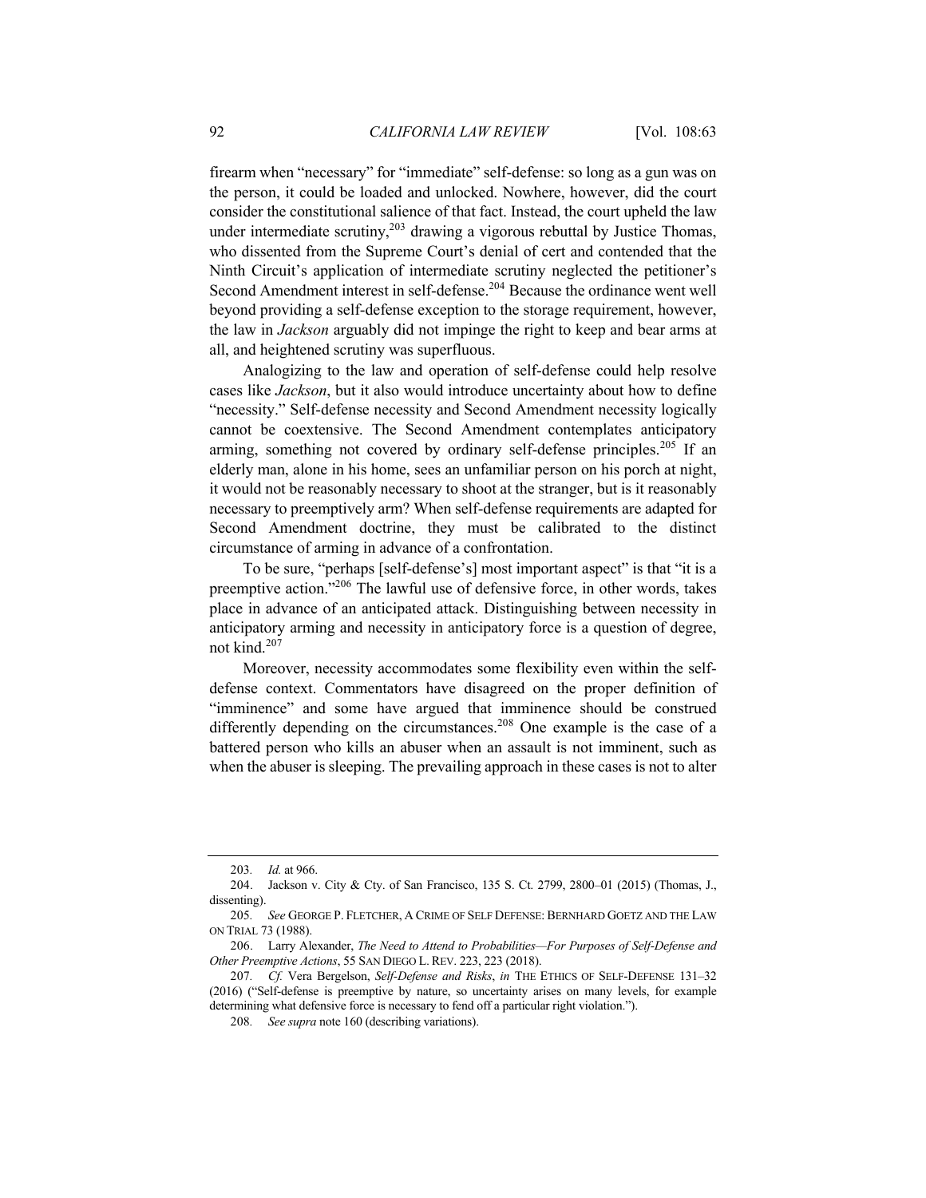firearm when "necessary" for "immediate" self-defense: so long as a gun was on the person, it could be loaded and unlocked. Nowhere, however, did the court consider the constitutional salience of that fact. Instead, the court upheld the law under intermediate scrutiny,[203] drawing a vigorous rebuttal by Justice Thomas, who dissented from the Supreme Court's denial of cert and contended that the Ninth Circuit's application of intermediate scrutiny neglected the petitioner's Second Amendment interest in self-defense.[204] Because the ordinance went well beyond providing a self-defense exception to the storage requirement, however, the law in *Jackson* arguably did not impinge the right to keep and bear arms at all, and heightened scrutiny was superfluous.

Analogizing to the law and operation of self-defense could help resolve cases like *Jackson*, but it also would introduce uncertainty about how to define "necessity." Self-defense necessity and Second Amendment necessity logically cannot be coextensive. The Second Amendment contemplates anticipatory arming, something not covered by ordinary self-defense principles.[205] If an elderly man, alone in his home, sees an unfamiliar person on his porch at night, it would not be reasonably necessary to shoot at the stranger, but is it reasonably necessary to preemptively arm? When self-defense requirements are adapted for Second Amendment doctrine, they must be calibrated to the distinct circumstance of arming in advance of a confrontation.

To be sure, "perhaps [self-defense's] most important aspect" is that "it is a preemptive action."[206] The lawful use of defensive force, in other words, takes place in advance of an anticipated attack. Distinguishing between necessity in anticipatory arming and necessity in anticipatory force is a question of degree, not kind.[207]

Moreover, necessity accommodates some flexibility even within the self-defense context. Commentators have disagreed on the proper definition of "imminence" and some have argued that imminence should be construed differently depending on the circumstances.[208] One example is the case of a battered person who kills an abuser when an assault is not imminent, such as when the abuser is sleeping. The prevailing approach in these cases is not to alter

---

203. *Id.* at 966.

204. Jackson v. City & Cty. of San Francisco, 135 S. Ct. 2799, 2800–01 (2015) (Thomas, J., dissenting).

205. *See* GEORGE P. FLETCHER, A CRIME OF SELF DEFENSE: BERNHARD GOETZ AND THE LAW ON TRIAL 73 (1988).

206. Larry Alexander, *The Need to Attend to Probabilities—For Purposes of Self-Defense and Other Preemptive Actions*, 55 SAN DIEGO L. REV. 223, 223 (2018).

207. *Cf.* Vera Bergelson, *Self-Defense and Risks*, *in* THE ETHICS OF SELF-DEFENSE 131–32 (2016) ("Self-defense is preemptive by nature, so uncertainty arises on many levels, for example determining what defensive force is necessary to fend off a particular right violation.").

208. *See supra* note 160 (describing variations).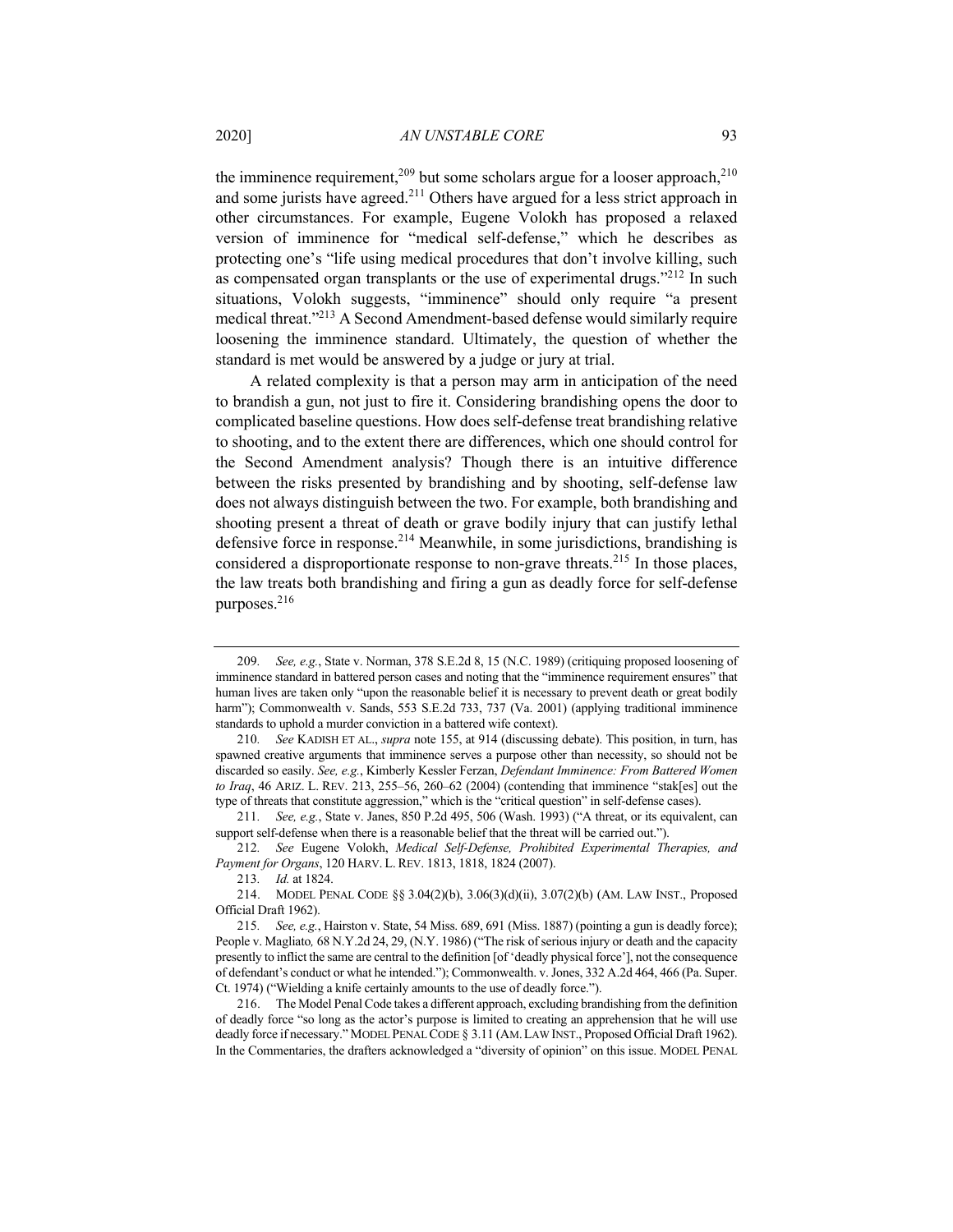the imminence requirement,[209] but some scholars argue for a looser approach,[210] and some jurists have agreed.[211] Others have argued for a less strict approach in other circumstances. For example, Eugene Volokh has proposed a relaxed version of imminence for "medical self-defense," which he describes as protecting one's "life using medical procedures that don't involve killing, such as compensated organ transplants or the use of experimental drugs."[212] In such situations, Volokh suggests, "imminence" should only require "a present medical threat."[213] A Second Amendment-based defense would similarly require loosening the imminence standard. Ultimately, the question of whether the standard is met would be answered by a judge or jury at trial.

A related complexity is that a person may arm in anticipation of the need to brandish a gun, not just to fire it. Considering brandishing opens the door to complicated baseline questions. How does self-defense treat brandishing relative to shooting, and to the extent there are differences, which one should control for the Second Amendment analysis? Though there is an intuitive difference between the risks presented by brandishing and by shooting, self-defense law does not always distinguish between the two. For example, both brandishing and shooting present a threat of death or grave bodily injury that can justify lethal defensive force in response.[214] Meanwhile, in some jurisdictions, brandishing is considered a disproportionate response to non-grave threats.[215] In those places, the law treats both brandishing and firing a gun as deadly force for self-defense purposes.[216]

---

209. *See, e.g.*, State v. Norman, 378 S.E.2d 8, 15 (N.C. 1989) (critiquing proposed loosening of imminence standard in battered person cases and noting that the "imminence requirement ensures" that human lives are taken only "upon the reasonable belief it is necessary to prevent death or great bodily harm"); Commonwealth v. Sands, 553 S.E.2d 733, 737 (Va. 2001) (applying traditional imminence standards to uphold a murder conviction in a battered wife context).

210. *See* KADISH ET AL., *supra* note 155, at 914 (discussing debate). This position, in turn, has spawned creative arguments that imminence serves a purpose other than necessity, so should not be discarded so easily. *See, e.g.*, Kimberly Kessler Ferzan, *Defendant Imminence: From Battered Women to Iraq*, 46 ARIZ. L. REV. 213, 255–56, 260–62 (2004) (contending that imminence "stak[es] out the type of threats that constitute aggression," which is the "critical question" in self-defense cases).

211. *See, e.g.*, State v. Janes, 850 P.2d 495, 506 (Wash. 1993) ("A threat, or its equivalent, can support self-defense when there is a reasonable belief that the threat will be carried out.").

212. *See* Eugene Volokh, *Medical Self-Defense, Prohibited Experimental Therapies, and Payment for Organs*, 120 HARV. L. REV. 1813, 1818, 1824 (2007).

213. *Id.* at 1824.

214. MODEL PENAL CODE §§ 3.04(2)(b), 3.06(3)(d)(ii), 3.07(2)(b) (AM. LAW INST., Proposed Official Draft 1962).

215. *See, e.g.*, Hairston v. State, 54 Miss. 689, 691 (Miss. 1887) (pointing a gun is deadly force); People v. Magliato*,* 68 N.Y.2d 24, 29, (N.Y. 1986) ("The risk of serious injury or death and the capacity presently to inflict the same are central to the definition [of 'deadly physical force'], not the consequence of defendant's conduct or what he intended."); Commonwealth. v. Jones, 332 A.2d 464, 466 (Pa. Super. Ct. 1974) ("Wielding a knife certainly amounts to the use of deadly force.").

216. The Model Penal Code takes a different approach, excluding brandishing from the definition of deadly force "so long as the actor's purpose is limited to creating an apprehension that he will use deadly force if necessary." MODEL PENAL CODE § 3.11 (AM. LAW INST., Proposed Official Draft 1962). In the Commentaries, the drafters acknowledged a "diversity of opinion" on this issue. MODEL PENAL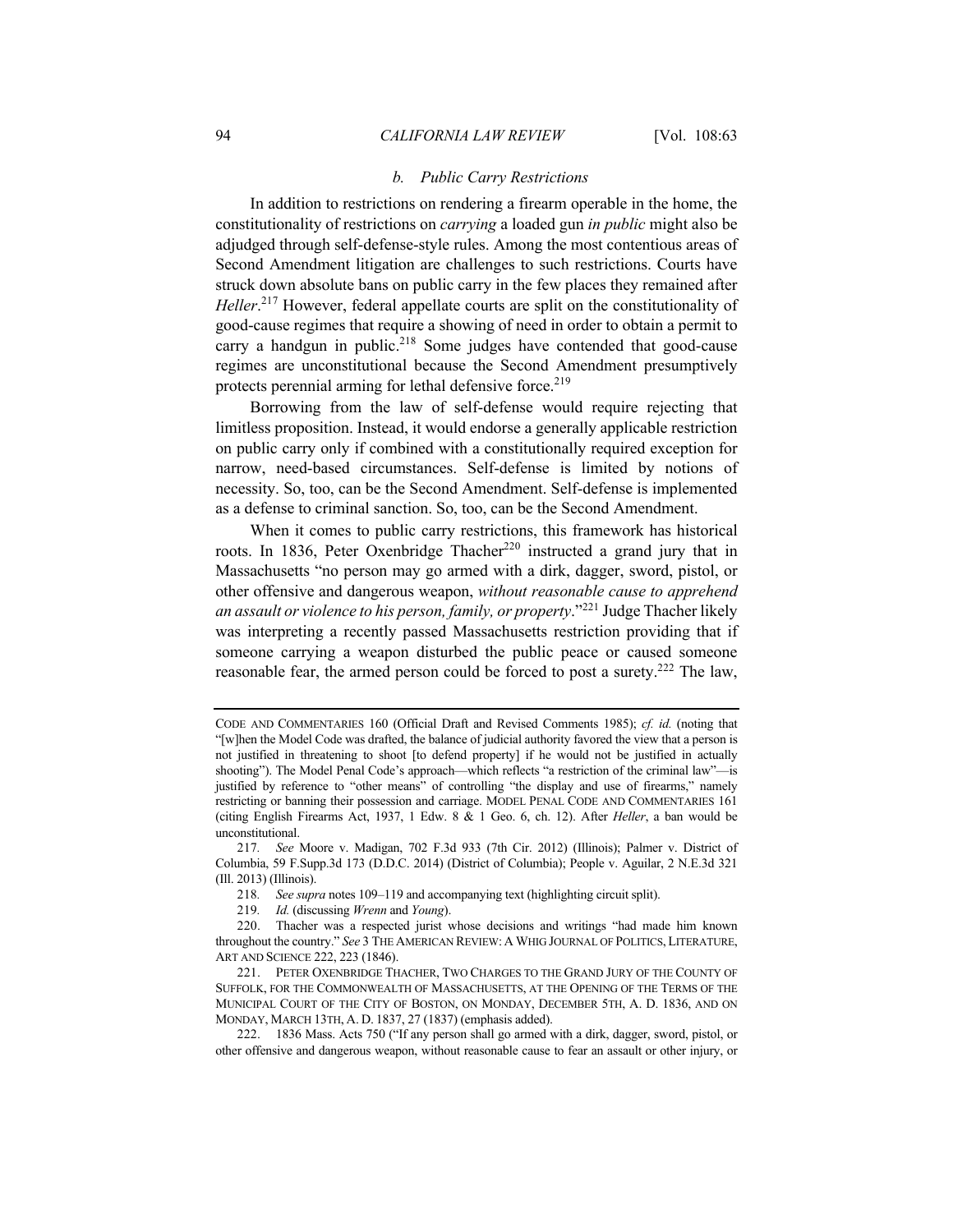#### *b. Public Carry Restrictions*

In addition to restrictions on rendering a firearm operable in the home, the constitutionality of restrictions on *carrying* a loaded gun *in public* might also be adjudged through self-defense-style rules. Among the most contentious areas of Second Amendment litigation are challenges to such restrictions. Courts have struck down absolute bans on public carry in the few places they remained after *Heller*.[217] However, federal appellate courts are split on the constitutionality of good-cause regimes that require a showing of need in order to obtain a permit to carry a handgun in public.[218] Some judges have contended that good-cause regimes are unconstitutional because the Second Amendment presumptively protects perennial arming for lethal defensive force.[219]

Borrowing from the law of self-defense would require rejecting that limitless proposition. Instead, it would endorse a generally applicable restriction on public carry only if combined with a constitutionally required exception for narrow, need-based circumstances. Self-defense is limited by notions of necessity. So, too, can be the Second Amendment. Self-defense is implemented as a defense to criminal sanction. So, too, can be the Second Amendment.

When it comes to public carry restrictions, this framework has historical roots. In 1836, Peter Oxenbridge Thacher[220] instructed a grand jury that in Massachusetts "no person may go armed with a dirk, dagger, sword, pistol, or other offensive and dangerous weapon, *without reasonable cause to apprehend an assault or violence to his person, family, or property*."[221] Judge Thacher likely was interpreting a recently passed Massachusetts restriction providing that if someone carrying a weapon disturbed the public peace or caused someone reasonable fear, the armed person could be forced to post a surety.[222] The law,

---

CODE AND COMMENTARIES 160 (Official Draft and Revised Comments 1985); *cf. id.* (noting that "[w]hen the Model Code was drafted, the balance of judicial authority favored the view that a person is not justified in threatening to shoot [to defend property] if he would not be justified in actually shooting"). The Model Penal Code's approach—which reflects "a restriction of the criminal law"—is justified by reference to "other means" of controlling "the display and use of firearms," namely restricting or banning their possession and carriage. MODEL PENAL CODE AND COMMENTARIES 161 (citing English Firearms Act, 1937, 1 Edw. 8 & 1 Geo. 6, ch. 12). After *Heller*, a ban would be unconstitutional.

217. *See* Moore v. Madigan, 702 F.3d 933 (7th Cir. 2012) (Illinois); Palmer v. District of Columbia, 59 F.Supp.3d 173 (D.D.C. 2014) (District of Columbia); People v. Aguilar, 2 N.E.3d 321 (Ill. 2013) (Illinois).

218. *See supra* notes 109–119 and accompanying text (highlighting circuit split).

219. *Id.* (discussing *Wrenn* and *Young*).

220. Thacher was a respected jurist whose decisions and writings "had made him known throughout the country." *See* 3 THE AMERICAN REVIEW: A WHIG JOURNAL OF POLITICS, LITERATURE, ART AND SCIENCE 222, 223 (1846).

221. PETER OXENBRIDGE THACHER, TWO CHARGES TO THE GRAND JURY OF THE COUNTY OF SUFFOLK, FOR THE COMMONWEALTH OF MASSACHUSETTS, AT THE OPENING OF THE TERMS OF THE MUNICIPAL COURT OF THE CITY OF BOSTON, ON MONDAY, DECEMBER 5TH, A. D. 1836, AND ON MONDAY, MARCH 13TH, A. D. 1837, 27 (1837) (emphasis added).

222. 1836 Mass. Acts 750 ("If any person shall go armed with a dirk, dagger, sword, pistol, or other offensive and dangerous weapon, without reasonable cause to fear an assault or other injury, or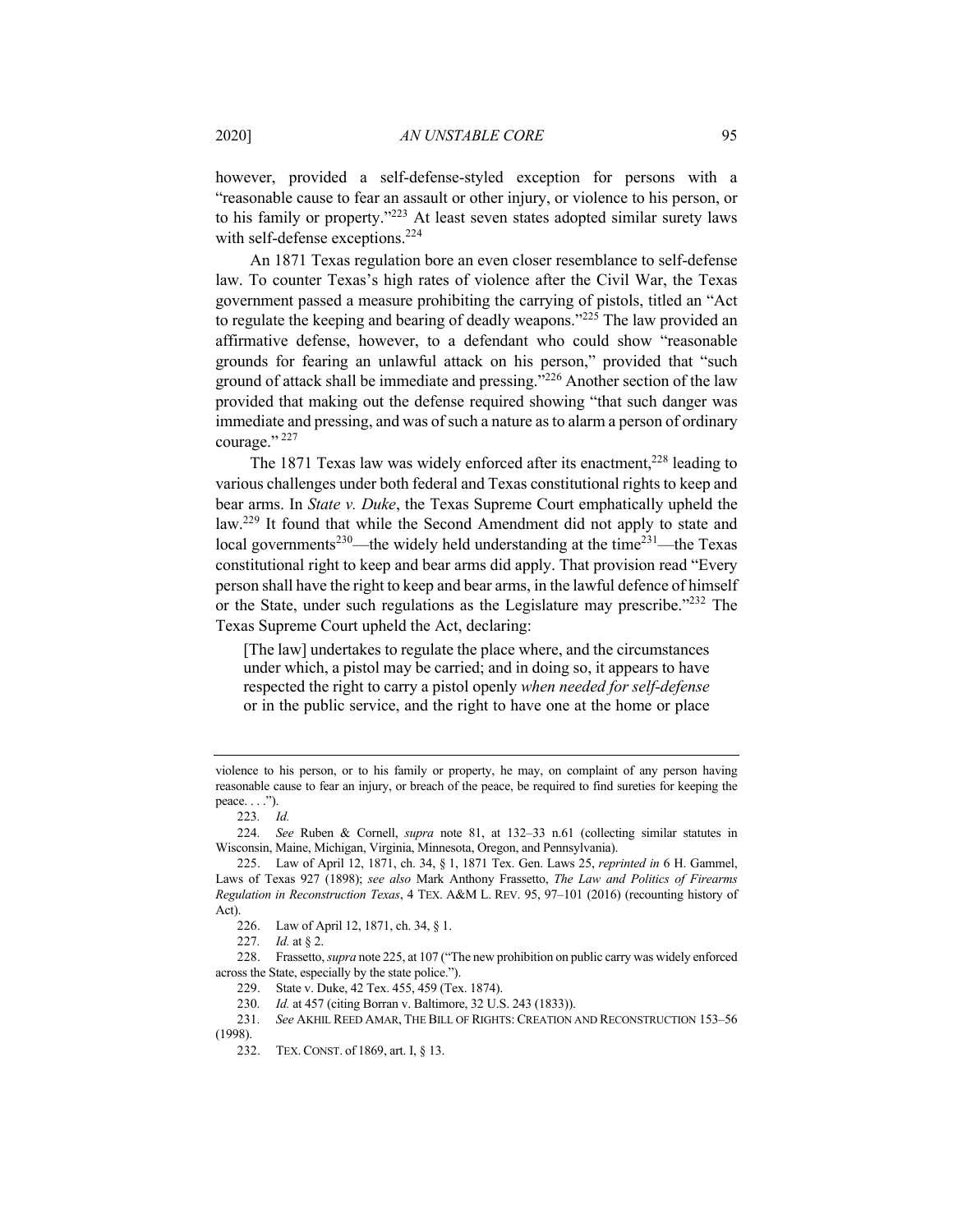however, provided a self-defense-styled exception for persons with a "reasonable cause to fear an assault or other injury, or violence to his person, or to his family or property."[223] At least seven states adopted similar surety laws with self-defense exceptions.[224]

An 1871 Texas regulation bore an even closer resemblance to self-defense law. To counter Texas's high rates of violence after the Civil War, the Texas government passed a measure prohibiting the carrying of pistols, titled an "Act to regulate the keeping and bearing of deadly weapons."[225] The law provided an affirmative defense, however, to a defendant who could show "reasonable grounds for fearing an unlawful attack on his person," provided that "such ground of attack shall be immediate and pressing."[226] Another section of the law provided that making out the defense required showing "that such danger was immediate and pressing, and was of such a nature as to alarm a person of ordinary courage."[227]

The 1871 Texas law was widely enforced after its enactment,[228] leading to various challenges under both federal and Texas constitutional rights to keep and bear arms. In *State v. Duke*, the Texas Supreme Court emphatically upheld the law.[229] It found that while the Second Amendment did not apply to state and local governments[230]—the widely held understanding at the time[231]—the Texas constitutional right to keep and bear arms did apply. That provision read "Every person shall have the right to keep and bear arms, in the lawful defence of himself or the State, under such regulations as the Legislature may prescribe."[232] The Texas Supreme Court upheld the Act, declaring:

> [The law] undertakes to regulate the place where, and the circumstances under which, a pistol may be carried; and in doing so, it appears to have respected the right to carry a pistol openly *when needed for self-defense* or in the public service, and the right to have one at the home or place

---

violence to his person, or to his family or property, he may, on complaint of any person having reasonable cause to fear an injury, or breach of the peace, be required to find sureties for keeping the peace. . . .").

223. *Id.*

224. *See* Ruben & Cornell, *supra* note 81, at 132–33 n.61 (collecting similar statutes in Wisconsin, Maine, Michigan, Virginia, Minnesota, Oregon, and Pennsylvania).

225. Law of April 12, 1871, ch. 34, § 1, 1871 Tex. Gen. Laws 25, *reprinted in* 6 H. Gammel, Laws of Texas 927 (1898); *see also* Mark Anthony Frassetto, *The Law and Politics of Firearms Regulation in Reconstruction Texas*, 4 TEX. A&M L. REV. 95, 97–101 (2016) (recounting history of Act).

226. Law of April 12, 1871, ch. 34, § 1.

227. *Id.* at § 2.

228. Frassetto, *supra* note 225, at 107 ("The new prohibition on public carry was widely enforced across the State, especially by the state police.").

229. State v. Duke, 42 Tex. 455, 459 (Tex. 1874).

230. *Id.* at 457 (citing Borran v. Baltimore, 32 U.S. 243 (1833)).

231. *See* AKHIL REED AMAR, THE BILL OF RIGHTS: CREATION AND RECONSTRUCTION 153–56 (1998).

232. TEX. CONST. of 1869, art. I, § 13.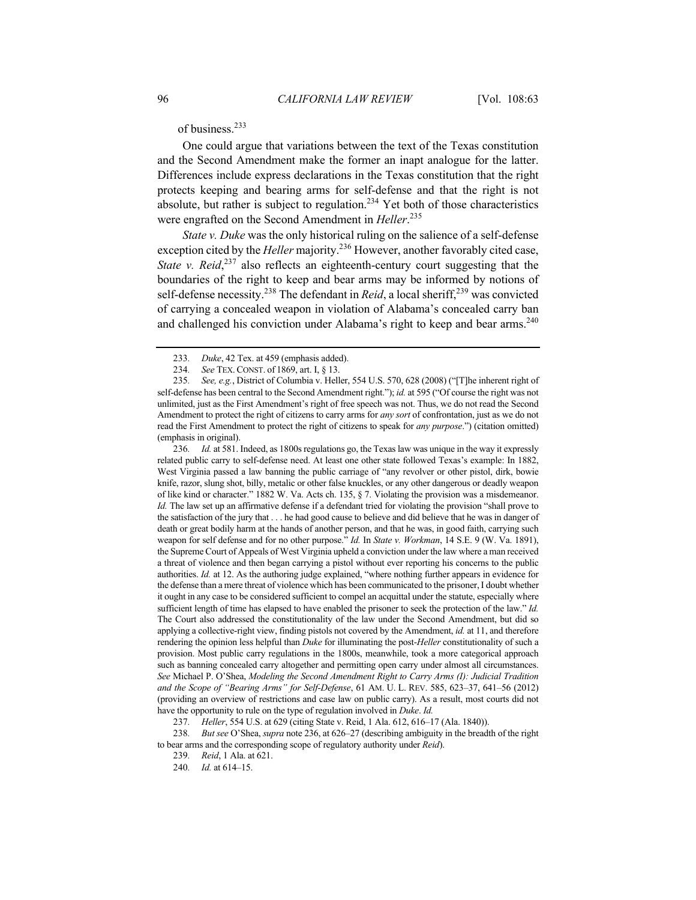of business.[233]

One could argue that variations between the text of the Texas constitution and the Second Amendment make the former an inapt analogue for the latter. Differences include express declarations in the Texas constitution that the right protects keeping and bearing arms for self-defense and that the right is not absolute, but rather is subject to regulation.[234] Yet both of those characteristics were engrafted on the Second Amendment in *Heller*.[235]

*State v. Duke* was the only historical ruling on the salience of a self-defense exception cited by the *Heller* majority.[236] However, another favorably cited case, *State v. Reid*,[237] also reflects an eighteenth-century court suggesting that the boundaries of the right to keep and bear arms may be informed by notions of self-defense necessity.[238] The defendant in *Reid*, a local sheriff,[239] was convicted of carrying a concealed weapon in violation of Alabama's concealed carry ban and challenged his conviction under Alabama's right to keep and bear arms.[240]

---

233. *Duke*, 42 Tex. at 459 (emphasis added).

234. *See* TEX. CONST. of 1869, art. I, § 13.

235. *See, e.g.*, District of Columbia v. Heller, 554 U.S. 570, 628 (2008) ("[T]he inherent right of self-defense has been central to the Second Amendment right."); *id.* at 595 ("Of course the right was not unlimited, just as the First Amendment's right of free speech was not. Thus, we do not read the Second Amendment to protect the right of citizens to carry arms for *any sort* of confrontation, just as we do not read the First Amendment to protect the right of citizens to speak for *any purpose*.") (citation omitted) (emphasis in original).

236. *Id.* at 581. Indeed, as 1800s regulations go, the Texas law was unique in the way it expressly related public carry to self-defense need. At least one other state followed Texas's example: In 1882, West Virginia passed a law banning the public carriage of "any revolver or other pistol, dirk, bowie knife, razor, slung shot, billy, metalic or other false knuckles, or any other dangerous or deadly weapon of like kind or character." 1882 W. Va. Acts ch. 135, § 7. Violating the provision was a misdemeanor. *Id.* The law set up an affirmative defense if a defendant tried for violating the provision "shall prove to the satisfaction of the jury that . . . he had good cause to believe and did believe that he was in danger of death or great bodily harm at the hands of another person, and that he was, in good faith, carrying such weapon for self defense and for no other purpose." *Id.* In *State v. Workman*, 14 S.E. 9 (W. Va. 1891), the Supreme Court of Appeals of West Virginia upheld a conviction under the law where a man received a threat of violence and then began carrying a pistol without ever reporting his concerns to the public authorities. *Id.* at 12. As the authoring judge explained, "where nothing further appears in evidence for the defense than a mere threat of violence which has been communicated to the prisoner, I doubt whether it ought in any case to be considered sufficient to compel an acquittal under the statute, especially where sufficient length of time has elapsed to have enabled the prisoner to seek the protection of the law." *Id.* The Court also addressed the constitutionality of the law under the Second Amendment, but did so applying a collective-right view, finding pistols not covered by the Amendment, *id.* at 11, and therefore rendering the opinion less helpful than *Duke* for illuminating the post-*Heller* constitutionality of such a provision. Most public carry regulations in the 1800s, meanwhile, took a more categorical approach such as banning concealed carry altogether and permitting open carry under almost all circumstances. *See* Michael P. O'Shea, *Modeling the Second Amendment Right to Carry Arms (I): Judicial Tradition and the Scope of "Bearing Arms" for Self-Defense*, 61 AM. U. L. REV. 585, 623–37, 641–56 (2012) (providing an overview of restrictions and case law on public carry). As a result, most courts did not have the opportunity to rule on the type of regulation involved in *Duke*. *Id.*

237. *Heller*, 554 U.S. at 629 (citing State v. Reid, 1 Ala. 612, 616–17 (Ala. 1840)).

238. *But see* O'Shea, *supra* note 236, at 626–27 (describing ambiguity in the breadth of the right to bear arms and the corresponding scope of regulatory authority under *Reid*).

239. *Reid*, 1 Ala. at 621.

240. *Id.* at 614–15.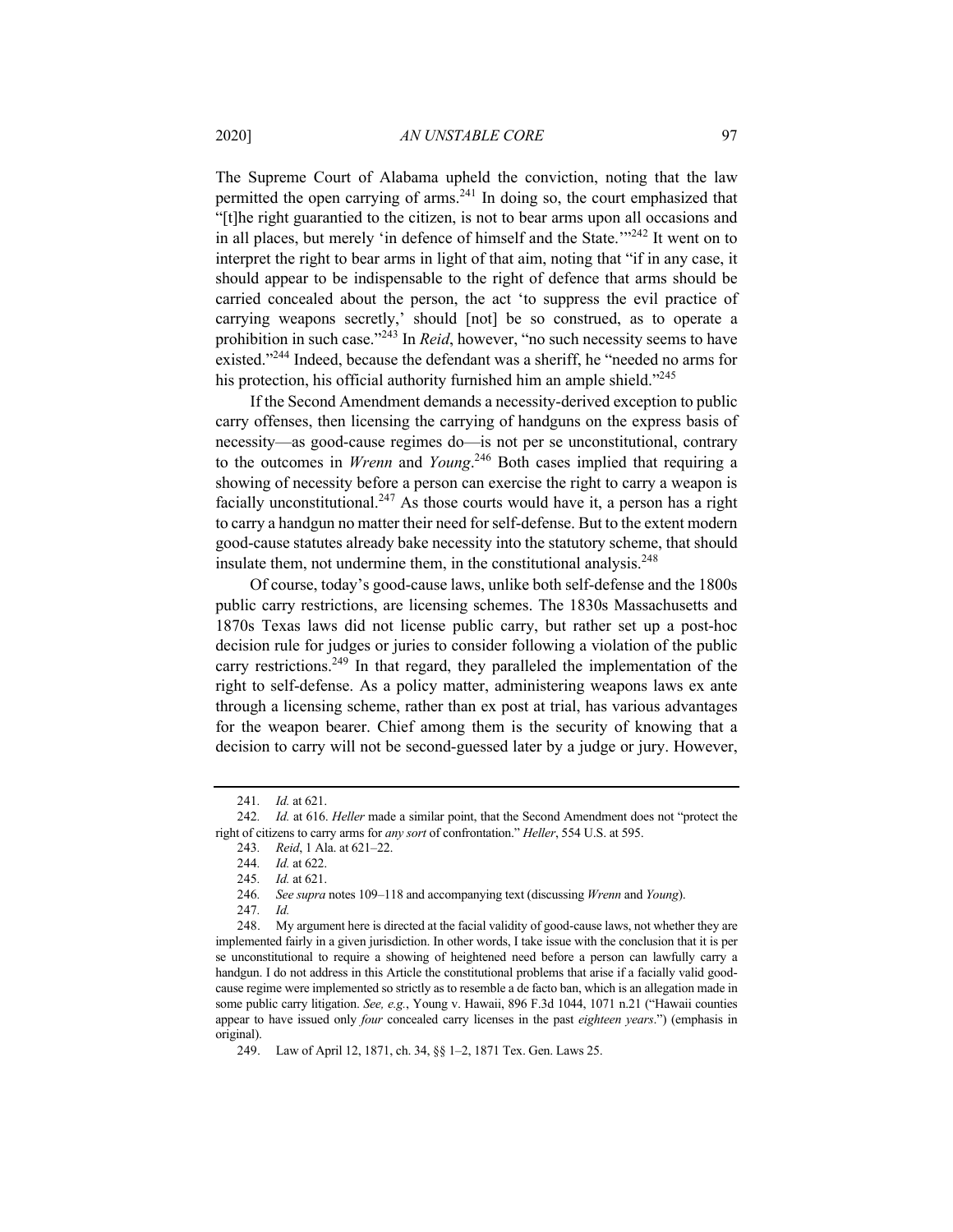The Supreme Court of Alabama upheld the conviction, noting that the law permitted the open carrying of arms.[241] In doing so, the court emphasized that "[t]he right guarantied to the citizen, is not to bear arms upon all occasions and in all places, but merely 'in defence of himself and the State.'"[242] It went on to interpret the right to bear arms in light of that aim, noting that "if in any case, it should appear to be indispensable to the right of defence that arms should be carried concealed about the person, the act 'to suppress the evil practice of carrying weapons secretly,' should [not] be so construed, as to operate a prohibition in such case."[243] In *Reid*, however, "no such necessity seems to have existed."[244] Indeed, because the defendant was a sheriff, he "needed no arms for his protection, his official authority furnished him an ample shield."[245]

If the Second Amendment demands a necessity-derived exception to public carry offenses, then licensing the carrying of handguns on the express basis of necessity—as good-cause regimes do—is not per se unconstitutional, contrary to the outcomes in *Wrenn* and *Young*.[246] Both cases implied that requiring a showing of necessity before a person can exercise the right to carry a weapon is facially unconstitutional.[247] As those courts would have it, a person has a right to carry a handgun no matter their need for self-defense. But to the extent modern good-cause statutes already bake necessity into the statutory scheme, that should insulate them, not undermine them, in the constitutional analysis.[248]

Of course, today's good-cause laws, unlike both self-defense and the 1800s public carry restrictions, are licensing schemes. The 1830s Massachusetts and 1870s Texas laws did not license public carry, but rather set up a post-hoc decision rule for judges or juries to consider following a violation of the public carry restrictions.[249] In that regard, they paralleled the implementation of the right to self-defense. As a policy matter, administering weapons laws ex ante through a licensing scheme, rather than ex post at trial, has various advantages for the weapon bearer. Chief among them is the security of knowing that a decision to carry will not be second-guessed later by a judge or jury. However,

---

241. *Id.* at 621.

242. *Id.* at 616. *Heller* made a similar point, that the Second Amendment does not "protect the right of citizens to carry arms for *any sort* of confrontation." *Heller*, 554 U.S. at 595.

243. *Reid*, 1 Ala. at 621–22.

244. *Id.* at 622.

245. *Id.* at 621.

246. *See supra* notes 109–118 and accompanying text (discussing *Wrenn* and *Young*).

247. *Id.*

248. My argument here is directed at the facial validity of good-cause laws, not whether they are implemented fairly in a given jurisdiction. In other words, I take issue with the conclusion that it is per se unconstitutional to require a showing of heightened need before a person can lawfully carry a handgun. I do not address in this Article the constitutional problems that arise if a facially valid good-cause regime were implemented so strictly as to resemble a de facto ban, which is an allegation made in some public carry litigation. *See, e.g.*, Young v. Hawaii, 896 F.3d 1044, 1071 n.21 ("Hawaii counties appear to have issued only *four* concealed carry licenses in the past *eighteen years*.") (emphasis in original).

249. Law of April 12, 1871, ch. 34, §§ 1–2, 1871 Tex. Gen. Laws 25.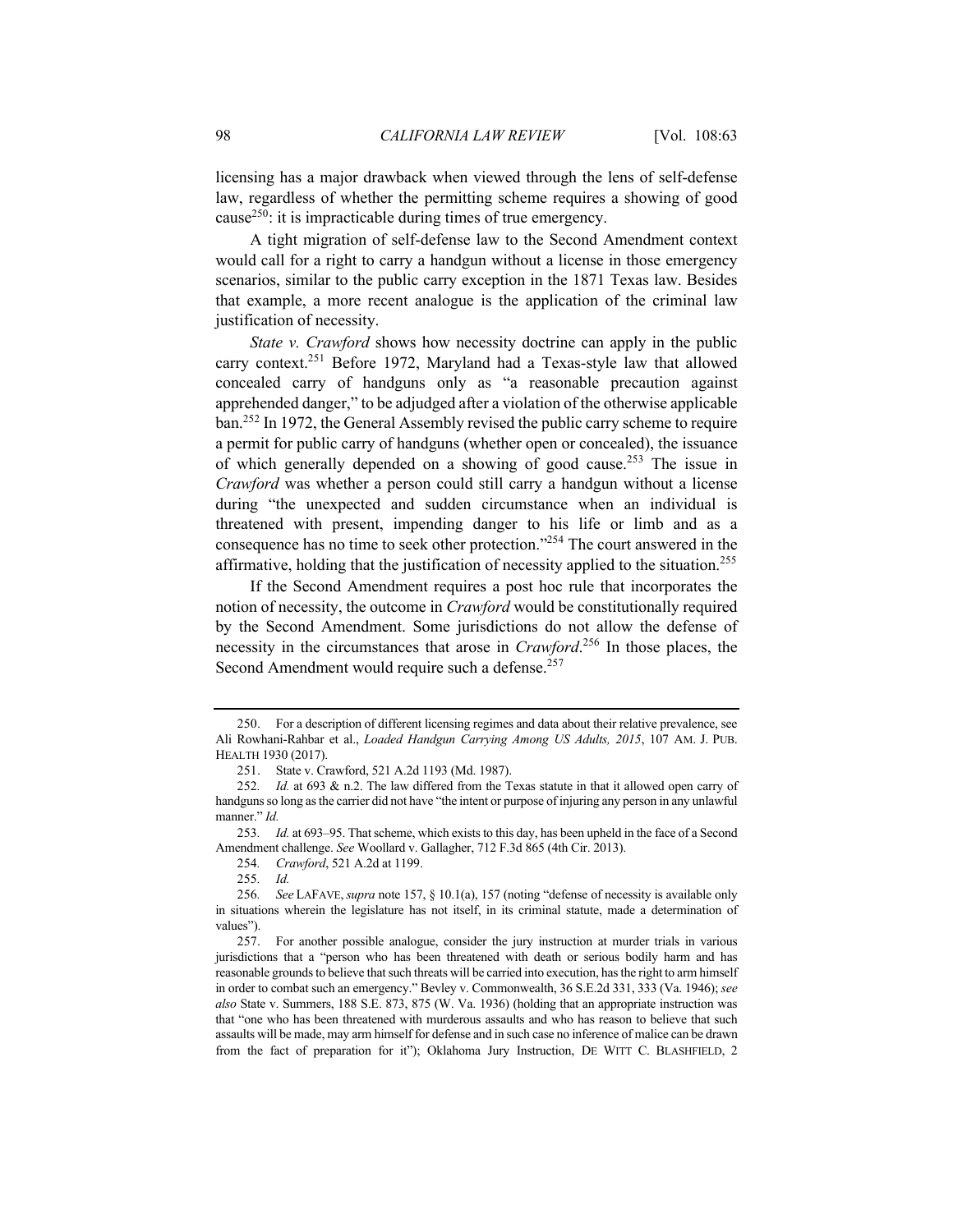licensing has a major drawback when viewed through the lens of self-defense law, regardless of whether the permitting scheme requires a showing of good cause[250]: it is impracticable during times of true emergency.

A tight migration of self-defense law to the Second Amendment context would call for a right to carry a handgun without a license in those emergency scenarios, similar to the public carry exception in the 1871 Texas law. Besides that example, a more recent analogue is the application of the criminal law justification of necessity.

*State v. Crawford* shows how necessity doctrine can apply in the public carry context.[251] Before 1972, Maryland had a Texas-style law that allowed concealed carry of handguns only as "a reasonable precaution against apprehended danger," to be adjudged after a violation of the otherwise applicable ban.[252] In 1972, the General Assembly revised the public carry scheme to require a permit for public carry of handguns (whether open or concealed), the issuance of which generally depended on a showing of good cause.[253] The issue in *Crawford* was whether a person could still carry a handgun without a license during "the unexpected and sudden circumstance when an individual is threatened with present, impending danger to his life or limb and as a consequence has no time to seek other protection."[254] The court answered in the affirmative, holding that the justification of necessity applied to the situation.[255]

If the Second Amendment requires a post hoc rule that incorporates the notion of necessity, the outcome in *Crawford* would be constitutionally required by the Second Amendment. Some jurisdictions do not allow the defense of necessity in the circumstances that arose in *Crawford*.[256] In those places, the Second Amendment would require such a defense.[257]

---

250. For a description of different licensing regimes and data about their relative prevalence, see Ali Rowhani-Rahbar et al., *Loaded Handgun Carrying Among US Adults, 2015*, 107 AM. J. PUB. HEALTH 1930 (2017).

251. State v. Crawford, 521 A.2d 1193 (Md. 1987).

252. *Id.* at 693 & n.2. The law differed from the Texas statute in that it allowed open carry of handguns so long as the carrier did not have "the intent or purpose of injuring any person in any unlawful manner." *Id.*

253. *Id.* at 693–95. That scheme, which exists to this day, has been upheld in the face of a Second Amendment challenge. *See* Woollard v. Gallagher, 712 F.3d 865 (4th Cir. 2013).

254. *Crawford*, 521 A.2d at 1199.

255. *Id.*

256. *See* LAFAVE, *supra* note 157, § 10.1(a), 157 (noting "defense of necessity is available only in situations wherein the legislature has not itself, in its criminal statute, made a determination of values").

257. For another possible analogue, consider the jury instruction at murder trials in various jurisdictions that a "person who has been threatened with death or serious bodily harm and has reasonable grounds to believe that such threats will be carried into execution, has the right to arm himself in order to combat such an emergency." Bevley v. Commonwealth, 36 S.E.2d 331, 333 (Va. 1946); *see also* State v. Summers, 188 S.E. 873, 875 (W. Va. 1936) (holding that an appropriate instruction was that "one who has been threatened with murderous assaults and who has reason to believe that such assaults will be made, may arm himself for defense and in such case no inference of malice can be drawn from the fact of preparation for it"); Oklahoma Jury Instruction, DE WITT C. BLASHFIELD, 2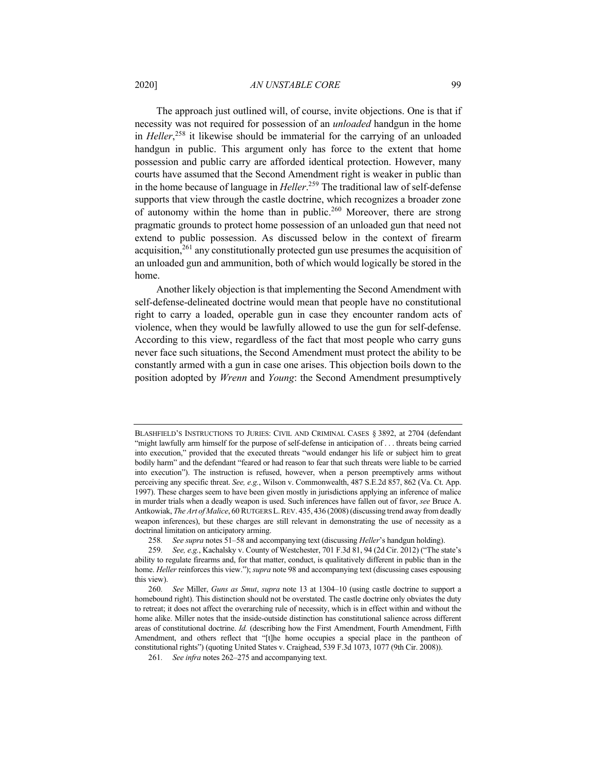The approach just outlined will, of course, invite objections. One is that if necessity was not required for possession of an *unloaded* handgun in the home in *Heller*,[258] it likewise should be immaterial for the carrying of an unloaded handgun in public. This argument only has force to the extent that home possession and public carry are afforded identical protection. However, many courts have assumed that the Second Amendment right is weaker in public than in the home because of language in *Heller*.[259] The traditional law of self-defense supports that view through the castle doctrine, which recognizes a broader zone of autonomy within the home than in public.[260] Moreover, there are strong pragmatic grounds to protect home possession of an unloaded gun that need not extend to public possession. As discussed below in the context of firearm acquisition,[261] any constitutionally protected gun use presumes the acquisition of an unloaded gun and ammunition, both of which would logically be stored in the home.

Another likely objection is that implementing the Second Amendment with self-defense-delineated doctrine would mean that people have no constitutional right to carry a loaded, operable gun in case they encounter random acts of violence, when they would be lawfully allowed to use the gun for self-defense. According to this view, regardless of the fact that most people who carry guns never face such situations, the Second Amendment must protect the ability to be constantly armed with a gun in case one arises. This objection boils down to the position adopted by *Wrenn* and *Young*: the Second Amendment presumptively

---

BLASHFIELD'S INSTRUCTIONS TO JURIES: CIVIL AND CRIMINAL CASES § 3892, at 2704 (defendant "might lawfully arm himself for the purpose of self-defense in anticipation of . . . threats being carried into execution," provided that the executed threats "would endanger his life or subject him to great bodily harm" and the defendant "feared or had reason to fear that such threats were liable to be carried into execution"). The instruction is refused, however, when a person preemptively arms without perceiving any specific threat. *See, e.g.*, Wilson v. Commonwealth, 487 S.E.2d 857, 862 (Va. Ct. App. 1997). These charges seem to have been given mostly in jurisdictions applying an inference of malice in murder trials when a deadly weapon is used. Such inferences have fallen out of favor, *see* Bruce A. Antkowiak, *The Art of Malice*, 60 RUTGERS L. REV. 435, 436 (2008) (discussing trend away from deadly weapon inferences), but these charges are still relevant in demonstrating the use of necessity as a doctrinal limitation on anticipatory arming.

258. *See supra* notes 51–58 and accompanying text (discussing *Heller*'s handgun holding).

259. *See, e.g.*, Kachalsky v. County of Westchester, 701 F.3d 81, 94 (2d Cir. 2012) ("The state's ability to regulate firearms and, for that matter, conduct, is qualitatively different in public than in the home. *Heller* reinforces this view."); *supra* note 98 and accompanying text (discussing cases espousing this view).

260. *See* Miller, *Guns as Smut*, *supra* note 13 at 1304–10 (using castle doctrine to support a homebound right). This distinction should not be overstated. The castle doctrine only obviates the duty to retreat; it does not affect the overarching rule of necessity, which is in effect within and without the home alike. Miller notes that the inside-outside distinction has constitutional salience across different areas of constitutional doctrine. *Id.* (describing how the First Amendment, Fourth Amendment, Fifth Amendment, and others reflect that "[t]he home occupies a special place in the pantheon of constitutional rights") (quoting United States v. Craighead, 539 F.3d 1073, 1077 (9th Cir. 2008)).

261. *See infra* notes 262–275 and accompanying text.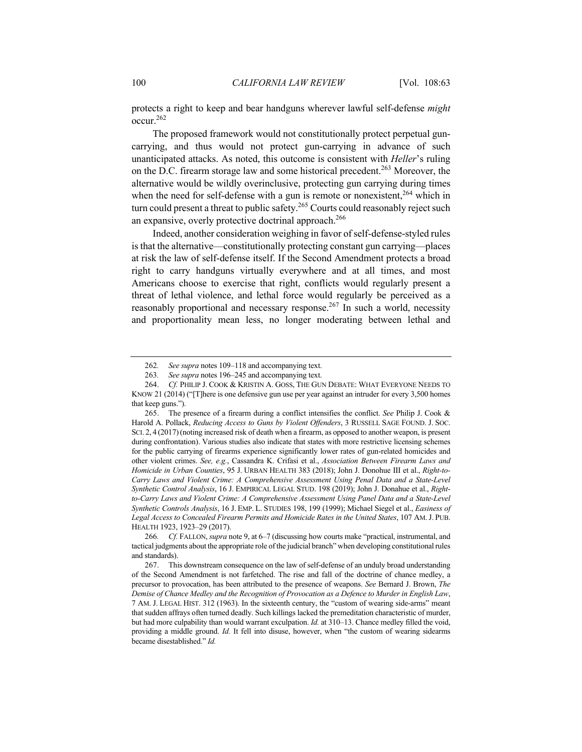protects a right to keep and bear handguns wherever lawful self-defense *might* occur.[262]

The proposed framework would not constitutionally protect perpetual gun-carrying, and thus would not protect gun-carrying in advance of such unanticipated attacks. As noted, this outcome is consistent with *Heller*'s ruling on the D.C. firearm storage law and some historical precedent.[263] Moreover, the alternative would be wildly overinclusive, protecting gun carrying during times when the need for self-defense with a gun is remote or nonexistent,[264] which in turn could present a threat to public safety.[265] Courts could reasonably reject such an expansive, overly protective doctrinal approach.[266]

Indeed, another consideration weighing in favor of self-defense-styled rules is that the alternative—constitutionally protecting constant gun carrying—places at risk the law of self-defense itself. If the Second Amendment protects a broad right to carry handguns virtually everywhere and at all times, and most Americans choose to exercise that right, conflicts would regularly present a threat of lethal violence, and lethal force would regularly be perceived as a reasonably proportional and necessary response.[267] In such a world, necessity and proportionality mean less, no longer moderating between lethal and

---

262. *See supra* notes 109–118 and accompanying text.

263. *See supra* notes 196–245 and accompanying text.

264. *Cf.* PHILIP J. COOK & KRISTIN A. GOSS, THE GUN DEBATE: WHAT EVERYONE NEEDS TO KNOW 21 (2014) ("[T]here is one defensive gun use per year against an intruder for every 3,500 homes that keep guns.").

265. The presence of a firearm during a conflict intensifies the conflict. *See* Philip J. Cook & Harold A. Pollack, *Reducing Access to Guns by Violent Offenders*, 3 RUSSELL SAGE FOUND. J. SOC. SCI. 2, 4 (2017) (noting increased risk of death when a firearm, as opposed to another weapon, is present during confrontation). Various studies also indicate that states with more restrictive licensing schemes for the public carrying of firearms experience significantly lower rates of gun-related homicides and other violent crimes. *See, e.g.*, Cassandra K. Crifasi et al., *Association Between Firearm Laws and Homicide in Urban Counties*, 95 J. URBAN HEALTH 383 (2018); John J. Donohue III et al., *Right-to-Carry Laws and Violent Crime: A Comprehensive Assessment Using Penal Data and a State-Level Synthetic Control Analysis*, 16 J. EMPIRICAL LEGAL STUD. 198 (2019); John J. Donahue et al., *Right-to-Carry Laws and Violent Crime: A Comprehensive Assessment Using Panel Data and a State-Level Synthetic Controls Analysis*, 16 J. EMP. L. STUDIES 198, 199 (1999); Michael Siegel et al., *Easiness of Legal Access to Concealed Firearm Permits and Homicide Rates in the United States*, 107 AM. J. PUB. HEALTH 1923, 1923–29 (2017).

266. *Cf.* FALLON, *supra* note 9, at 6–7 (discussing how courts make "practical, instrumental, and tactical judgments about the appropriate role of the judicial branch" when developing constitutional rules and standards).

267. This downstream consequence on the law of self-defense of an unduly broad understanding of the Second Amendment is not farfetched. The rise and fall of the doctrine of chance medley, a precursor to provocation, has been attributed to the presence of weapons. *See* Bernard J. Brown, *The Demise of Chance Medley and the Recognition of Provocation as a Defence to Murder in English Law*, 7 AM. J. LEGAL HIST. 312 (1963). In the sixteenth century, the "custom of wearing side-arms" meant that sudden affrays often turned deadly. Such killings lacked the premeditation characteristic of murder, but had more culpability than would warrant exculpation. *Id.* at 310–13. Chance medley filled the void, providing a middle ground. *Id.* It fell into disuse, however, when "the custom of wearing sidearms became disestablished." *Id.*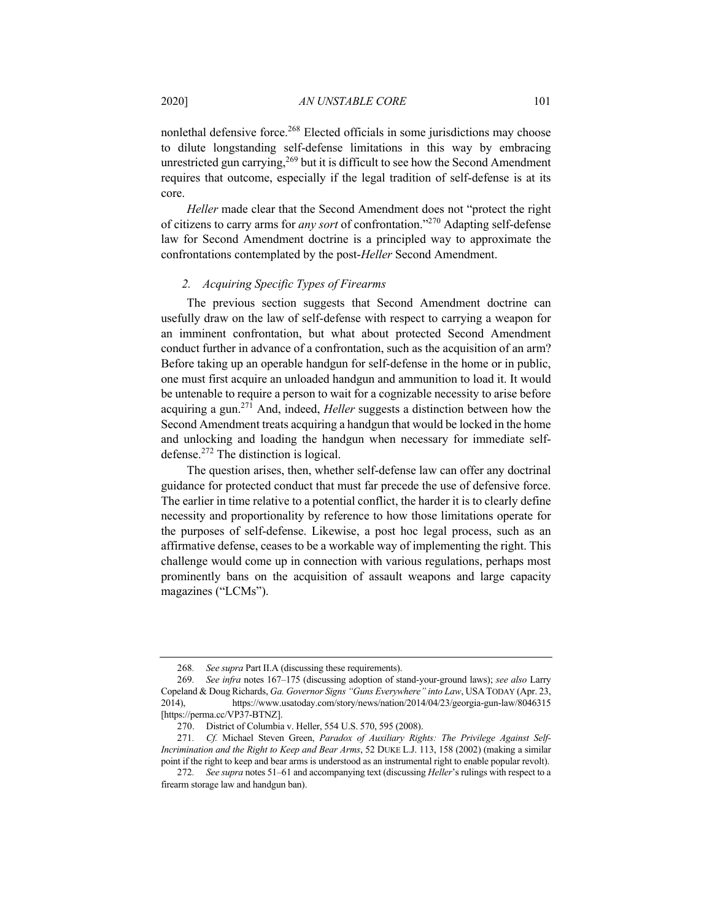nonlethal defensive force.[268] Elected officials in some jurisdictions may choose to dilute longstanding self-defense limitations in this way by embracing unrestricted gun carrying,[269] but it is difficult to see how the Second Amendment requires that outcome, especially if the legal tradition of self-defense is at its core.

*Heller* made clear that the Second Amendment does not "protect the right of citizens to carry arms for *any sort* of confrontation."[270] Adapting self-defense law for Second Amendment doctrine is a principled way to approximate the confrontations contemplated by the post-*Heller* Second Amendment.

### *2. Acquiring Specific Types of Firearms*

The previous section suggests that Second Amendment doctrine can usefully draw on the law of self-defense with respect to carrying a weapon for an imminent confrontation, but what about protected Second Amendment conduct further in advance of a confrontation, such as the acquisition of an arm? Before taking up an operable handgun for self-defense in the home or in public, one must first acquire an unloaded handgun and ammunition to load it. It would be untenable to require a person to wait for a cognizable necessity to arise before acquiring a gun.[271] And, indeed, *Heller* suggests a distinction between how the Second Amendment treats acquiring a handgun that would be locked in the home and unlocking and loading the handgun when necessary for immediate self-defense.[272] The distinction is logical.

The question arises, then, whether self-defense law can offer any doctrinal guidance for protected conduct that must far precede the use of defensive force. The earlier in time relative to a potential conflict, the harder it is to clearly define necessity and proportionality by reference to how those limitations operate for the purposes of self-defense. Likewise, a post hoc legal process, such as an affirmative defense, ceases to be a workable way of implementing the right. This challenge would come up in connection with various regulations, perhaps most prominently bans on the acquisition of assault weapons and large capacity magazines ("LCMs").

---

268. *See supra* Part II.A (discussing these requirements).

269. *See infra* notes 167–175 (discussing adoption of stand-your-ground laws); *see also* Larry Copeland & Doug Richards, *Ga. Governor Signs "Guns Everywhere" into Law*, USA TODAY (Apr. 23, 2014), https://www.usatoday.com/story/news/nation/2014/04/23/georgia-gun-law/8046315 [https://perma.cc/VP37-BTNZ].

270. District of Columbia v. Heller, 554 U.S. 570, 595 (2008).

271. *Cf.* Michael Steven Green, *Paradox of Auxiliary Rights: The Privilege Against Self-Incrimination and the Right to Keep and Bear Arms*, 52 DUKE L.J. 113, 158 (2002) (making a similar point if the right to keep and bear arms is understood as an instrumental right to enable popular revolt).

272. *See supra* notes 51–61 and accompanying text (discussing *Heller*'s rulings with respect to a firearm storage law and handgun ban).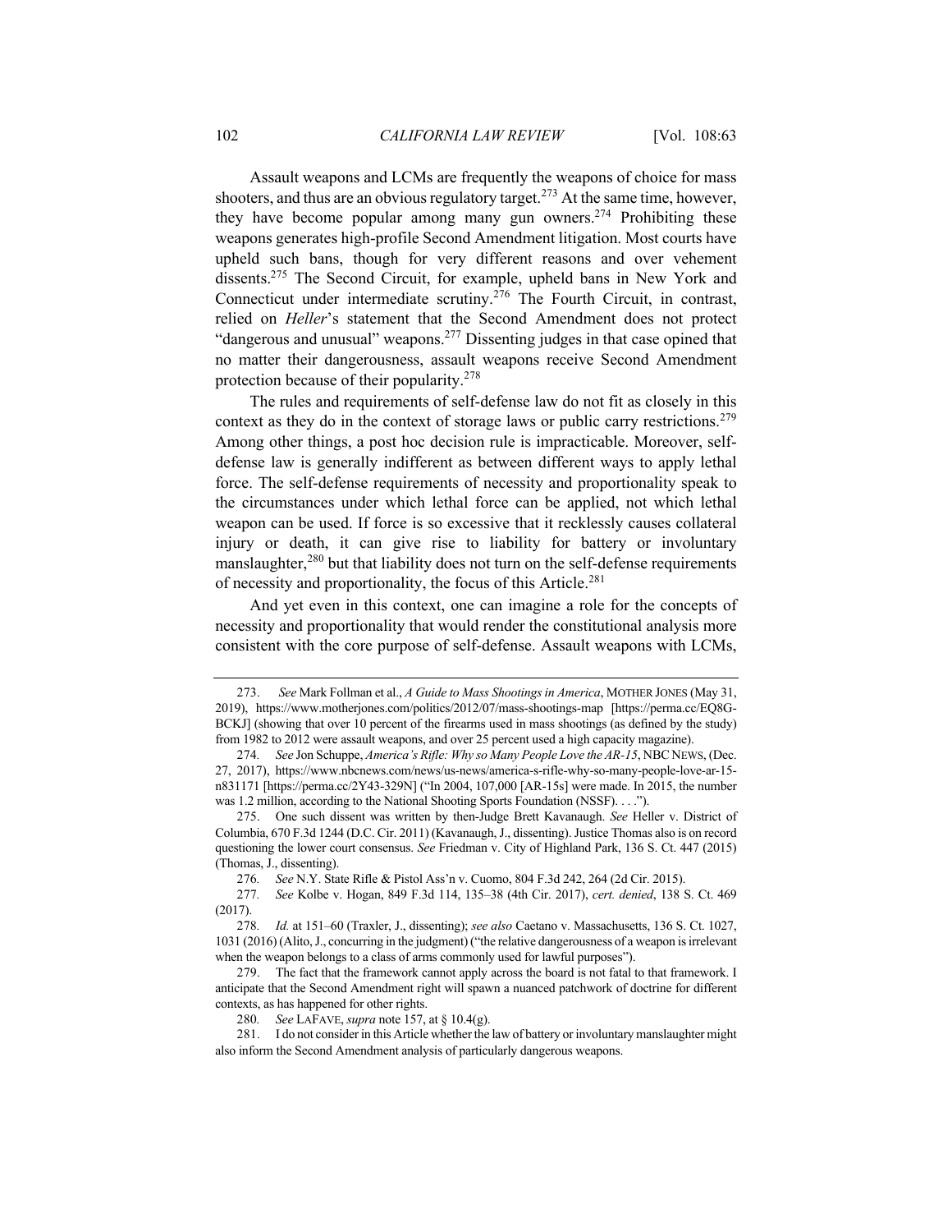Assault weapons and LCMs are frequently the weapons of choice for mass shooters, and thus are an obvious regulatory target.[273] At the same time, however, they have become popular among many gun owners.[274] Prohibiting these weapons generates high-profile Second Amendment litigation. Most courts have upheld such bans, though for very different reasons and over vehement dissents.[275] The Second Circuit, for example, upheld bans in New York and Connecticut under intermediate scrutiny.[276] The Fourth Circuit, in contrast, relied on *Heller*'s statement that the Second Amendment does not protect "dangerous and unusual" weapons.[277] Dissenting judges in that case opined that no matter their dangerousness, assault weapons receive Second Amendment protection because of their popularity.[278]

The rules and requirements of self-defense law do not fit as closely in this context as they do in the context of storage laws or public carry restrictions.[279] Among other things, a post hoc decision rule is impracticable. Moreover, self-defense law is generally indifferent as between different ways to apply lethal force. The self-defense requirements of necessity and proportionality speak to the circumstances under which lethal force can be applied, not which lethal weapon can be used. If force is so excessive that it recklessly causes collateral injury or death, it can give rise to liability for battery or involuntary manslaughter,[280] but that liability does not turn on the self-defense requirements of necessity and proportionality, the focus of this Article.[281]

And yet even in this context, one can imagine a role for the concepts of necessity and proportionality that would render the constitutional analysis more consistent with the core purpose of self-defense. Assault weapons with LCMs,

---

273. *See* Mark Follman et al., *A Guide to Mass Shootings in America*, MOTHER JONES (May 31, 2019), https://www.motherjones.com/politics/2012/07/mass-shootings-map [https://perma.cc/EQ8G-BCKJ] (showing that over 10 percent of the firearms used in mass shootings (as defined by the study) from 1982 to 2012 were assault weapons, and over 25 percent used a high capacity magazine).

274. *See* Jon Schuppe, *America's Rifle: Why so Many People Love the AR-15*, NBC NEWS, (Dec. 27, 2017), https://www.nbcnews.com/news/us-news/america-s-rifle-why-so-many-people-love-ar-15-n831171 [https://perma.cc/2Y43-329N] ("In 2004, 107,000 [AR-15s] were made. In 2015, the number was 1.2 million, according to the National Shooting Sports Foundation (NSSF). . . .").

275. One such dissent was written by then-Judge Brett Kavanaugh. *See* Heller v. District of Columbia, 670 F.3d 1244 (D.C. Cir. 2011) (Kavanaugh, J., dissenting). Justice Thomas also is on record questioning the lower court consensus. *See* Friedman v. City of Highland Park, 136 S. Ct. 447 (2015) (Thomas, J., dissenting).

276. *See* N.Y. State Rifle & Pistol Ass'n v. Cuomo, 804 F.3d 242, 264 (2d Cir. 2015).

277. *See* Kolbe v. Hogan, 849 F.3d 114, 135–38 (4th Cir. 2017), *cert. denied*, 138 S. Ct. 469 (2017).

278. *Id.* at 151–60 (Traxler, J., dissenting); *see also* Caetano v. Massachusetts, 136 S. Ct. 1027, 1031 (2016) (Alito, J., concurring in the judgment) ("the relative dangerousness of a weapon is irrelevant when the weapon belongs to a class of arms commonly used for lawful purposes").

279. The fact that the framework cannot apply across the board is not fatal to that framework. I anticipate that the Second Amendment right will spawn a nuanced patchwork of doctrine for different contexts, as has happened for other rights.

280. *See* LAFAVE, *supra* note 157, at § 10.4(g).

281. I do not consider in this Article whether the law of battery or involuntary manslaughter might also inform the Second Amendment analysis of particularly dangerous weapons.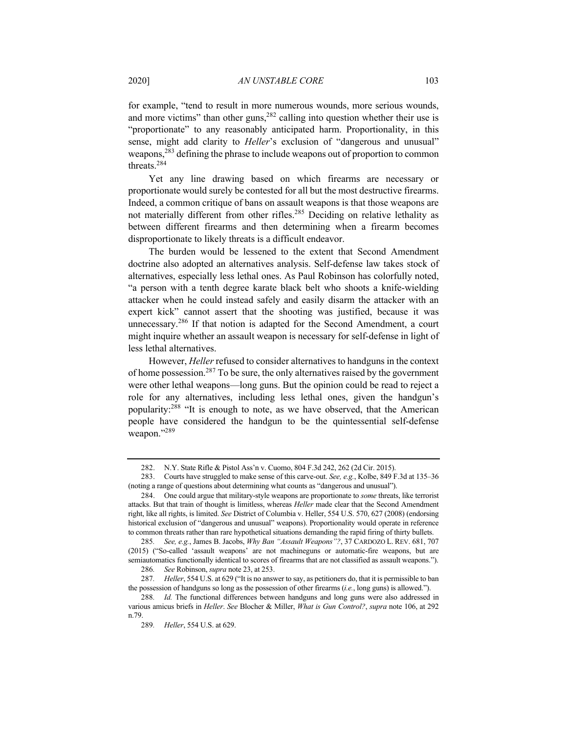for example, "tend to result in more numerous wounds, more serious wounds, and more victims" than other guns,[282] calling into question whether their use is "proportionate" to any reasonably anticipated harm. Proportionality, in this sense, might add clarity to *Heller*'s exclusion of "dangerous and unusual" weapons,[283] defining the phrase to include weapons out of proportion to common threats.[284]

Yet any line drawing based on which firearms are necessary or proportionate would surely be contested for all but the most destructive firearms. Indeed, a common critique of bans on assault weapons is that those weapons are not materially different from other rifles.[285] Deciding on relative lethality as between different firearms and then determining when a firearm becomes disproportionate to likely threats is a difficult endeavor.

The burden would be lessened to the extent that Second Amendment doctrine also adopted an alternatives analysis. Self-defense law takes stock of alternatives, especially less lethal ones. As Paul Robinson has colorfully noted, "a person with a tenth degree karate black belt who shoots a knife-wielding attacker when he could instead safely and easily disarm the attacker with an expert kick" cannot assert that the shooting was justified, because it was unnecessary.[286] If that notion is adapted for the Second Amendment, a court might inquire whether an assault weapon is necessary for self-defense in light of less lethal alternatives.

However, *Heller* refused to consider alternatives to handguns in the context of home possession.[287] To be sure, the only alternatives raised by the government were other lethal weapons—long guns. But the opinion could be read to reject a role for any alternatives, including less lethal ones, given the handgun's popularity:[288] "It is enough to note, as we have observed, that the American people have considered the handgun to be the quintessential self-defense weapon."[289]

---

282. N.Y. State Rifle & Pistol Ass'n v. Cuomo, 804 F.3d 242, 262 (2d Cir. 2015).

283. Courts have struggled to make sense of this carve-out. *See, e.g.*, Kolbe, 849 F.3d at 135–36 (noting a range of questions about determining what counts as "dangerous and unusual").

284. One could argue that military-style weapons are proportionate to *some* threats, like terrorist attacks. But that train of thought is limitless, whereas *Heller* made clear that the Second Amendment right, like all rights, is limited. *See* District of Columbia v. Heller, 554 U.S. 570, 627 (2008) (endorsing historical exclusion of "dangerous and unusual" weapons). Proportionality would operate in reference to common threats rather than rare hypothetical situations demanding the rapid firing of thirty bullets.

285. *See, e.g.*, James B. Jacobs, *Why Ban "Assault Weapons"?*, 37 CARDOZO L. REV. 681, 707 (2015) ("So-called 'assault weapons' are not machineguns or automatic-fire weapons, but are semiautomatics functionally identical to scores of firearms that are not classified as assault weapons.").

286. *See* Robinson, *supra* note 23, at 253.

287. *Heller*, 554 U.S. at 629 ("It is no answer to say, as petitioners do, that it is permissible to ban the possession of handguns so long as the possession of other firearms (*i.e.*, long guns) is allowed.").

288. *Id.* The functional differences between handguns and long guns were also addressed in various amicus briefs in *Heller*. *See* Blocher & Miller, *What is Gun Control?*, *supra* note 106, at 292 n.79.

289. *Heller*, 554 U.S. at 629.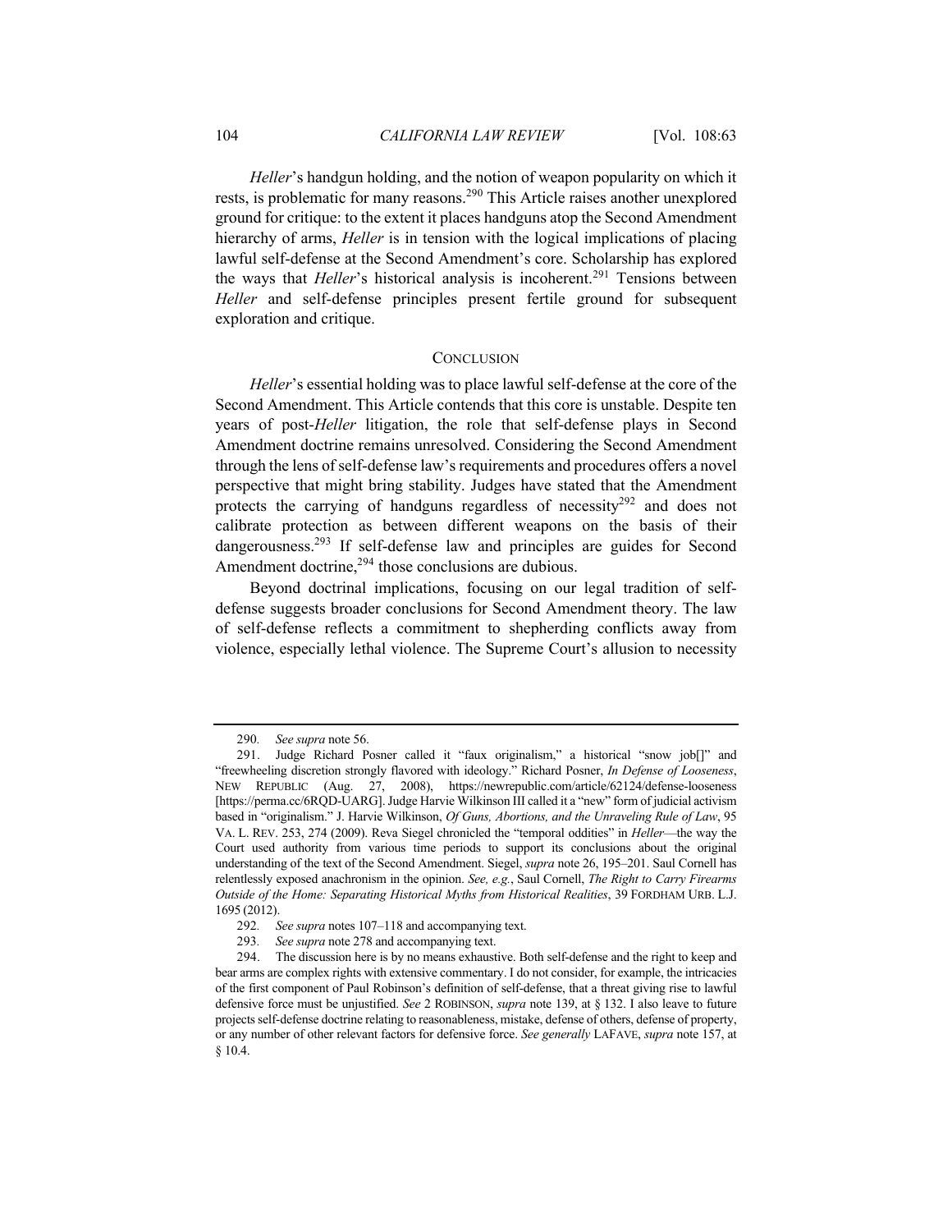*Heller*'s handgun holding, and the notion of weapon popularity on which it rests, is problematic for many reasons.[290] This Article raises another unexplored ground for critique: to the extent it places handguns atop the Second Amendment hierarchy of arms, *Heller* is in tension with the logical implications of placing lawful self-defense at the Second Amendment's core. Scholarship has explored the ways that *Heller*'s historical analysis is incoherent.[291] Tensions between *Heller* and self-defense principles present fertile ground for subsequent exploration and critique.

## CONCLUSION

*Heller*'s essential holding was to place lawful self-defense at the core of the Second Amendment. This Article contends that this core is unstable. Despite ten years of post-*Heller* litigation, the role that self-defense plays in Second Amendment doctrine remains unresolved. Considering the Second Amendment through the lens of self-defense law's requirements and procedures offers a novel perspective that might bring stability. Judges have stated that the Amendment protects the carrying of handguns regardless of necessity[292] and does not calibrate protection as between different weapons on the basis of their dangerousness.[293] If self-defense law and principles are guides for Second Amendment doctrine,[294] those conclusions are dubious.

Beyond doctrinal implications, focusing on our legal tradition of self-defense suggests broader conclusions for Second Amendment theory. The law of self-defense reflects a commitment to shepherding conflicts away from violence, especially lethal violence. The Supreme Court's allusion to necessity

---

290. *See supra* note 56.

291. Judge Richard Posner called it "faux originalism," a historical "snow job[]" and "freewheeling discretion strongly flavored with ideology." Richard Posner, *In Defense of Looseness*, NEW REPUBLIC (Aug. 27, 2008), https://newrepublic.com/article/62124/defense-looseness [https://perma.cc/6RQD-UARG]. Judge Harvie Wilkinson III called it a "new" form of judicial activism based in "originalism." J. Harvie Wilkinson, *Of Guns, Abortions, and the Unraveling Rule of Law*, 95 VA. L. REV. 253, 274 (2009). Reva Siegel chronicled the "temporal oddities" in *Heller*—the way the Court used authority from various time periods to support its conclusions about the original understanding of the text of the Second Amendment. Siegel, *supra* note 26, 195–201. Saul Cornell has relentlessly exposed anachronism in the opinion. *See, e.g.*, Saul Cornell, *The Right to Carry Firearms Outside of the Home: Separating Historical Myths from Historical Realities*, 39 FORDHAM URB. L.J. 1695 (2012).

292. *See supra* notes 107–118 and accompanying text.

293. *See supra* note 278 and accompanying text.

294. The discussion here is by no means exhaustive. Both self-defense and the right to keep and bear arms are complex rights with extensive commentary. I do not consider, for example, the intricacies of the first component of Paul Robinson's definition of self-defense, that a threat giving rise to lawful defensive force must be unjustified. *See* 2 ROBINSON, *supra* note 139, at § 132. I also leave to future projects self-defense doctrine relating to reasonableness, mistake, defense of others, defense of property, or any number of other relevant factors for defensive force. *See generally* LAFAVE, *supra* note 157, at § 10.4.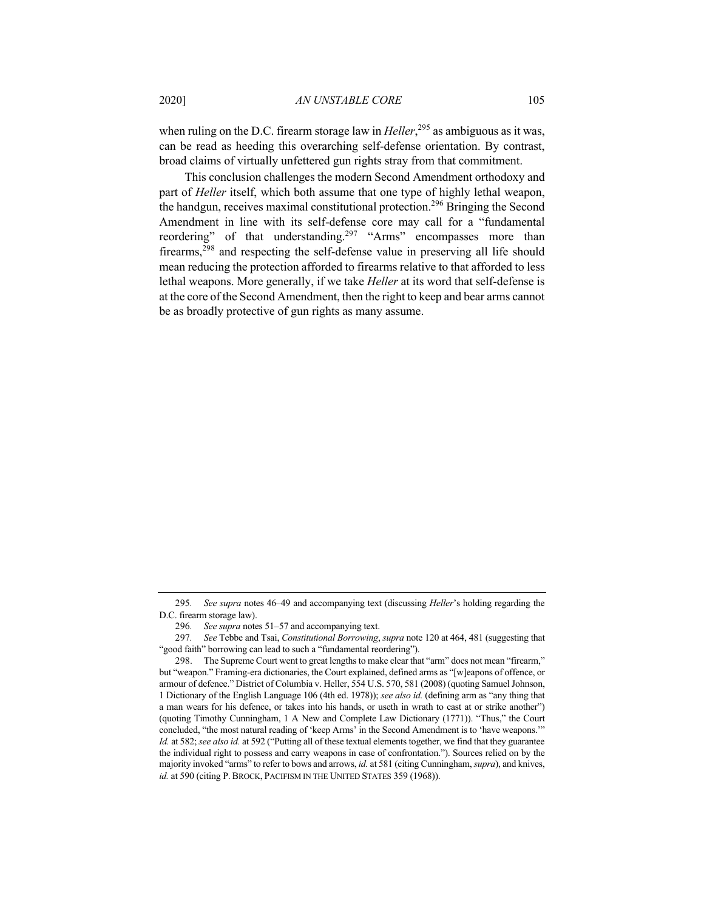when ruling on the D.C. firearm storage law in *Heller*,[295] as ambiguous as it was, can be read as heeding this overarching self-defense orientation. By contrast, broad claims of virtually unfettered gun rights stray from that commitment.

This conclusion challenges the modern Second Amendment orthodoxy and part of *Heller* itself, which both assume that one type of highly lethal weapon, the handgun, receives maximal constitutional protection.[296] Bringing the Second Amendment in line with its self-defense core may call for a "fundamental reordering" of that understanding.[297] "Arms" encompasses more than firearms,[298] and respecting the self-defense value in preserving all life should mean reducing the protection afforded to firearms relative to that afforded to less lethal weapons. More generally, if we take *Heller* at its word that self-defense is at the core of the Second Amendment, then the right to keep and bear arms cannot be as broadly protective of gun rights as many assume.

---

295. *See supra* notes 46–49 and accompanying text (discussing *Heller*'s holding regarding the D.C. firearm storage law).

296. *See supra* notes 51–57 and accompanying text.

297. *See* Tebbe and Tsai, *Constitutional Borrowing*, *supra* note 120 at 464, 481 (suggesting that "good faith" borrowing can lead to such a "fundamental reordering").

298. The Supreme Court went to great lengths to make clear that "arm" does not mean "firearm," but "weapon." Framing-era dictionaries, the Court explained, defined arms as "[w]eapons of offence, or armour of defence." District of Columbia v. Heller, 554 U.S. 570, 581 (2008) (quoting Samuel Johnson, 1 Dictionary of the English Language 106 (4th ed. 1978)); *see also id.* (defining arm as "any thing that a man wears for his defence, or takes into his hands, or useth in wrath to cast at or strike another") (quoting Timothy Cunningham, 1 A New and Complete Law Dictionary (1771)). "Thus," the Court concluded, "the most natural reading of 'keep Arms' in the Second Amendment is to 'have weapons.'" *Id.* at 582; *see also id.* at 592 ("Putting all of these textual elements together, we find that they guarantee the individual right to possess and carry weapons in case of confrontation."). Sources relied on by the majority invoked "arms" to refer to bows and arrows, *id.* at 581 (citing Cunningham, *supra*), and knives, *id.* at 590 (citing P. BROCK, PACIFISM IN THE UNITED STATES 359 (1968)).